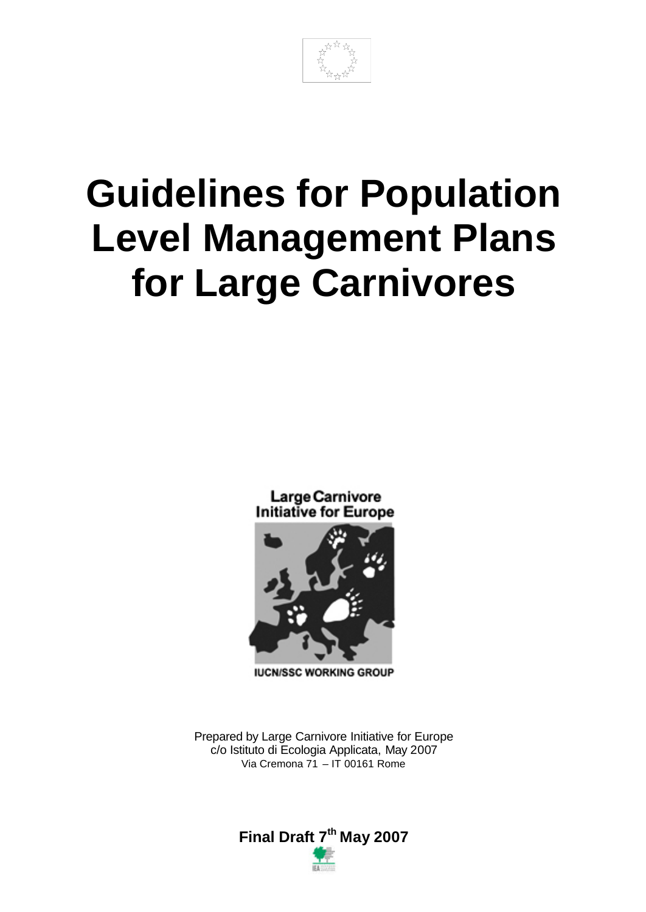# Guidelines for Population Level Management Plans for Large Carnivores

Large Carnivore Initiative for Europe

IUCN/SSC WORKING GROUP

Prepared by Large Carnivore Initiative for Europe
c/o Istituto di Ecologia Applicata, May 2007
Via Cremona 71 – IT 00161 Rome

**Final Draft 7th May 2007**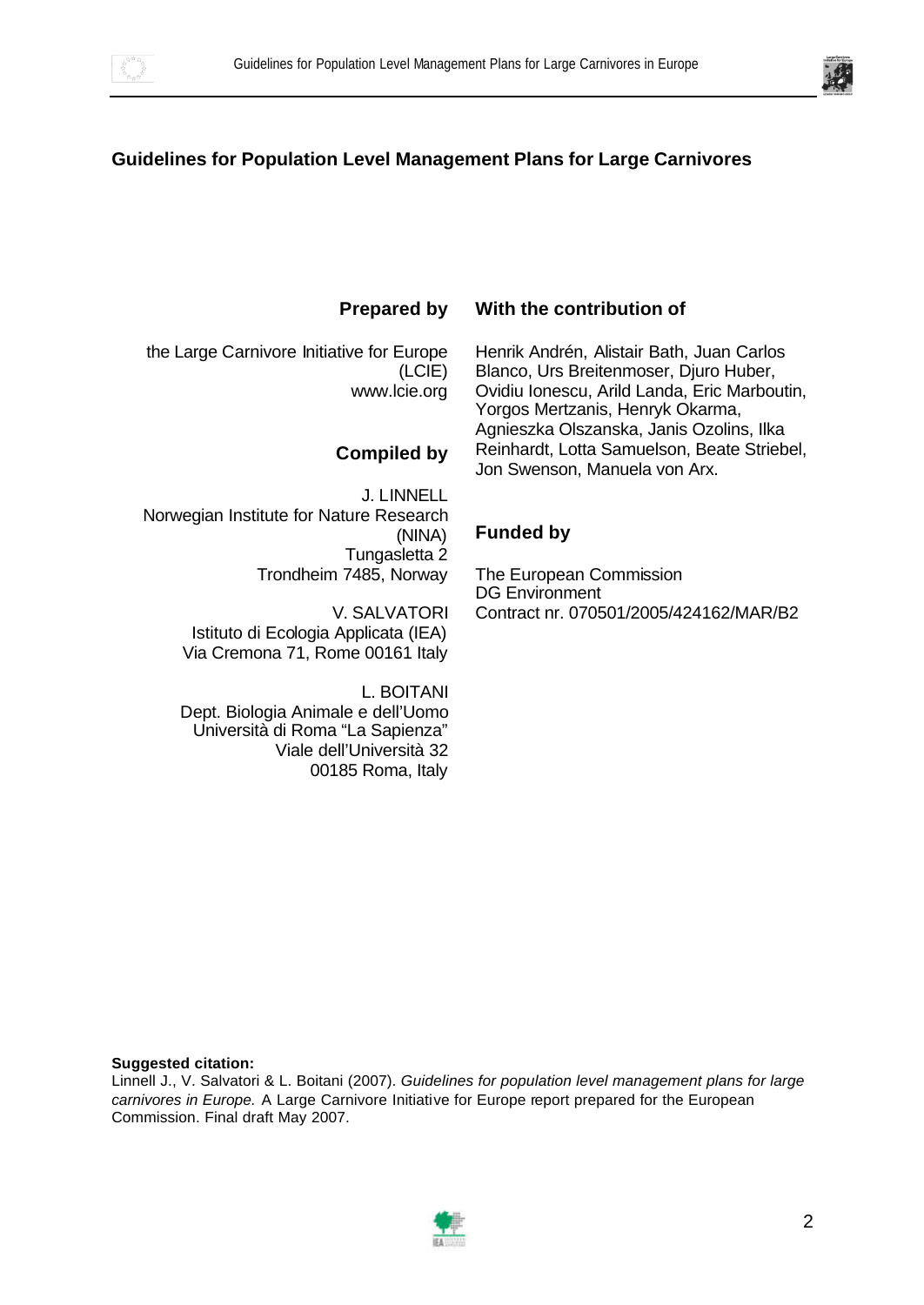## Guidelines for Population Level Management Plans for Large Carnivores

**Prepared by**

the Large Carnivore Initiative for Europe (LCIE)
www.lcie.org

**Compiled by**

J. LINNELL
Norwegian Institute for Nature Research (NINA)
Tungasletta 2
Trondheim 7485, Norway

V. SALVATORI
Istituto di Ecologia Applicata (IEA)
Via Cremona 71, Rome 00161 Italy

L. BOITANI
Dept. Biologia Animale e dell'Uomo
Università di Roma "La Sapienza"
Viale dell'Università 32
00185 Roma, Italy

**With the contribution of**

Henrik Andrén, Alistair Bath, Juan Carlos Blanco, Urs Breitenmoser, Djuro Huber, Ovidiu Ionescu, Arild Landa, Eric Marboutin, Yorgos Mertzanis, Henryk Okarma, Agnieszka Olszanska, Janis Ozolins, Ilka Reinhardt, Lotta Samuelson, Beate Striebel, Jon Swenson, Manuela von Arx.

**Funded by**

The European Commission
DG Environment
Contract nr. 070501/2005/424162/MAR/B2

**Suggested citation:**
Linnell J., V. Salvatori & L. Boitani (2007). *Guidelines for population level management plans for large carnivores in Europe.* A Large Carnivore Initiative for Europe report prepared for the European Commission. Final draft May 2007.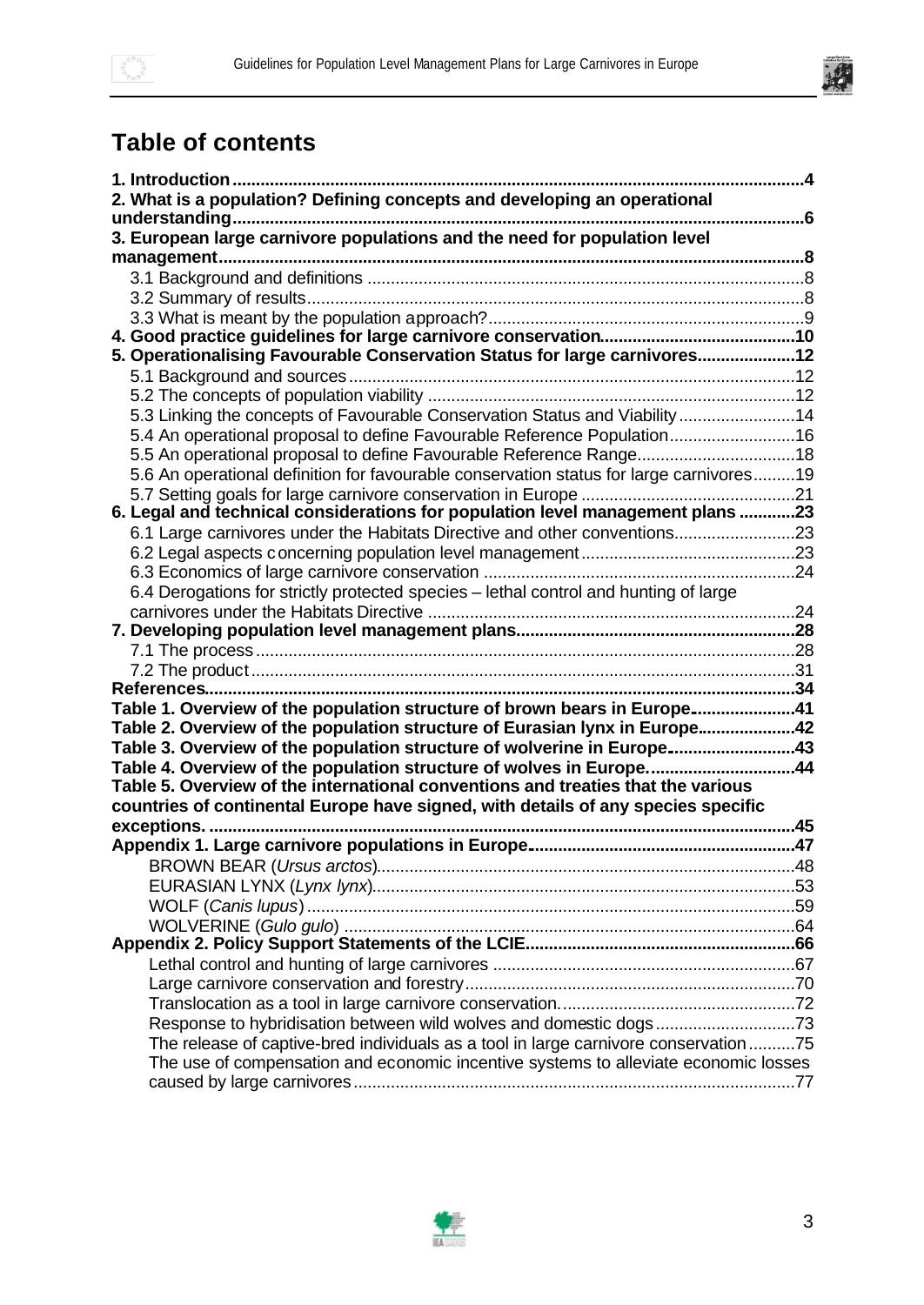# Table of contents

**1. Introduction** ..... **4**

**2. What is a population? Defining concepts and developing an operational understanding** ..... **6**

**3. European large carnivore populations and the need for population level management** ..... **8**

- 3.1 Background and definitions ..... 8
- 3.2 Summary of results ..... 8
- 3.3 What is meant by the population approach? ..... 9

**4. Good practice guidelines for large carnivore conservation** ..... **10**

**5. Operationalising Favourable Conservation Status for large carnivores** ..... **12**

- 5.1 Background and sources ..... 12
- 5.2 The concepts of population viability ..... 12
- 5.3 Linking the concepts of Favourable Conservation Status and Viability ..... 14
- 5.4 An operational proposal to define Favourable Reference Population ..... 16
- 5.5 An operational proposal to define Favourable Reference Range ..... 18
- 5.6 An operational definition for favourable conservation status for large carnivores ..... 19
- 5.7 Setting goals for large carnivore conservation in Europe ..... 21

**6. Legal and technical considerations for population level management plans** ..... **23**

- 6.1 Large carnivores under the Habitats Directive and other conventions ..... 23
- 6.2 Legal aspects concerning population level management ..... 23
- 6.3 Economics of large carnivore conservation ..... 24
- 6.4 Derogations for strictly protected species – lethal control and hunting of large carnivores under the Habitats Directive ..... 24

**7. Developing population level management plans** ..... **28**

- 7.1 The process ..... 28
- 7.2 The product ..... 31

**References** ..... **34**

**Table 1. Overview of the population structure of brown bears in Europe** ..... **41**

**Table 2. Overview of the population structure of Eurasian lynx in Europe** ..... **42**

**Table 3. Overview of the population structure of wolverine in Europe** ..... **43**

**Table 4. Overview of the population structure of wolves in Europe.** ..... **44**

**Table 5. Overview of the international conventions and treaties that the various countries of continental Europe have signed, with details of any species specific exceptions.** ..... **45**

**Appendix 1. Large carnivore populations in Europe** ..... **47**

- BROWN BEAR (*Ursus arctos*) ..... 48
- EURASIAN LYNX (*Lynx lynx*) ..... 53
- WOLF (*Canis lupus*) ..... 59
- WOLVERINE (*Gulo gulo*) ..... 64

**Appendix 2. Policy Support Statements of the LCIE** ..... **66**

- Lethal control and hunting of large carnivores ..... 67
- Large carnivore conservation and forestry ..... 70
- Translocation as a tool in large carnivore conservation. ..... 72
- Response to hybridisation between wild wolves and domestic dogs ..... 73
- The release of captive-bred individuals as a tool in large carnivore conservation ..... 75
- The use of compensation and economic incentive systems to alleviate economic losses caused by large carnivores ..... 77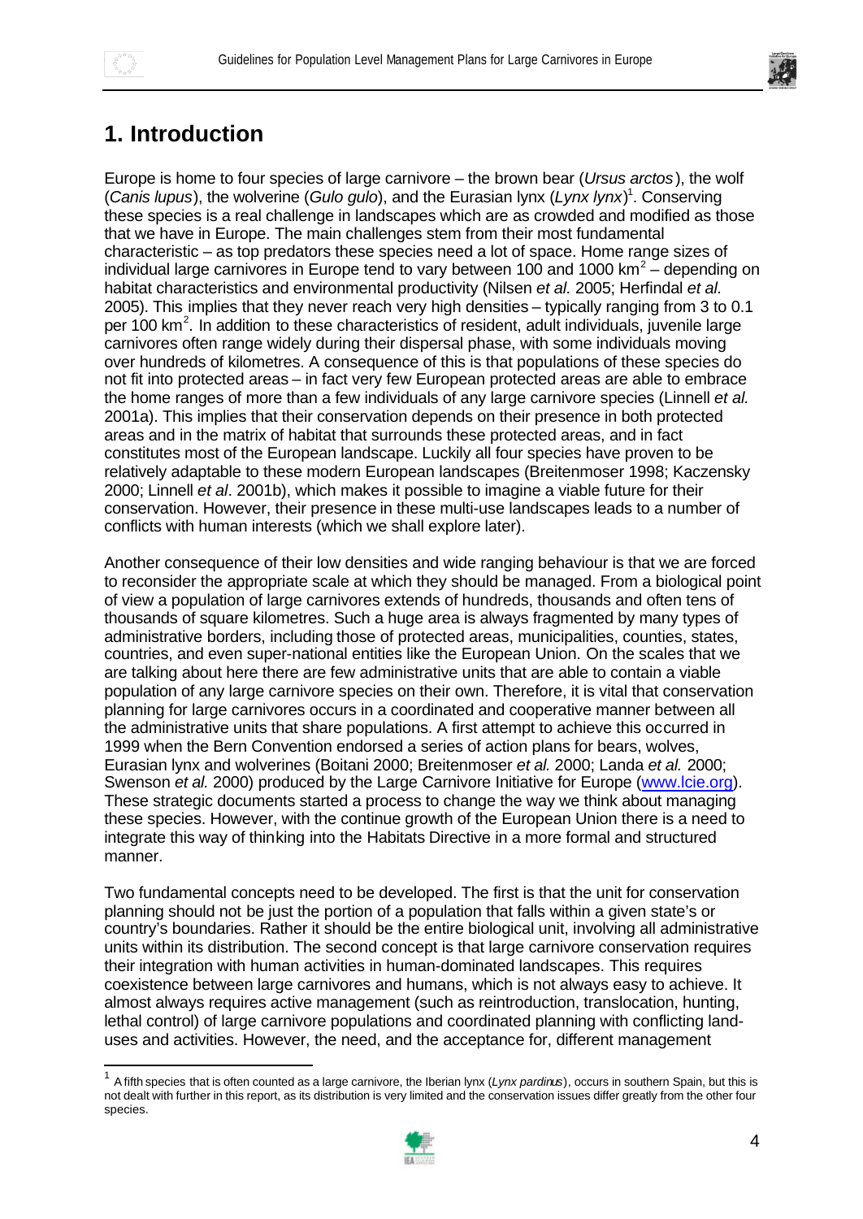# 1. Introduction

Europe is home to four species of large carnivore – the brown bear (*Ursus arctos*), the wolf (*Canis lupus*), the wolverine (*Gulo gulo*), and the Eurasian lynx (*Lynx lynx*)[1]. Conserving these species is a real challenge in landscapes which are as crowded and modified as those that we have in Europe. The main challenges stem from their most fundamental characteristic – as top predators these species need a lot of space. Home range sizes of individual large carnivores in Europe tend to vary between 100 and 1000 km$^2$ – depending on habitat characteristics and environmental productivity (Nilsen *et al.* 2005; Herfindal *et al.* 2005). This implies that they never reach very high densities – typically ranging from 3 to 0.1 per 100 km$^2$. In addition to these characteristics of resident, adult individuals, juvenile large carnivores often range widely during their dispersal phase, with some individuals moving over hundreds of kilometres. A consequence of this is that populations of these species do not fit into protected areas – in fact very few European protected areas are able to embrace the home ranges of more than a few individuals of any large carnivore species (Linnell *et al.* 2001a). This implies that their conservation depends on their presence in both protected areas and in the matrix of habitat that surrounds these protected areas, and in fact constitutes most of the European landscape. Luckily all four species have proven to be relatively adaptable to these modern European landscapes (Breitenmoser 1998; Kaczensky 2000; Linnell *et al*. 2001b), which makes it possible to imagine a viable future for their conservation. However, their presence in these multi-use landscapes leads to a number of conflicts with human interests (which we shall explore later).

Another consequence of their low densities and wide ranging behaviour is that we are forced to reconsider the appropriate scale at which they should be managed. From a biological point of view a population of large carnivores extends of hundreds, thousands and often tens of thousands of square kilometres. Such a huge area is always fragmented by many types of administrative borders, including those of protected areas, municipalities, counties, states, countries, and even super-national entities like the European Union. On the scales that we are talking about here there are few administrative units that are able to contain a viable population of any large carnivore species on their own. Therefore, it is vital that conservation planning for large carnivores occurs in a coordinated and cooperative manner between all the administrative units that share populations. A first attempt to achieve this occurred in 1999 when the Bern Convention endorsed a series of action plans for bears, wolves, Eurasian lynx and wolverines (Boitani 2000; Breitenmoser *et al.* 2000; Landa *et al.* 2000; Swenson *et al.* 2000) produced by the Large Carnivore Initiative for Europe (www.lcie.org). These strategic documents started a process to change the way we think about managing these species. However, with the continue growth of the European Union there is a need to integrate this way of thinking into the Habitats Directive in a more formal and structured manner.

Two fundamental concepts need to be developed. The first is that the unit for conservation planning should not be just the portion of a population that falls within a given state's or country's boundaries. Rather it should be the entire biological unit, involving all administrative units within its distribution. The second concept is that large carnivore conservation requires their integration with human activities in human-dominated landscapes. This requires coexistence between large carnivores and humans, which is not always easy to achieve. It almost always requires active management (such as reintroduction, translocation, hunting, lethal control) of large carnivore populations and coordinated planning with conflicting land-uses and activities. However, the need, and the acceptance for, different management

[1] A fifth species that is often counted as a large carnivore, the Iberian lynx (*Lynx pardinus*), occurs in southern Spain, but this is not dealt with further in this report, as its distribution is very limited and the conservation issues differ greatly from the other four species.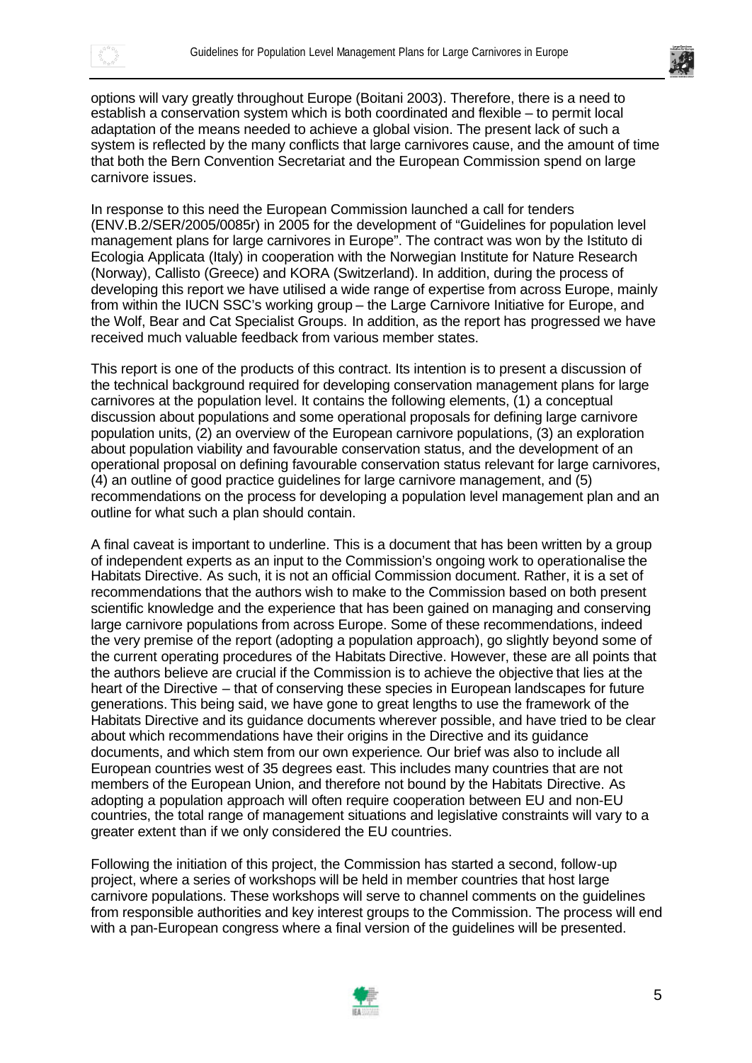options will vary greatly throughout Europe (Boitani 2003). Therefore, there is a need to establish a conservation system which is both coordinated and flexible – to permit local adaptation of the means needed to achieve a global vision. The present lack of such a system is reflected by the many conflicts that large carnivores cause, and the amount of time that both the Bern Convention Secretariat and the European Commission spend on large carnivore issues.

In response to this need the European Commission launched a call for tenders (ENV.B.2/SER/2005/0085r) in 2005 for the development of "Guidelines for population level management plans for large carnivores in Europe". The contract was won by the Istituto di Ecologia Applicata (Italy) in cooperation with the Norwegian Institute for Nature Research (Norway), Callisto (Greece) and KORA (Switzerland). In addition, during the process of developing this report we have utilised a wide range of expertise from across Europe, mainly from within the IUCN SSC's working group – the Large Carnivore Initiative for Europe, and the Wolf, Bear and Cat Specialist Groups. In addition, as the report has progressed we have received much valuable feedback from various member states.

This report is one of the products of this contract. Its intention is to present a discussion of the technical background required for developing conservation management plans for large carnivores at the population level. It contains the following elements, (1) a conceptual discussion about populations and some operational proposals for defining large carnivore population units, (2) an overview of the European carnivore populations, (3) an exploration about population viability and favourable conservation status, and the development of an operational proposal on defining favourable conservation status relevant for large carnivores, (4) an outline of good practice guidelines for large carnivore management, and (5) recommendations on the process for developing a population level management plan and an outline for what such a plan should contain.

A final caveat is important to underline. This is a document that has been written by a group of independent experts as an input to the Commission's ongoing work to operationalise the Habitats Directive. As such, it is not an official Commission document. Rather, it is a set of recommendations that the authors wish to make to the Commission based on both present scientific knowledge and the experience that has been gained on managing and conserving large carnivore populations from across Europe. Some of these recommendations, indeed the very premise of the report (adopting a population approach), go slightly beyond some of the current operating procedures of the Habitats Directive. However, these are all points that the authors believe are crucial if the Commission is to achieve the objective that lies at the heart of the Directive – that of conserving these species in European landscapes for future generations. This being said, we have gone to great lengths to use the framework of the Habitats Directive and its guidance documents wherever possible, and have tried to be clear about which recommendations have their origins in the Directive and its guidance documents, and which stem from our own experience. Our brief was also to include all European countries west of 35 degrees east. This includes many countries that are not members of the European Union, and therefore not bound by the Habitats Directive. As adopting a population approach will often require cooperation between EU and non-EU countries, the total range of management situations and legislative constraints will vary to a greater extent than if we only considered the EU countries.

Following the initiation of this project, the Commission has started a second, follow-up project, where a series of workshops will be held in member countries that host large carnivore populations. These workshops will serve to channel comments on the guidelines from responsible authorities and key interest groups to the Commission. The process will end with a pan-European congress where a final version of the guidelines will be presented.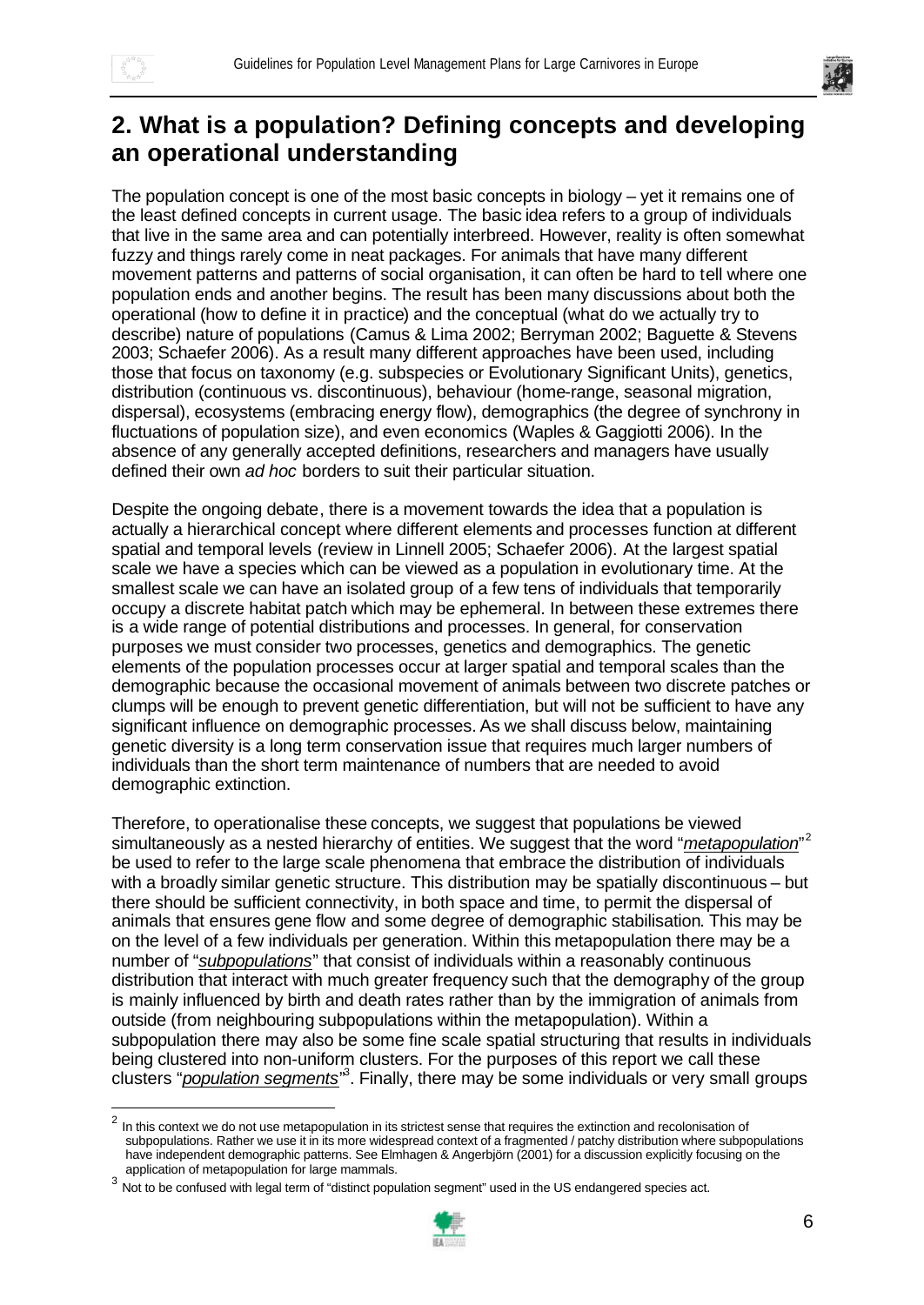## 2. What is a population? Defining concepts and developing an operational understanding

The population concept is one of the most basic concepts in biology – yet it remains one of the least defined concepts in current usage. The basic idea refers to a group of individuals that live in the same area and can potentially interbreed. However, reality is often somewhat fuzzy and things rarely come in neat packages. For animals that have many different movement patterns and patterns of social organisation, it can often be hard to tell where one population ends and another begins. The result has been many discussions about both the operational (how to define it in practice) and the conceptual (what do we actually try to describe) nature of populations (Camus & Lima 2002; Berryman 2002; Baguette & Stevens 2003; Schaefer 2006). As a result many different approaches have been used, including those that focus on taxonomy (e.g. subspecies or Evolutionary Significant Units), genetics, distribution (continuous vs. discontinuous), behaviour (home-range, seasonal migration, dispersal), ecosystems (embracing energy flow), demographics (the degree of synchrony in fluctuations of population size), and even economics (Waples & Gaggiotti 2006). In the absence of any generally accepted definitions, researchers and managers have usually defined their own *ad hoc* borders to suit their particular situation.

Despite the ongoing debate, there is a movement towards the idea that a population is actually a hierarchical concept where different elements and processes function at different spatial and temporal levels (review in Linnell 2005; Schaefer 2006). At the largest spatial scale we have a species which can be viewed as a population in evolutionary time. At the smallest scale we can have an isolated group of a few tens of individuals that temporarily occupy a discrete habitat patch which may be ephemeral. In between these extremes there is a wide range of potential distributions and processes. In general, for conservation purposes we must consider two processes, genetics and demographics. The genetic elements of the population processes occur at larger spatial and temporal scales than the demographic because the occasional movement of animals between two discrete patches or clumps will be enough to prevent genetic differentiation, but will not be sufficient to have any significant influence on demographic processes. As we shall discuss below, maintaining genetic diversity is a long term conservation issue that requires much larger numbers of individuals than the short term maintenance of numbers that are needed to avoid demographic extinction.

Therefore, to operationalise these concepts, we suggest that populations be viewed simultaneously as a nested hierarchy of entities. We suggest that the word "***metapopulation***"[2] be used to refer to the large scale phenomena that embrace the distribution of individuals with a broadly similar genetic structure. This distribution may be spatially discontinuous – but there should be sufficient connectivity, in both space and time, to permit the dispersal of animals that ensures gene flow and some degree of demographic stabilisation. This may be on the level of a few individuals per generation. Within this metapopulation there may be a number of "***subpopulations***" that consist of individuals within a reasonably continuous distribution that interact with much greater frequency such that the demography of the group is mainly influenced by birth and death rates rather than by the immigration of animals from outside (from neighbouring subpopulations within the metapopulation). Within a subpopulation there may also be some fine scale spatial structuring that results in individuals being clustered into non-uniform clusters. For the purposes of this report we call these clusters "***population segments***"[3]. Finally, there may be some individuals or very small groups

[2] In this context we do not use metapopulation in its strictest sense that requires the extinction and recolonisation of subpopulations. Rather we use it in its more widespread context of a fragmented / patchy distribution where subpopulations have independent demographic patterns. See Elmhagen & Angerbjörn (2001) for a discussion explicitly focusing on the application of metapopulation for large mammals.

[3] Not to be confused with legal term of "distinct population segment" used in the US endangered species act.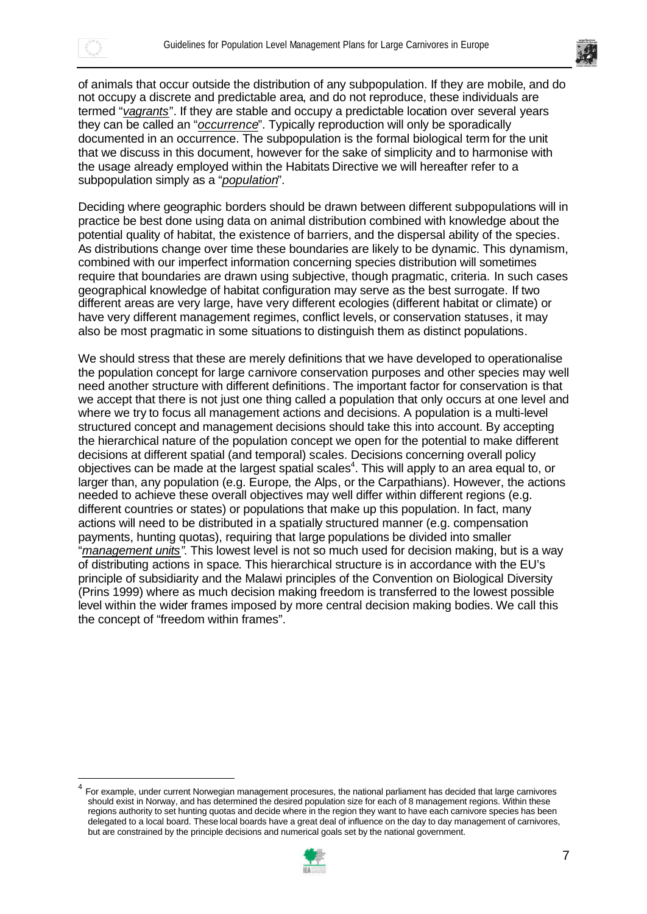of animals that occur outside the distribution of any subpopulation. If they are mobile, and do not occupy a discrete and predictable area, and do not reproduce, these individuals are termed "*vagrants*". If they are stable and occupy a predictable location over several years they can be called an "*occurrence*". Typically reproduction will only be sporadically documented in an occurrence. The subpopulation is the formal biological term for the unit that we discuss in this document, however for the sake of simplicity and to harmonise with the usage already employed within the Habitats Directive we will hereafter refer to a subpopulation simply as a "*population*".

Deciding where geographic borders should be drawn between different subpopulations will in practice be best done using data on animal distribution combined with knowledge about the potential quality of habitat, the existence of barriers, and the dispersal ability of the species. As distributions change over time these boundaries are likely to be dynamic. This dynamism, combined with our imperfect information concerning species distribution will sometimes require that boundaries are drawn using subjective, though pragmatic, criteria. In such cases geographical knowledge of habitat configuration may serve as the best surrogate. If two different areas are very large, have very different ecologies (different habitat or climate) or have very different management regimes, conflict levels, or conservation statuses, it may also be most pragmatic in some situations to distinguish them as distinct populations.

We should stress that these are merely definitions that we have developed to operationalise the population concept for large carnivore conservation purposes and other species may well need another structure with different definitions. The important factor for conservation is that we accept that there is not just one thing called a population that only occurs at one level and where we try to focus all management actions and decisions. A population is a multi-level structured concept and management decisions should take this into account. By accepting the hierarchical nature of the population concept we open for the potential to make different decisions at different spatial (and temporal) scales. Decisions concerning overall policy objectives can be made at the largest spatial scales[4]. This will apply to an area equal to, or larger than, any population (e.g. Europe, the Alps, or the Carpathians). However, the actions needed to achieve these overall objectives may well differ within different regions (e.g. different countries or states) or populations that make up this population. In fact, many actions will need to be distributed in a spatially structured manner (e.g. compensation payments, hunting quotas), requiring that large populations be divided into smaller "*management units*". This lowest level is not so much used for decision making, but is a way of distributing actions in space. This hierarchical structure is in accordance with the EU's principle of subsidiarity and the Malawi principles of the Convention on Biological Diversity (Prins 1999) where as much decision making freedom is transferred to the lowest possible level within the wider frames imposed by more central decision making bodies. We call this the concept of "freedom within frames".

---

[4] For example, under current Norwegian management procesures, the national parliament has decided that large carnivores should exist in Norway, and has determined the desired population size for each of 8 management regions. Within these regions authority to set hunting quotas and decide where in the region they want to have each carnivore species has been delegated to a local board. These local boards have a great deal of influence on the day to day management of carnivores, but are constrained by the principle decisions and numerical goals set by the national government.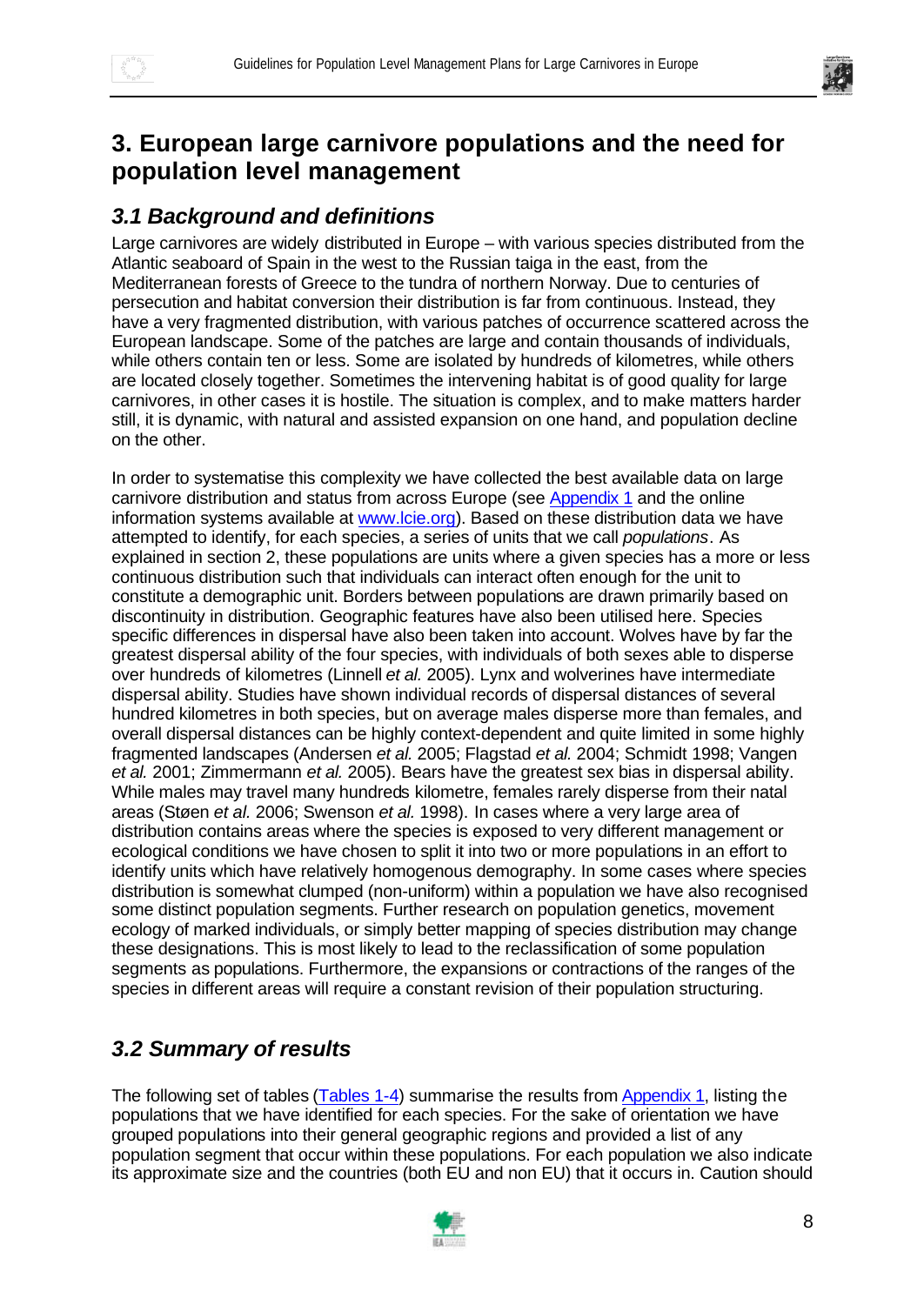# 3. European large carnivore populations and the need for population level management

## 3.1 Background and definitions

Large carnivores are widely distributed in Europe – with various species distributed from the Atlantic seaboard of Spain in the west to the Russian taiga in the east, from the Mediterranean forests of Greece to the tundra of northern Norway. Due to centuries of persecution and habitat conversion their distribution is far from continuous. Instead, they have a very fragmented distribution, with various patches of occurrence scattered across the European landscape. Some of the patches are large and contain thousands of individuals, while others contain ten or less. Some are isolated by hundreds of kilometres, while others are located closely together. Sometimes the intervening habitat is of good quality for large carnivores, in other cases it is hostile. The situation is complex, and to make matters harder still, it is dynamic, with natural and assisted expansion on one hand, and population decline on the other.

In order to systematise this complexity we have collected the best available data on large carnivore distribution and status from across Europe (see [Appendix 1](#) and the online information systems available at [www.lcie.org](http://www.lcie.org)). Based on these distribution data we have attempted to identify, for each species, a series of units that we call *populations*. As explained in section 2, these populations are units where a given species has a more or less continuous distribution such that individuals can interact often enough for the unit to constitute a demographic unit. Borders between populations are drawn primarily based on discontinuity in distribution. Geographic features have also been utilised here. Species specific differences in dispersal have also been taken into account. Wolves have by far the greatest dispersal ability of the four species, with individuals of both sexes able to disperse over hundreds of kilometres (Linnell *et al.* 2005). Lynx and wolverines have intermediate dispersal ability. Studies have shown individual records of dispersal distances of several hundred kilometres in both species, but on average males disperse more than females, and overall dispersal distances can be highly context-dependent and quite limited in some highly fragmented landscapes (Andersen *et al.* 2005; Flagstad *et al.* 2004; Schmidt 1998; Vangen *et al.* 2001; Zimmermann *et al.* 2005). Bears have the greatest sex bias in dispersal ability. While males may travel many hundreds kilometre, females rarely disperse from their natal areas (Støen *et al.* 2006; Swenson *et al.* 1998). In cases where a very large area of distribution contains areas where the species is exposed to very different management or ecological conditions we have chosen to split it into two or more populations in an effort to identify units which have relatively homogenous demography. In some cases where species distribution is somewhat clumped (non-uniform) within a population we have also recognised some distinct population segments. Further research on population genetics, movement ecology of marked individuals, or simply better mapping of species distribution may change these designations. This is most likely to lead to the reclassification of some population segments as populations. Furthermore, the expansions or contractions of the ranges of the species in different areas will require a constant revision of their population structuring.

## 3.2 Summary of results

The following set of tables ([Tables 1-4](#)) summarise the results from [Appendix 1](#), listing the populations that we have identified for each species. For the sake of orientation we have grouped populations into their general geographic regions and provided a list of any population segment that occur within these populations. For each population we also indicate its approximate size and the countries (both EU and non EU) that it occurs in. Caution should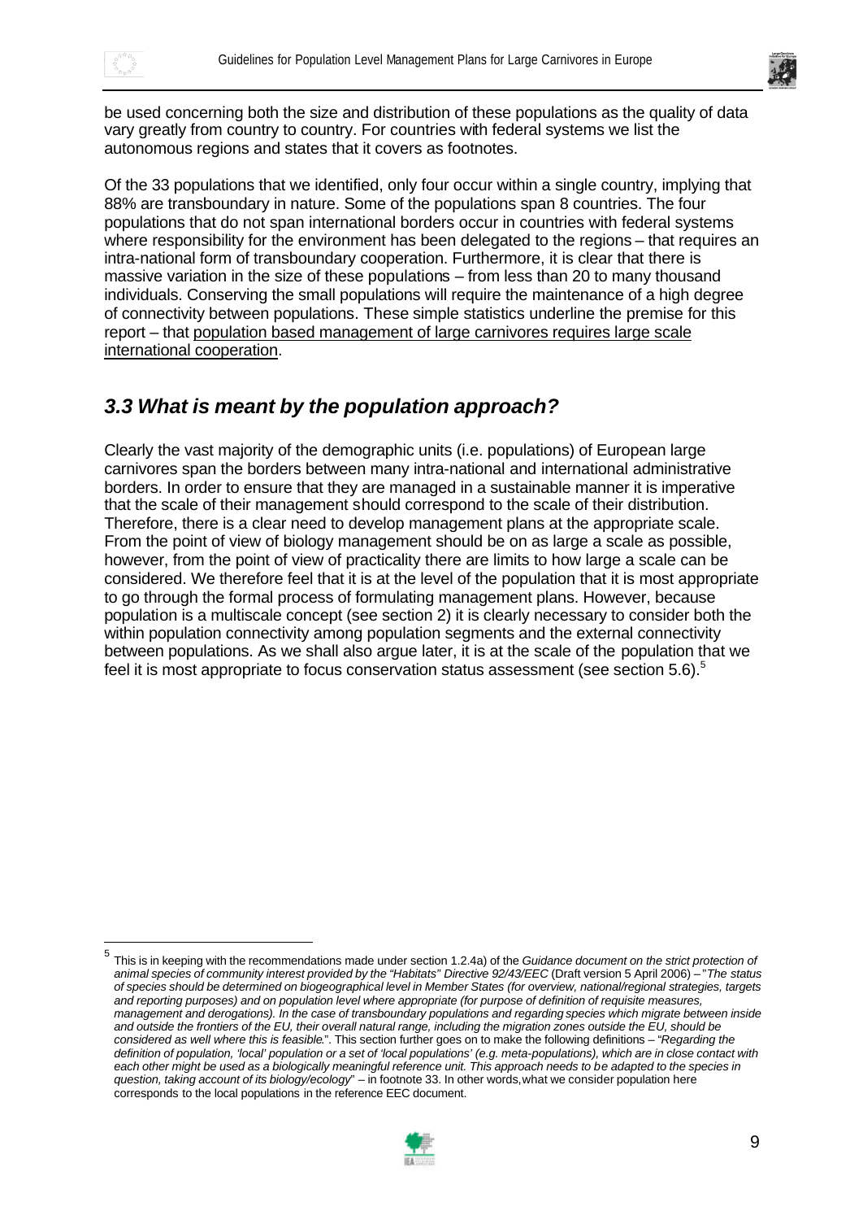be used concerning both the size and distribution of these populations as the quality of data vary greatly from country to country. For countries with federal systems we list the autonomous regions and states that it covers as footnotes.

Of the 33 populations that we identified, only four occur within a single country, implying that 88% are transboundary in nature. Some of the populations span 8 countries. The four populations that do not span international borders occur in countries with federal systems where responsibility for the environment has been delegated to the regions – that requires an intra-national form of transboundary cooperation. Furthermore, it is clear that there is massive variation in the size of these populations – from less than 20 to many thousand individuals. Conserving the small populations will require the maintenance of a high degree of connectivity between populations. These simple statistics underline the premise for this report – that population based management of large carnivores requires large scale international cooperation.

## *3.3 What is meant by the population approach?*

Clearly the vast majority of the demographic units (i.e. populations) of European large carnivores span the borders between many intra-national and international administrative borders. In order to ensure that they are managed in a sustainable manner it is imperative that the scale of their management should correspond to the scale of their distribution. Therefore, there is a clear need to develop management plans at the appropriate scale. From the point of view of biology management should be on as large a scale as possible, however, from the point of view of practicality there are limits to how large a scale can be considered. We therefore feel that it is at the level of the population that it is most appropriate to go through the formal process of formulating management plans. However, because population is a multiscale concept (see section 2) it is clearly necessary to consider both the within population connectivity among population segments and the external connectivity between populations. As we shall also argue later, it is at the scale of the population that we feel it is most appropriate to focus conservation status assessment (see section 5.6).[5]

---

[5] This is in keeping with the recommendations made under section 1.2.4a) of the *Guidance document on the strict protection of animal species of community interest provided by the "Habitats" Directive 92/43/EEC* (Draft version 5 April 2006) – "*The status of species should be determined on biogeographical level in Member States (for overview, national/regional strategies, targets and reporting purposes) and on population level where appropriate (for purpose of definition of requisite measures, management and derogations). In the case of transboundary populations and regarding species which migrate between inside and outside the frontiers of the EU, their overall natural range, including the migration zones outside the EU, should be considered as well where this is feasible*.". This section further goes on to make the following definitions – "*Regarding the definition of population, 'local' population or a set of 'local populations' (e.g. meta-populations), which are in close contact with each other might be used as a biologically meaningful reference unit. This approach needs to be adapted to the species in question, taking account of its biology/ecology*" – in footnote 33. In other words, what we consider population here corresponds to the local populations in the reference EEC document.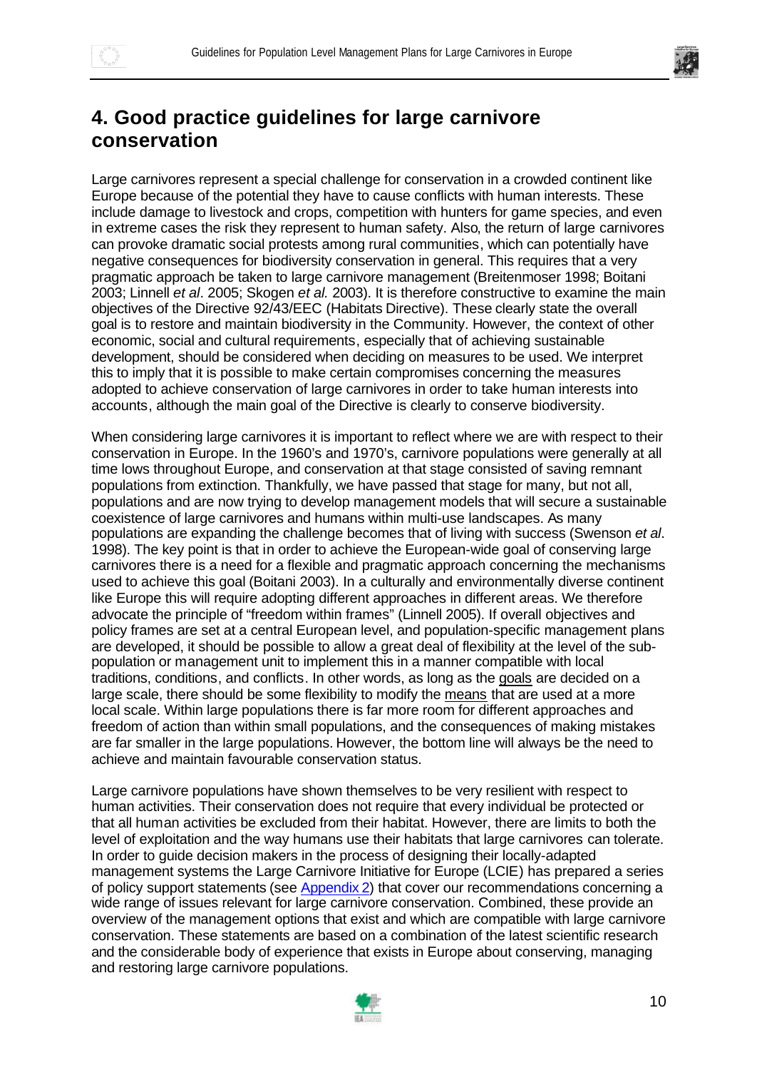# 4. Good practice guidelines for large carnivore conservation

Large carnivores represent a special challenge for conservation in a crowded continent like Europe because of the potential they have to cause conflicts with human interests. These include damage to livestock and crops, competition with hunters for game species, and even in extreme cases the risk they represent to human safety. Also, the return of large carnivores can provoke dramatic social protests among rural communities, which can potentially have negative consequences for biodiversity conservation in general. This requires that a very pragmatic approach be taken to large carnivore management (Breitenmoser 1998; Boitani 2003; Linnell *et al*. 2005; Skogen *et al.* 2003). It is therefore constructive to examine the main objectives of the Directive 92/43/EEC (Habitats Directive). These clearly state the overall goal is to restore and maintain biodiversity in the Community. However, the context of other economic, social and cultural requirements, especially that of achieving sustainable development, should be considered when deciding on measures to be used. We interpret this to imply that it is possible to make certain compromises concerning the measures adopted to achieve conservation of large carnivores in order to take human interests into accounts, although the main goal of the Directive is clearly to conserve biodiversity.

When considering large carnivores it is important to reflect where we are with respect to their conservation in Europe. In the 1960's and 1970's, carnivore populations were generally at all time lows throughout Europe, and conservation at that stage consisted of saving remnant populations from extinction. Thankfully, we have passed that stage for many, but not all, populations and are now trying to develop management models that will secure a sustainable coexistence of large carnivores and humans within multi-use landscapes. As many populations are expanding the challenge becomes that of living with success (Swenson *et al*. 1998). The key point is that in order to achieve the European-wide goal of conserving large carnivores there is a need for a flexible and pragmatic approach concerning the mechanisms used to achieve this goal (Boitani 2003). In a culturally and environmentally diverse continent like Europe this will require adopting different approaches in different areas. We therefore advocate the principle of "freedom within frames" (Linnell 2005). If overall objectives and policy frames are set at a central European level, and population-specific management plans are developed, it should be possible to allow a great deal of flexibility at the level of the sub-population or management unit to implement this in a manner compatible with local traditions, conditions, and conflicts. In other words, as long as the <u>goals</u> are decided on a large scale, there should be some flexibility to modify the <u>means</u> that are used at a more local scale. Within large populations there is far more room for different approaches and freedom of action than within small populations, and the consequences of making mistakes are far smaller in the large populations. However, the bottom line will always be the need to achieve and maintain favourable conservation status.

Large carnivore populations have shown themselves to be very resilient with respect to human activities. Their conservation does not require that every individual be protected or that all human activities be excluded from their habitat. However, there are limits to both the level of exploitation and the way humans use their habitats that large carnivores can tolerate. In order to guide decision makers in the process of designing their locally-adapted management systems the Large Carnivore Initiative for Europe (LCIE) has prepared a series of policy support statements (see Appendix 2) that cover our recommendations concerning a wide range of issues relevant for large carnivore conservation. Combined, these provide an overview of the management options that exist and which are compatible with large carnivore conservation. These statements are based on a combination of the latest scientific research and the considerable body of experience that exists in Europe about conserving, managing and restoring large carnivore populations.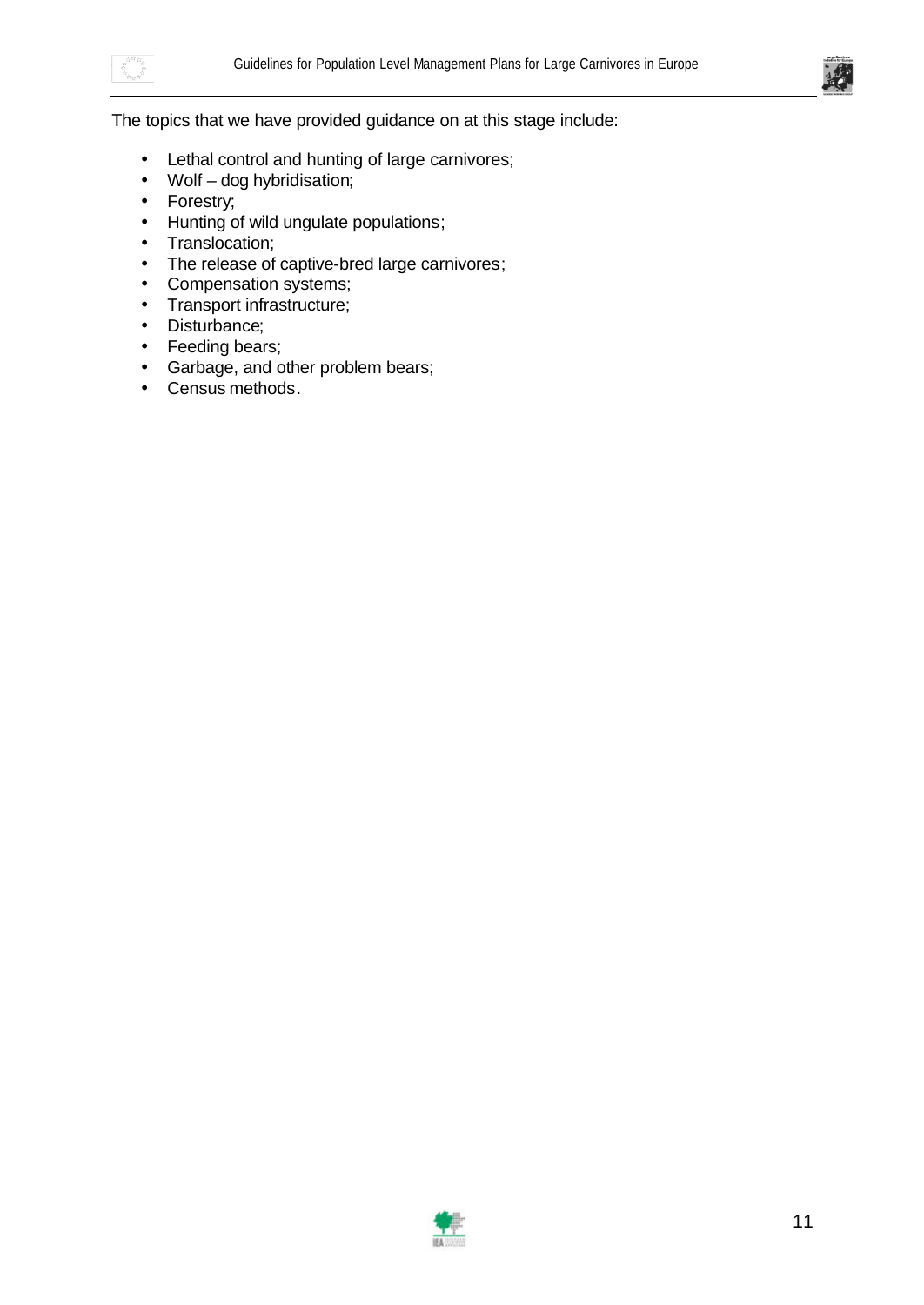The topics that we have provided guidance on at this stage include:

- Lethal control and hunting of large carnivores;
- Wolf – dog hybridisation;
- Forestry;
- Hunting of wild ungulate populations;
- Translocation;
- The release of captive-bred large carnivores;
- Compensation systems;
- Transport infrastructure;
- Disturbance;
- Feeding bears;
- Garbage, and other problem bears;
- Census methods.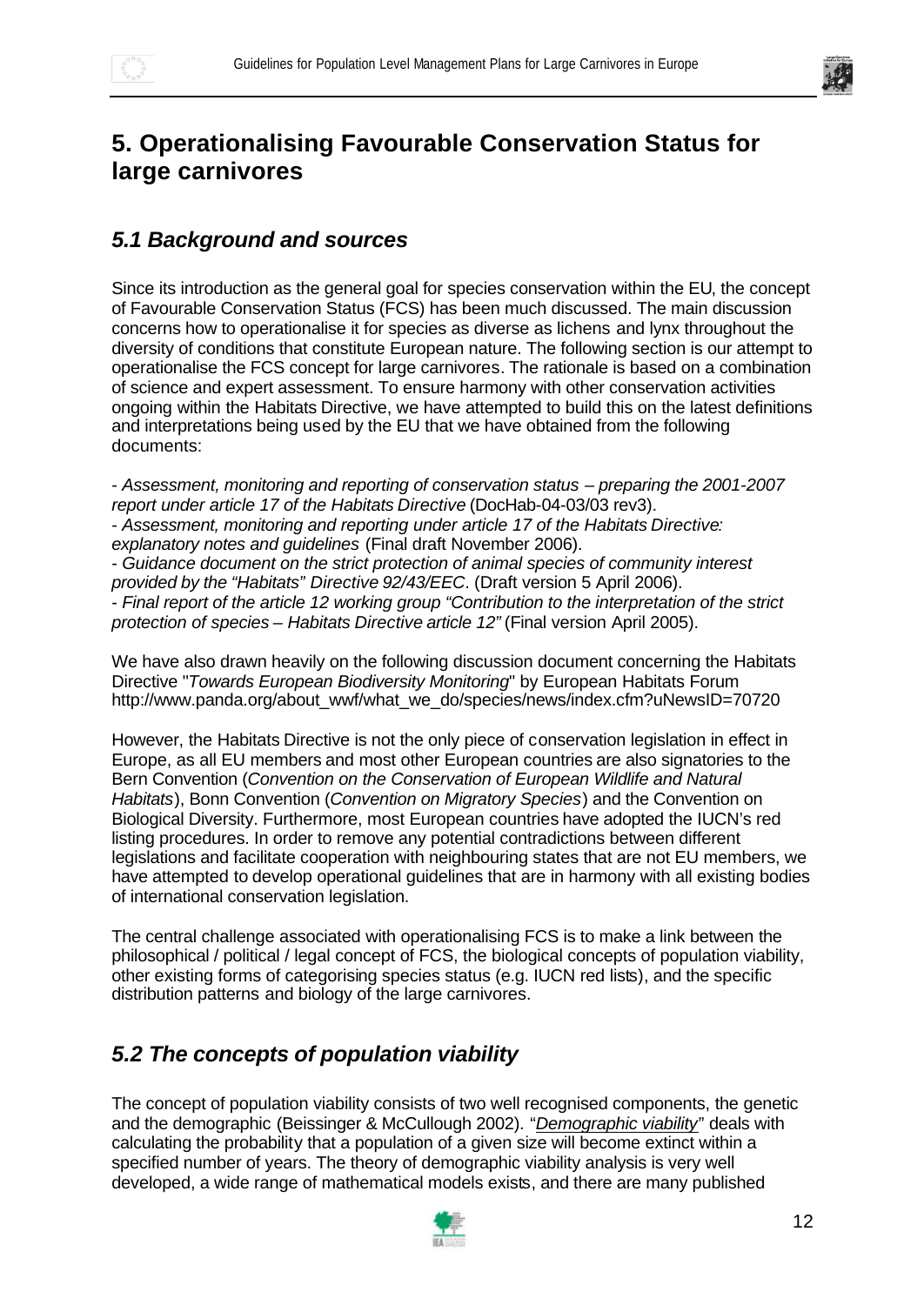# 5. Operationalising Favourable Conservation Status for large carnivores

## *5.1 Background and sources*

Since its introduction as the general goal for species conservation within the EU, the concept of Favourable Conservation Status (FCS) has been much discussed. The main discussion concerns how to operationalise it for species as diverse as lichens and lynx throughout the diversity of conditions that constitute European nature. The following section is our attempt to operationalise the FCS concept for large carnivores. The rationale is based on a combination of science and expert assessment. To ensure harmony with other conservation activities ongoing within the Habitats Directive, we have attempted to build this on the latest definitions and interpretations being used by the EU that we have obtained from the following documents:

- *Assessment, monitoring and reporting of conservation status – preparing the 2001-2007 report under article 17 of the Habitats Directive* (DocHab-04-03/03 rev3).
- *Assessment, monitoring and reporting under article 17 of the Habitats Directive: explanatory notes and guidelines* (Final draft November 2006).
- *Guidance document on the strict protection of animal species of community interest provided by the "Habitats" Directive 92/43/EEC*. (Draft version 5 April 2006).
- *Final report of the article 12 working group "Contribution to the interpretation of the strict protection of species – Habitats Directive article 12"* (Final version April 2005).

We have also drawn heavily on the following discussion document concerning the Habitats Directive "*Towards European Biodiversity Monitoring*" by European Habitats Forum http://www.panda.org/about_wwf/what_we_do/species/news/index.cfm?uNewsID=70720

However, the Habitats Directive is not the only piece of conservation legislation in effect in Europe, as all EU members and most other European countries are also signatories to the Bern Convention (*Convention on the Conservation of European Wildlife and Natural Habitats*), Bonn Convention (*Convention on Migratory Species*) and the Convention on Biological Diversity. Furthermore, most European countries have adopted the IUCN's red listing procedures. In order to remove any potential contradictions between different legislations and facilitate cooperation with neighbouring states that are not EU members, we have attempted to develop operational guidelines that are in harmony with all existing bodies of international conservation legislation.

The central challenge associated with operationalising FCS is to make a link between the philosophical / political / legal concept of FCS, the biological concepts of population viability, other existing forms of categorising species status (e.g. IUCN red lists), and the specific distribution patterns and biology of the large carnivores.

## *5.2 The concepts of population viability*

The concept of population viability consists of two well recognised components, the genetic and the demographic (Beissinger & McCullough 2002). "*Demographic viability*" deals with calculating the probability that a population of a given size will become extinct within a specified number of years. The theory of demographic viability analysis is very well developed, a wide range of mathematical models exists, and there are many published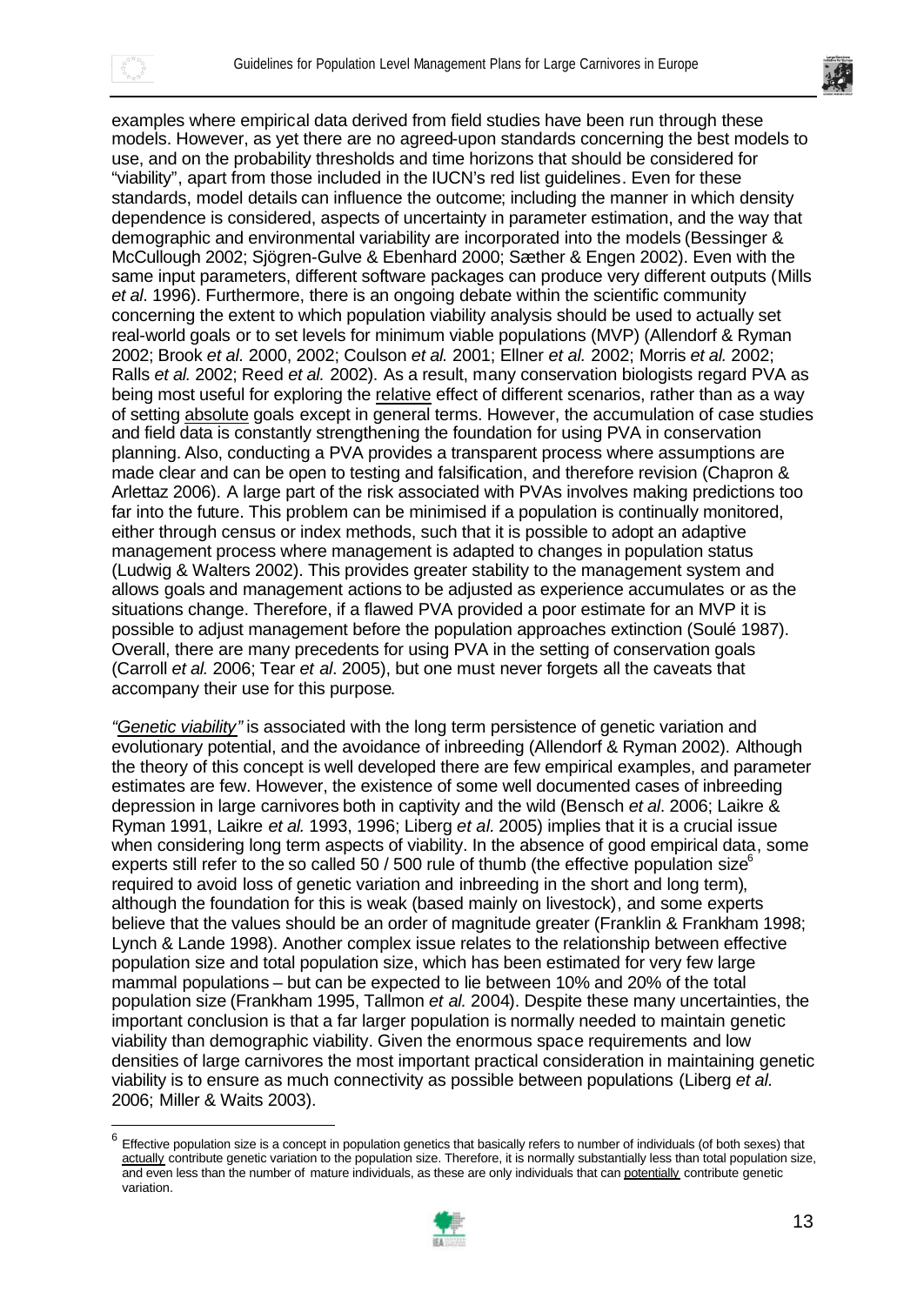examples where empirical data derived from field studies have been run through these models. However, as yet there are no agreed-upon standards concerning the best models to use, and on the probability thresholds and time horizons that should be considered for "viability", apart from those included in the IUCN's red list guidelines. Even for these standards, model details can influence the outcome; including the manner in which density dependence is considered, aspects of uncertainty in parameter estimation, and the way that demographic and environmental variability are incorporated into the models (Bessinger & McCullough 2002; Sjögren-Gulve & Ebenhard 2000; Sæther & Engen 2002). Even with the same input parameters, different software packages can produce very different outputs (Mills *et al*. 1996). Furthermore, there is an ongoing debate within the scientific community concerning the extent to which population viability analysis should be used to actually set real-world goals or to set levels for minimum viable populations (MVP) (Allendorf & Ryman 2002; Brook *et al.* 2000, 2002; Coulson *et al.* 2001; Ellner *et al.* 2002; Morris *et al.* 2002; Ralls *et al.* 2002; Reed *et al.* 2002). As a result, many conservation biologists regard PVA as being most useful for exploring the <u>relative</u> effect of different scenarios, rather than as a way of setting <u>absolute</u> goals except in general terms. However, the accumulation of case studies and field data is constantly strengthening the foundation for using PVA in conservation planning. Also, conducting a PVA provides a transparent process where assumptions are made clear and can be open to testing and falsification, and therefore revision (Chapron & Arlettaz 2006). A large part of the risk associated with PVAs involves making predictions too far into the future. This problem can be minimised if a population is continually monitored, either through census or index methods, such that it is possible to adopt an adaptive management process where management is adapted to changes in population status (Ludwig & Walters 2002). This provides greater stability to the management system and allows goals and management actions to be adjusted as experience accumulates or as the situations change. Therefore, if a flawed PVA provided a poor estimate for an MVP it is possible to adjust management before the population approaches extinction (Soulé 1987). Overall, there are many precedents for using PVA in the setting of conservation goals (Carroll *et al.* 2006; Tear *et al*. 2005), but one must never forgets all the caveats that accompany their use for this purpose.

*"<u>Genetic viability</u>"* is associated with the long term persistence of genetic variation and evolutionary potential, and the avoidance of inbreeding (Allendorf & Ryman 2002). Although the theory of this concept is well developed there are few empirical examples, and parameter estimates are few. However, the existence of some well documented cases of inbreeding depression in large carnivores both in captivity and the wild (Bensch *et al*. 2006; Laikre & Ryman 1991, Laikre *et al.* 1993, 1996; Liberg *et al*. 2005) implies that it is a crucial issue when considering long term aspects of viability. In the absence of good empirical data, some experts still refer to the so called 50 / 500 rule of thumb (the effective population size[6] required to avoid loss of genetic variation and inbreeding in the short and long term), although the foundation for this is weak (based mainly on livestock), and some experts believe that the values should be an order of magnitude greater (Franklin & Frankham 1998; Lynch & Lande 1998). Another complex issue relates to the relationship between effective population size and total population size, which has been estimated for very few large mammal populations – but can be expected to lie between 10% and 20% of the total population size (Frankham 1995, Tallmon *et al.* 2004). Despite these many uncertainties, the important conclusion is that a far larger population is normally needed to maintain genetic viability than demographic viability. Given the enormous space requirements and low densities of large carnivores the most important practical consideration in maintaining genetic viability is to ensure as much connectivity as possible between populations (Liberg *et al.* 2006; Miller & Waits 2003).

[6] Effective population size is a concept in population genetics that basically refers to number of individuals (of both sexes) that <u>actually</u> contribute genetic variation to the population size. Therefore, it is normally substantially less than total population size, and even less than the number of mature individuals, as these are only individuals that can <u>potentially</u> contribute genetic variation.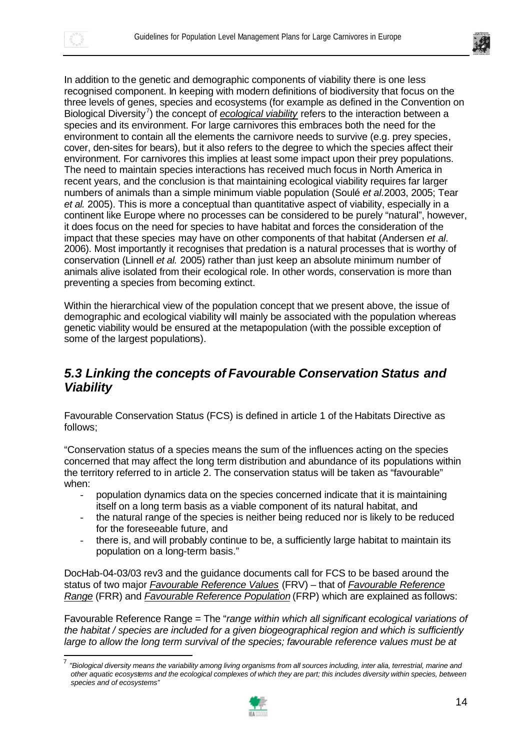In addition to the genetic and demographic components of viability there is one less recognised component. In keeping with modern definitions of biodiversity that focus on the three levels of genes, species and ecosystems (for example as defined in the Convention on Biological Diversity[7]) the concept of *ecological viability* refers to the interaction between a species and its environment. For large carnivores this embraces both the need for the environment to contain all the elements the carnivore needs to survive (e.g. prey species, cover, den-sites for bears), but it also refers to the degree to which the species affect their environment. For carnivores this implies at least some impact upon their prey populations. The need to maintain species interactions has received much focus in North America in recent years, and the conclusion is that maintaining ecological viability requires far larger numbers of animals than a simple minimum viable population (Soulé *et al.* 2003, 2005; Tear *et al.* 2005). This is more a conceptual than quantitative aspect of viability, especially in a continent like Europe where no processes can be considered to be purely "natural", however, it does focus on the need for species to have habitat and forces the consideration of the impact that these species may have on other components of that habitat (Andersen *et al*. 2006). Most importantly it recognises that predation is a natural processes that is worthy of conservation (Linnell *et al.* 2005) rather than just keep an absolute minimum number of animals alive isolated from their ecological role. In other words, conservation is more than preventing a species from becoming extinct.

Within the hierarchical view of the population concept that we present above, the issue of demographic and ecological viability will mainly be associated with the population whereas genetic viability would be ensured at the metapopulation (with the possible exception of some of the largest populations).

## *5.3 Linking the concepts of Favourable Conservation Status and Viability*

Favourable Conservation Status (FCS) is defined in article 1 of the Habitats Directive as follows;

"Conservation status of a species means the sum of the influences acting on the species concerned that may affect the long term distribution and abundance of its populations within the territory referred to in article 2. The conservation status will be taken as "favourable" when:

- population dynamics data on the species concerned indicate that it is maintaining itself on a long term basis as a viable component of its natural habitat, and
- the natural range of the species is neither being reduced nor is likely to be reduced for the foreseeable future, and
- there is, and will probably continue to be, a sufficiently large habitat to maintain its population on a long-term basis."

DocHab-04-03/03 rev3 and the guidance documents call for FCS to be based around the status of two major *Favourable Reference Values* (FRV) – that of *Favourable Reference Range* (FRR) and *Favourable Reference Population* (FRP) which are explained as follows:

Favourable Reference Range = The "*range within which all significant ecological variations of the habitat / species are included for a given biogeographical region and which is sufficiently large to allow the long term survival of the species; favourable reference values must be at*

[7] *"Biological diversity means the variability among living organisms from all sources including, inter alia, terrestrial, marine and other aquatic ecosystems and the ecological complexes of which they are part; this includes diversity within species, between species and of ecosystems"*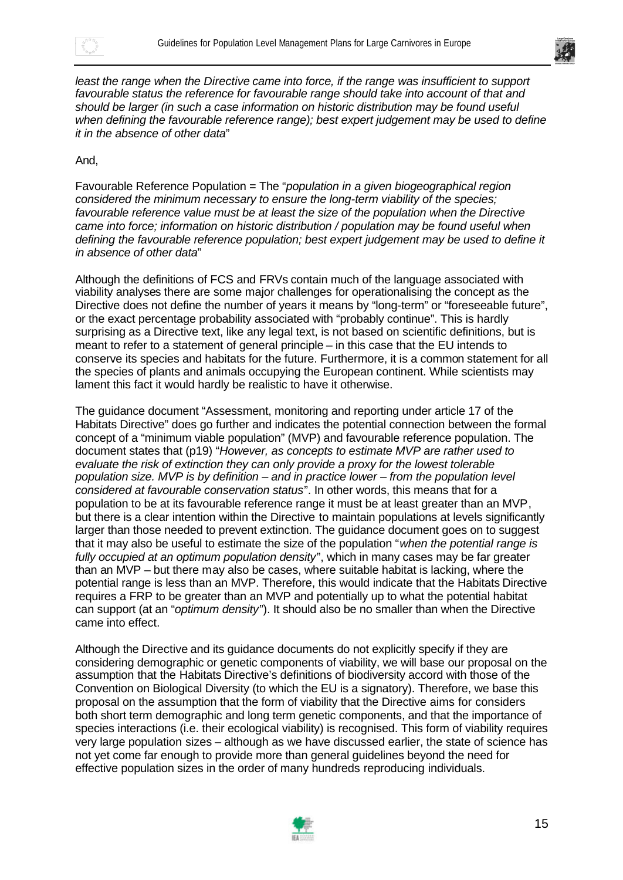*least the range when the Directive came into force, if the range was insufficient to support favourable status the reference for favourable range should take into account of that and should be larger (in such a case information on historic distribution may be found useful when defining the favourable reference range); best expert judgement may be used to define it in the absence of other data*"

And,

Favourable Reference Population = The "*population in a given biogeographical region considered the minimum necessary to ensure the long-term viability of the species; favourable reference value must be at least the size of the population when the Directive came into force; information on historic distribution / population may be found useful when defining the favourable reference population; best expert judgement may be used to define it in absence of other data*"

Although the definitions of FCS and FRVs contain much of the language associated with viability analyses there are some major challenges for operationalising the concept as the Directive does not define the number of years it means by "long-term" or "foreseeable future", or the exact percentage probability associated with "probably continue". This is hardly surprising as a Directive text, like any legal text, is not based on scientific definitions, but is meant to refer to a statement of general principle – in this case that the EU intends to conserve its species and habitats for the future. Furthermore, it is a common statement for all the species of plants and animals occupying the European continent. While scientists may lament this fact it would hardly be realistic to have it otherwise.

The guidance document "Assessment, monitoring and reporting under article 17 of the Habitats Directive" does go further and indicates the potential connection between the formal concept of a "minimum viable population" (MVP) and favourable reference population. The document states that (p19) "*However, as concepts to estimate MVP are rather used to evaluate the risk of extinction they can only provide a proxy for the lowest tolerable population size. MVP is by definition – and in practice lower – from the population level considered at favourable conservation status*". In other words, this means that for a population to be at its favourable reference range it must be at least greater than an MVP, but there is a clear intention within the Directive to maintain populations at levels significantly larger than those needed to prevent extinction. The guidance document goes on to suggest that it may also be useful to estimate the size of the population "*when the potential range is fully occupied at an optimum population density*", which in many cases may be far greater than an MVP – but there may also be cases, where suitable habitat is lacking, where the potential range is less than an MVP. Therefore, this would indicate that the Habitats Directive requires a FRP to be greater than an MVP and potentially up to what the potential habitat can support (at an "*optimum density*"). It should also be no smaller than when the Directive came into effect.

Although the Directive and its guidance documents do not explicitly specify if they are considering demographic or genetic components of viability, we will base our proposal on the assumption that the Habitats Directive's definitions of biodiversity accord with those of the Convention on Biological Diversity (to which the EU is a signatory). Therefore, we base this proposal on the assumption that the form of viability that the Directive aims for considers both short term demographic and long term genetic components, and that the importance of species interactions (i.e. their ecological viability) is recognised. This form of viability requires very large population sizes – although as we have discussed earlier, the state of science has not yet come far enough to provide more than general guidelines beyond the need for effective population sizes in the order of many hundreds reproducing individuals.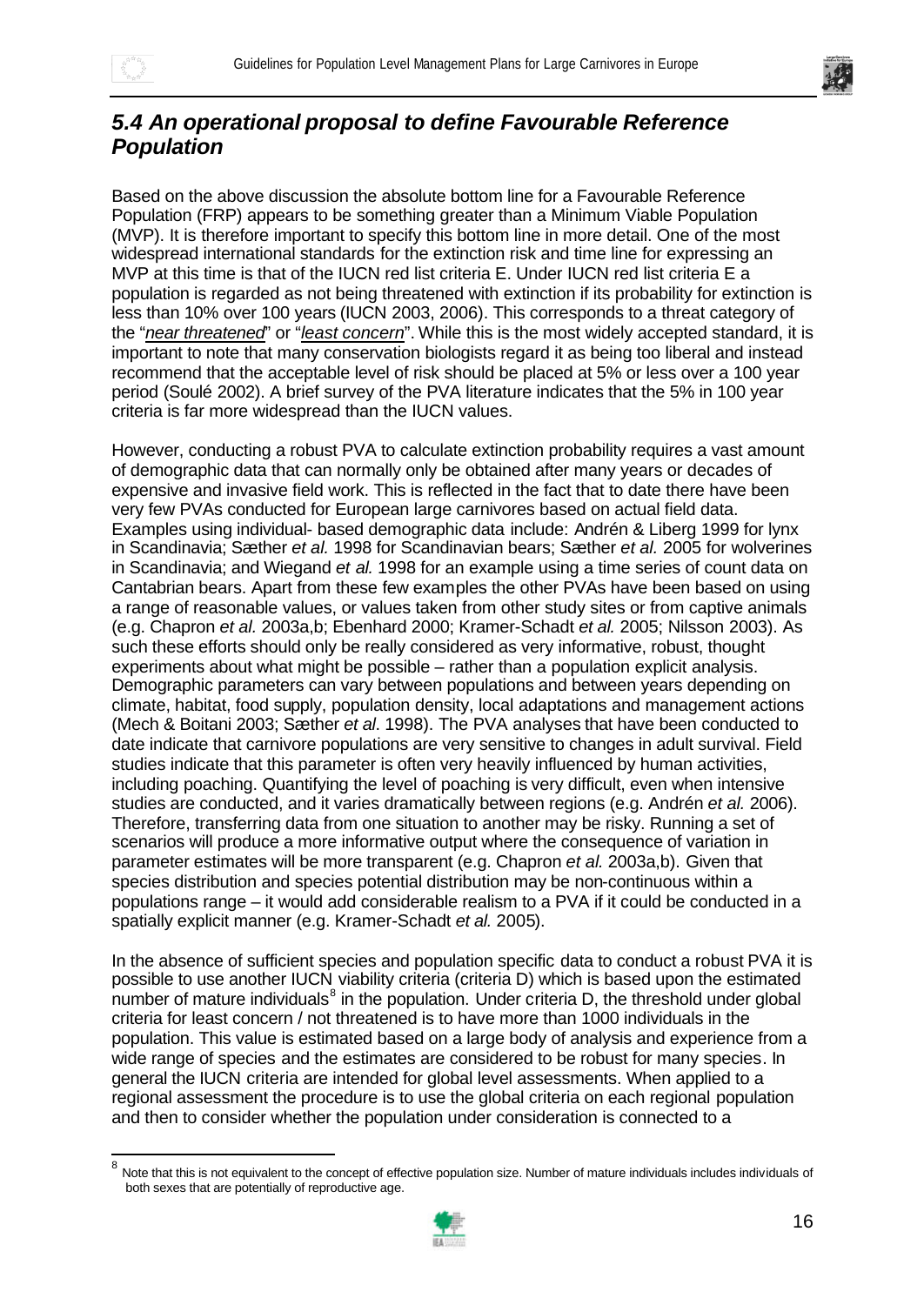## *5.4 An operational proposal to define Favourable Reference Population*

Based on the above discussion the absolute bottom line for a Favourable Reference Population (FRP) appears to be something greater than a Minimum Viable Population (MVP). It is therefore important to specify this bottom line in more detail. One of the most widespread international standards for the extinction risk and time line for expressing an MVP at this time is that of the IUCN red list criteria E. Under IUCN red list criteria E a population is regarded as not being threatened with extinction if its probability for extinction is less than 10% over 100 years (IUCN 2003, 2006). This corresponds to a threat category of the "*near threatened*" or "*least concern*". While this is the most widely accepted standard, it is important to note that many conservation biologists regard it as being too liberal and instead recommend that the acceptable level of risk should be placed at 5% or less over a 100 year period (Soulé 2002). A brief survey of the PVA literature indicates that the 5% in 100 year criteria is far more widespread than the IUCN values.

However, conducting a robust PVA to calculate extinction probability requires a vast amount of demographic data that can normally only be obtained after many years or decades of expensive and invasive field work. This is reflected in the fact that to date there have been very few PVAs conducted for European large carnivores based on actual field data. Examples using individual- based demographic data include: Andrén & Liberg 1999 for lynx in Scandinavia; Sæther *et al.* 1998 for Scandinavian bears; Sæther *et al.* 2005 for wolverines in Scandinavia; and Wiegand *et al.* 1998 for an example using a time series of count data on Cantabrian bears. Apart from these few examples the other PVAs have been based on using a range of reasonable values, or values taken from other study sites or from captive animals (e.g. Chapron *et al.* 2003a,b; Ebenhard 2000; Kramer-Schadt *et al.* 2005; Nilsson 2003). As such these efforts should only be really considered as very informative, robust, thought experiments about what might be possible – rather than a population explicit analysis. Demographic parameters can vary between populations and between years depending on climate, habitat, food supply, population density, local adaptations and management actions (Mech & Boitani 2003; Sæther *et al*. 1998). The PVA analyses that have been conducted to date indicate that carnivore populations are very sensitive to changes in adult survival. Field studies indicate that this parameter is often very heavily influenced by human activities, including poaching. Quantifying the level of poaching is very difficult, even when intensive studies are conducted, and it varies dramatically between regions (e.g. Andrén *et al.* 2006). Therefore, transferring data from one situation to another may be risky. Running a set of scenarios will produce a more informative output where the consequence of variation in parameter estimates will be more transparent (e.g. Chapron *et al.* 2003a,b). Given that species distribution and species potential distribution may be non-continuous within a populations range – it would add considerable realism to a PVA if it could be conducted in a spatially explicit manner (e.g. Kramer-Schadt *et al.* 2005).

In the absence of sufficient species and population specific data to conduct a robust PVA it is possible to use another IUCN viability criteria (criteria D) which is based upon the estimated number of mature individuals[8] in the population. Under criteria D, the threshold under global criteria for least concern / not threatened is to have more than 1000 individuals in the population. This value is estimated based on a large body of analysis and experience from a wide range of species and the estimates are considered to be robust for many species. In general the IUCN criteria are intended for global level assessments. When applied to a regional assessment the procedure is to use the global criteria on each regional population and then to consider whether the population under consideration is connected to a

[8] Note that this is not equivalent to the concept of effective population size. Number of mature individuals includes individuals of both sexes that are potentially of reproductive age.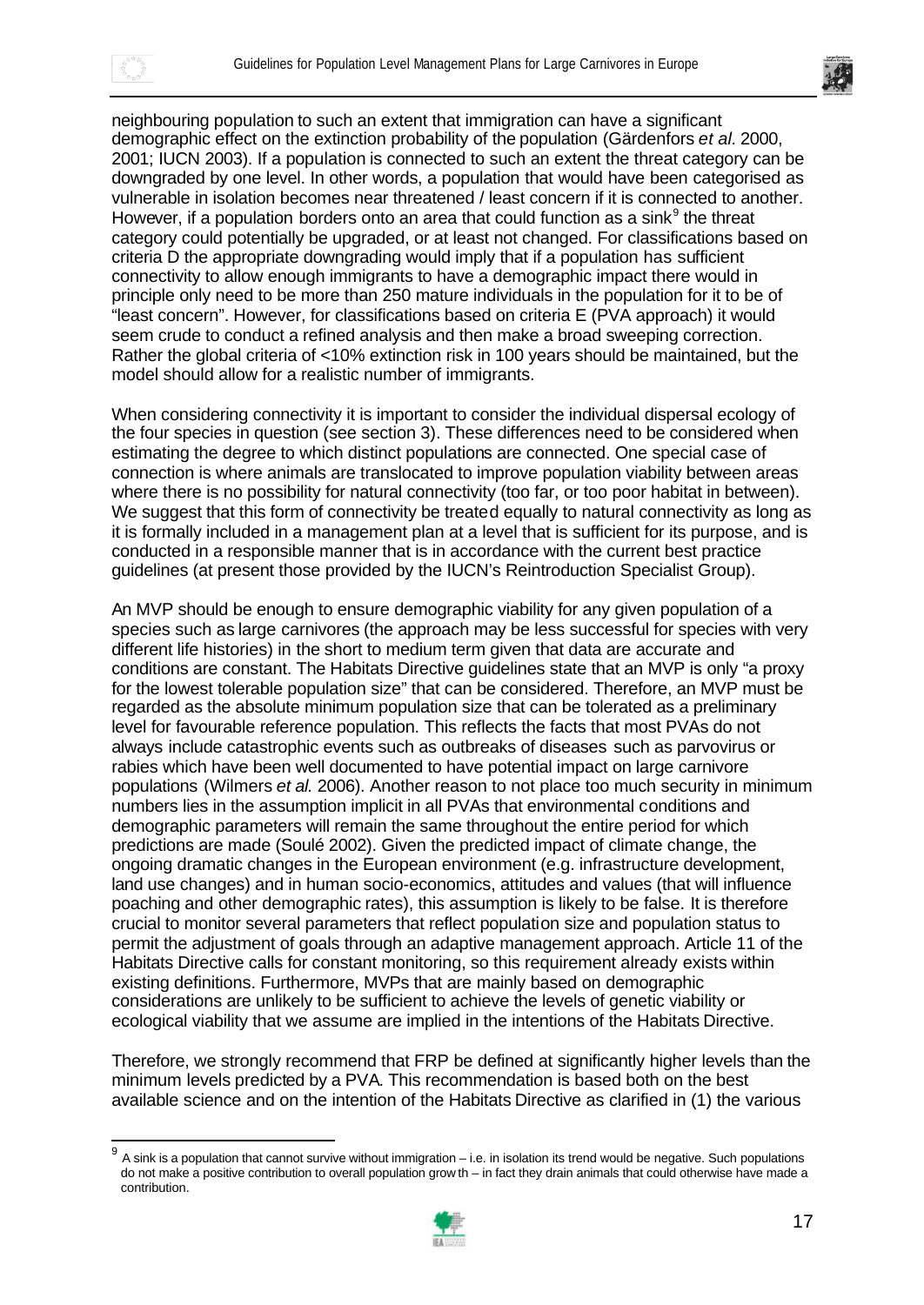neighbouring population to such an extent that immigration can have a significant demographic effect on the extinction probability of the population (Gärdenfors *et al.* 2000, 2001; IUCN 2003). If a population is connected to such an extent the threat category can be downgraded by one level. In other words, a population that would have been categorised as vulnerable in isolation becomes near threatened / least concern if it is connected to another. However, if a population borders onto an area that could function as a sink[9] the threat category could potentially be upgraded, or at least not changed. For classifications based on criteria D the appropriate downgrading would imply that if a population has sufficient connectivity to allow enough immigrants to have a demographic impact there would in principle only need to be more than 250 mature individuals in the population for it to be of "least concern". However, for classifications based on criteria E (PVA approach) it would seem crude to conduct a refined analysis and then make a broad sweeping correction. Rather the global criteria of <10% extinction risk in 100 years should be maintained, but the model should allow for a realistic number of immigrants.

When considering connectivity it is important to consider the individual dispersal ecology of the four species in question (see section 3). These differences need to be considered when estimating the degree to which distinct populations are connected. One special case of connection is where animals are translocated to improve population viability between areas where there is no possibility for natural connectivity (too far, or too poor habitat in between). We suggest that this form of connectivity be treated equally to natural connectivity as long as it is formally included in a management plan at a level that is sufficient for its purpose, and is conducted in a responsible manner that is in accordance with the current best practice guidelines (at present those provided by the IUCN's Reintroduction Specialist Group).

An MVP should be enough to ensure demographic viability for any given population of a species such as large carnivores (the approach may be less successful for species with very different life histories) in the short to medium term given that data are accurate and conditions are constant. The Habitats Directive guidelines state that an MVP is only "a proxy for the lowest tolerable population size" that can be considered. Therefore, an MVP must be regarded as the absolute minimum population size that can be tolerated as a preliminary level for favourable reference population. This reflects the facts that most PVAs do not always include catastrophic events such as outbreaks of diseases such as parvovirus or rabies which have been well documented to have potential impact on large carnivore populations (Wilmers *et al.* 2006). Another reason to not place too much security in minimum numbers lies in the assumption implicit in all PVAs that environmental conditions and demographic parameters will remain the same throughout the entire period for which predictions are made (Soulé 2002). Given the predicted impact of climate change, the ongoing dramatic changes in the European environment (e.g. infrastructure development, land use changes) and in human socio-economics, attitudes and values (that will influence poaching and other demographic rates), this assumption is likely to be false. It is therefore crucial to monitor several parameters that reflect population size and population status to permit the adjustment of goals through an adaptive management approach. Article 11 of the Habitats Directive calls for constant monitoring, so this requirement already exists within existing definitions. Furthermore, MVPs that are mainly based on demographic considerations are unlikely to be sufficient to achieve the levels of genetic viability or ecological viability that we assume are implied in the intentions of the Habitats Directive.

Therefore, we strongly recommend that FRP be defined at significantly higher levels than the minimum levels predicted by a PVA. This recommendation is based both on the best available science and on the intention of the Habitats Directive as clarified in (1) the various

[9] A sink is a population that cannot survive without immigration – i.e. in isolation its trend would be negative. Such populations do not make a positive contribution to overall population growth – in fact they drain animals that could otherwise have made a contribution.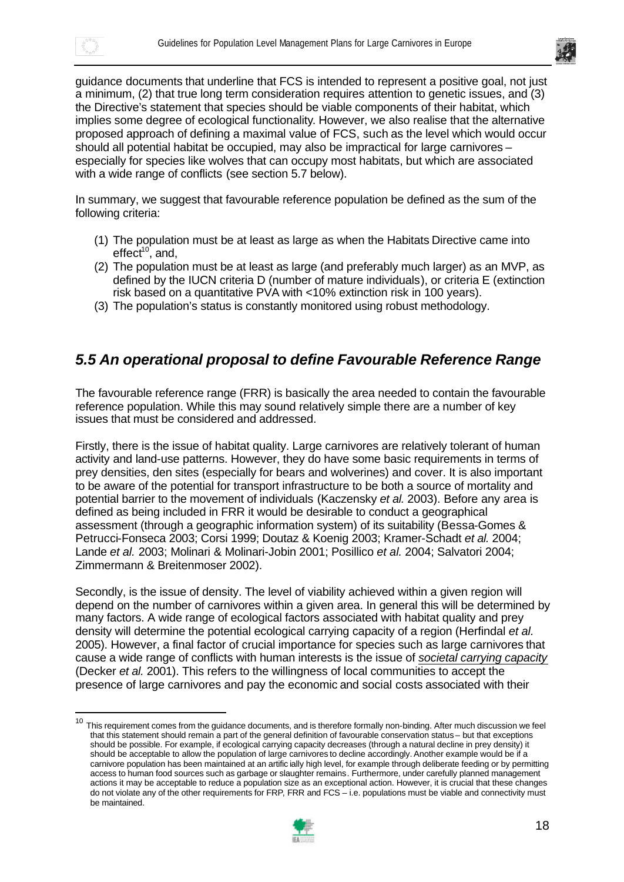guidance documents that underline that FCS is intended to represent a positive goal, not just a minimum, (2) that true long term consideration requires attention to genetic issues, and (3) the Directive's statement that species should be viable components of their habitat, which implies some degree of ecological functionality. However, we also realise that the alternative proposed approach of defining a maximal value of FCS, such as the level which would occur should all potential habitat be occupied, may also be impractical for large carnivores – especially for species like wolves that can occupy most habitats, but which are associated with a wide range of conflicts (see section 5.7 below).

In summary, we suggest that favourable reference population be defined as the sum of the following criteria:

(1) The population must be at least as large as when the Habitats Directive came into effect[10], and,
(2) The population must be at least as large (and preferably much larger) as an MVP, as defined by the IUCN criteria D (number of mature individuals), or criteria E (extinction risk based on a quantitative PVA with <10% extinction risk in 100 years).
(3) The population's status is constantly monitored using robust methodology.

## *5.5 An operational proposal to define Favourable Reference Range*

The favourable reference range (FRR) is basically the area needed to contain the favourable reference population. While this may sound relatively simple there are a number of key issues that must be considered and addressed.

Firstly, there is the issue of habitat quality. Large carnivores are relatively tolerant of human activity and land-use patterns. However, they do have some basic requirements in terms of prey densities, den sites (especially for bears and wolverines) and cover. It is also important to be aware of the potential for transport infrastructure to be both a source of mortality and potential barrier to the movement of individuals (Kaczensky *et al.* 2003). Before any area is defined as being included in FRR it would be desirable to conduct a geographical assessment (through a geographic information system) of its suitability (Bessa-Gomes & Petrucci-Fonseca 2003; Corsi 1999; Doutaz & Koenig 2003; Kramer-Schadt *et al.* 2004; Lande *et al.* 2003; Molinari & Molinari-Jobin 2001; Posillico *et al.* 2004; Salvatori 2004; Zimmermann & Breitenmoser 2002).

Secondly, is the issue of density. The level of viability achieved within a given region will depend on the number of carnivores within a given area. In general this will be determined by many factors. A wide range of ecological factors associated with habitat quality and prey density will determine the potential ecological carrying capacity of a region (Herfindal *et al.* 2005). However, a final factor of crucial importance for species such as large carnivores that cause a wide range of conflicts with human interests is the issue of *societal carrying capacity* (Decker *et al.* 2001). This refers to the willingness of local communities to accept the presence of large carnivores and pay the economic and social costs associated with their

[10] This requirement comes from the guidance documents, and is therefore formally non-binding. After much discussion we feel that this statement should remain a part of the general definition of favourable conservation status – but that exceptions should be possible. For example, if ecological carrying capacity decreases (through a natural decline in prey density) it should be acceptable to allow the population of large carnivores to decline accordingly. Another example would be if a carnivore population has been maintained at an artificially high level, for example through deliberate feeding or by permitting access to human food sources such as garbage or slaughter remains. Furthermore, under carefully planned management actions it may be acceptable to reduce a population size as an exceptional action. However, it is crucial that these changes do not violate any of the other requirements for FRP, FRR and FCS – i.e. populations must be viable and connectivity must be maintained.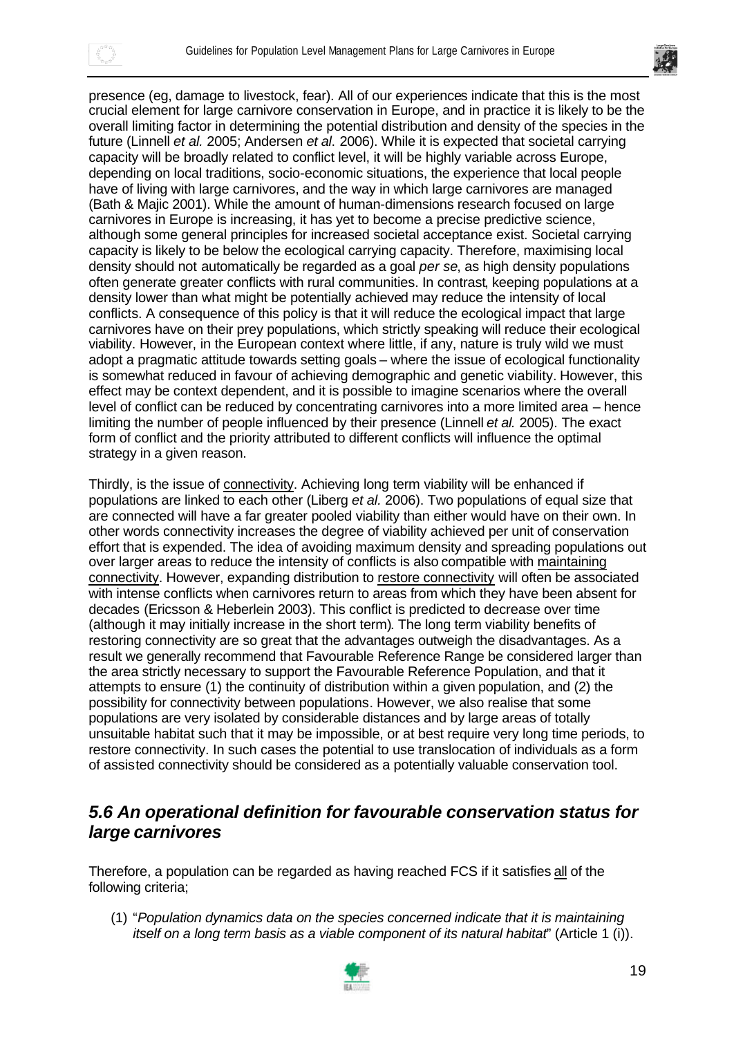presence (eg, damage to livestock, fear). All of our experiences indicate that this is the most crucial element for large carnivore conservation in Europe, and in practice it is likely to be the overall limiting factor in determining the potential distribution and density of the species in the future (Linnell *et al.* 2005; Andersen *et al.* 2006). While it is expected that societal carrying capacity will be broadly related to conflict level, it will be highly variable across Europe, depending on local traditions, socio-economic situations, the experience that local people have of living with large carnivores, and the way in which large carnivores are managed (Bath & Majic 2001). While the amount of human-dimensions research focused on large carnivores in Europe is increasing, it has yet to become a precise predictive science, although some general principles for increased societal acceptance exist. Societal carrying capacity is likely to be below the ecological carrying capacity. Therefore, maximising local density should not automatically be regarded as a goal *per se*, as high density populations often generate greater conflicts with rural communities. In contrast, keeping populations at a density lower than what might be potentially achieved may reduce the intensity of local conflicts. A consequence of this policy is that it will reduce the ecological impact that large carnivores have on their prey populations, which strictly speaking will reduce their ecological viability. However, in the European context where little, if any, nature is truly wild we must adopt a pragmatic attitude towards setting goals – where the issue of ecological functionality is somewhat reduced in favour of achieving demographic and genetic viability. However, this effect may be context dependent, and it is possible to imagine scenarios where the overall level of conflict can be reduced by concentrating carnivores into a more limited area – hence limiting the number of people influenced by their presence (Linnell *et al.* 2005). The exact form of conflict and the priority attributed to different conflicts will influence the optimal strategy in a given reason.

Thirdly, is the issue of <u>connectivity</u>. Achieving long term viability will be enhanced if populations are linked to each other (Liberg *et al.* 2006). Two populations of equal size that are connected will have a far greater pooled viability than either would have on their own. In other words connectivity increases the degree of viability achieved per unit of conservation effort that is expended. The idea of avoiding maximum density and spreading populations out over larger areas to reduce the intensity of conflicts is also compatible with <u>maintaining connectivity</u>. However, expanding distribution to <u>restore connectivity</u> will often be associated with intense conflicts when carnivores return to areas from which they have been absent for decades (Ericsson & Heberlein 2003). This conflict is predicted to decrease over time (although it may initially increase in the short term). The long term viability benefits of restoring connectivity are so great that the advantages outweigh the disadvantages. As a result we generally recommend that Favourable Reference Range be considered larger than the area strictly necessary to support the Favourable Reference Population, and that it attempts to ensure (1) the continuity of distribution within a given population, and (2) the possibility for connectivity between populations. However, we also realise that some populations are very isolated by considerable distances and by large areas of totally unsuitable habitat such that it may be impossible, or at best require very long time periods, to restore connectivity. In such cases the potential to use translocation of individuals as a form of assisted connectivity should be considered as a potentially valuable conservation tool.

## *5.6 An operational definition for favourable conservation status for large carnivores*

Therefore, a population can be regarded as having reached FCS if it satisfies <u>all</u> of the following criteria;

(1) "*Population dynamics data on the species concerned indicate that it is maintaining itself on a long term basis as a viable component of its natural habitat*" (Article 1 (i)).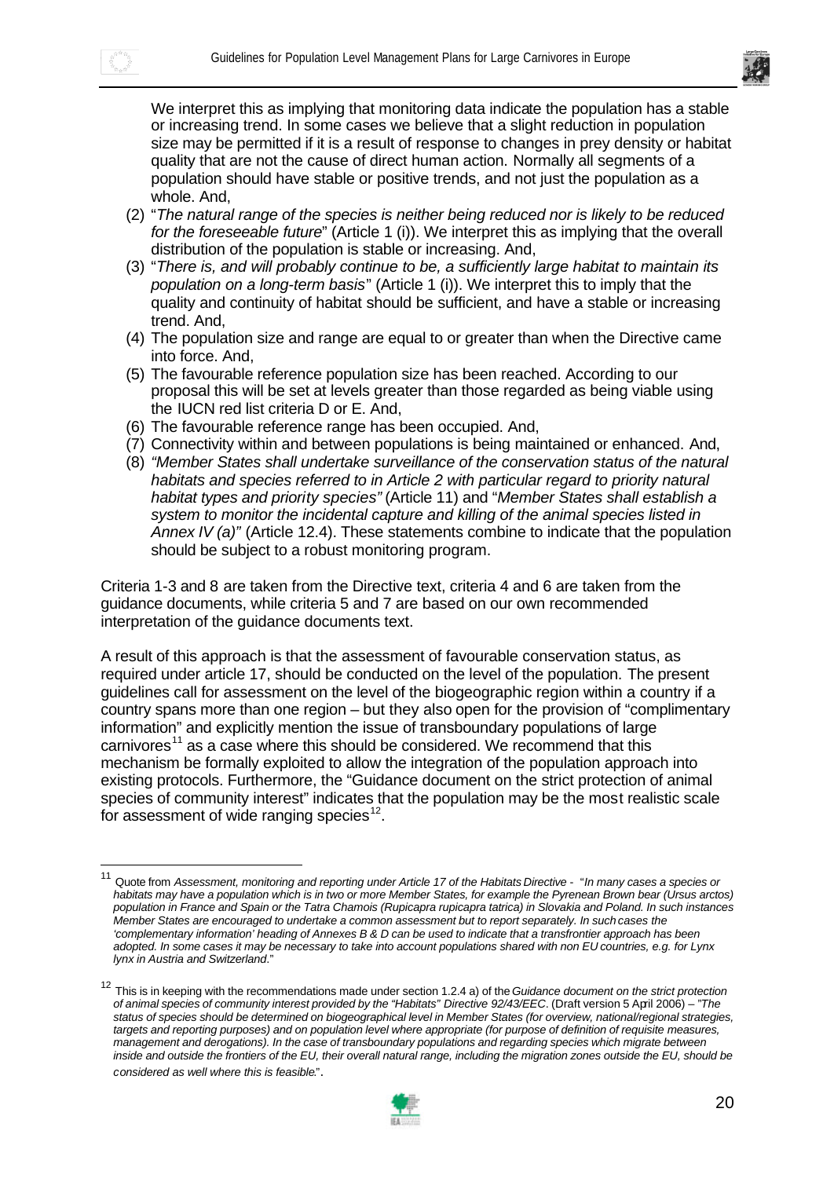We interpret this as implying that monitoring data indicate the population has a stable or increasing trend. In some cases we believe that a slight reduction in population size may be permitted if it is a result of response to changes in prey density or habitat quality that are not the cause of direct human action. Normally all segments of a population should have stable or positive trends, and not just the population as a whole. And,

(2) "*The natural range of the species is neither being reduced nor is likely to be reduced for the foreseeable future*" (Article 1 (i)). We interpret this as implying that the overall distribution of the population is stable or increasing. And,

(3) "*There is, and will probably continue to be, a sufficiently large habitat to maintain its population on a long-term basis*" (Article 1 (i)). We interpret this to imply that the quality and continuity of habitat should be sufficient, and have a stable or increasing trend. And,

(4) The population size and range are equal to or greater than when the Directive came into force. And,

(5) The favourable reference population size has been reached. According to our proposal this will be set at levels greater than those regarded as being viable using the IUCN red list criteria D or E. And,

(6) The favourable reference range has been occupied. And,

(7) Connectivity within and between populations is being maintained or enhanced. And,

(8) *"Member States shall undertake surveillance of the conservation status of the natural habitats and species referred to in Article 2 with particular regard to priority natural habitat types and priority species"* (Article 11) and "*Member States shall establish a system to monitor the incidental capture and killing of the animal species listed in Annex IV (a)"* (Article 12.4). These statements combine to indicate that the population should be subject to a robust monitoring program.

Criteria 1-3 and 8 are taken from the Directive text, criteria 4 and 6 are taken from the guidance documents, while criteria 5 and 7 are based on our own recommended interpretation of the guidance documents text.

A result of this approach is that the assessment of favourable conservation status, as required under article 17, should be conducted on the level of the population. The present guidelines call for assessment on the level of the biogeographic region within a country if a country spans more than one region – but they also open for the provision of "complimentary information" and explicitly mention the issue of transboundary populations of large carnivores[11] as a case where this should be considered. We recommend that this mechanism be formally exploited to allow the integration of the population approach into existing protocols. Furthermore, the "Guidance document on the strict protection of animal species of community interest" indicates that the population may be the most realistic scale for assessment of wide ranging species[12].

---

[11] Quote from *Assessment, monitoring and reporting under Article 17 of the Habitats Directive* - "*In many cases a species or habitats may have a population which is in two or more Member States, for example the Pyrenean Brown bear (Ursus arctos) population in France and Spain or the Tatra Chamois (Rupicapra rupicapra tatrica) in Slovakia and Poland. In such instances Member States are encouraged to undertake a common assessment but to report separately. In such cases the 'complementary information' heading of Annexes B & D can be used to indicate that a transfrontier approach has been adopted. In some cases it may be necessary to take into account populations shared with non EU countries, e.g. for Lynx lynx in Austria and Switzerland*."

[12] This is in keeping with the recommendations made under section 1.2.4 a) of the *Guidance document on the strict protection of animal species of community interest provided by the "Habitats" Directive 92/43/EEC*. (Draft version 5 April 2006) – "*The status of species should be determined on biogeographical level in Member States (for overview, national/regional strategies, targets and reporting purposes) and on population level where appropriate (for purpose of definition of requisite measures, management and derogations). In the case of transboundary populations and regarding species which migrate between inside and outside the frontiers of the EU, their overall natural range, including the migration zones outside the EU, should be considered as well where this is feasible*".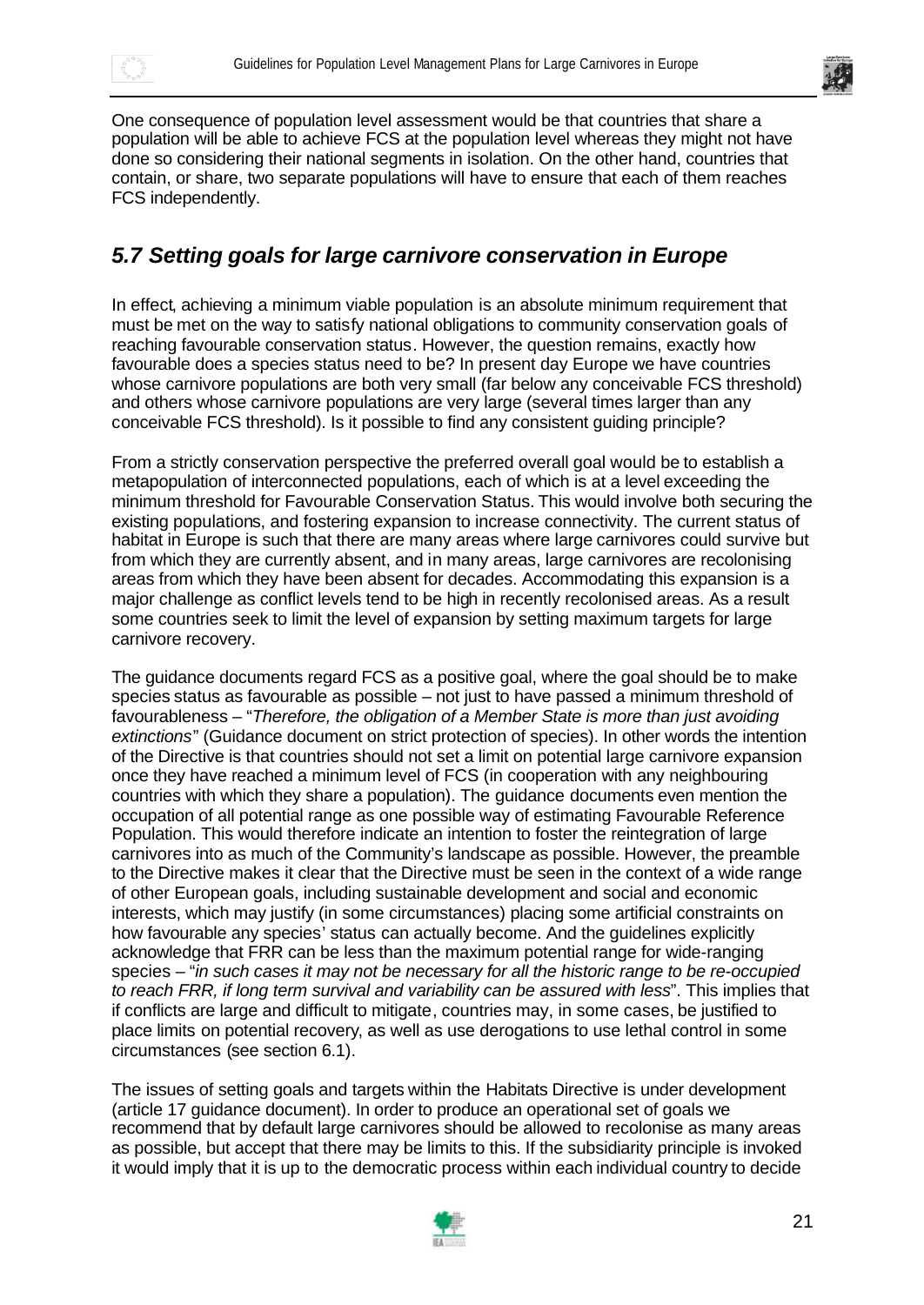One consequence of population level assessment would be that countries that share a population will be able to achieve FCS at the population level whereas they might not have done so considering their national segments in isolation. On the other hand, countries that contain, or share, two separate populations will have to ensure that each of them reaches FCS independently.

## *5.7 Setting goals for large carnivore conservation in Europe*

In effect, achieving a minimum viable population is an absolute minimum requirement that must be met on the way to satisfy national obligations to community conservation goals of reaching favourable conservation status. However, the question remains, exactly how favourable does a species status need to be? In present day Europe we have countries whose carnivore populations are both very small (far below any conceivable FCS threshold) and others whose carnivore populations are very large (several times larger than any conceivable FCS threshold). Is it possible to find any consistent guiding principle?

From a strictly conservation perspective the preferred overall goal would be to establish a metapopulation of interconnected populations, each of which is at a level exceeding the minimum threshold for Favourable Conservation Status. This would involve both securing the existing populations, and fostering expansion to increase connectivity. The current status of habitat in Europe is such that there are many areas where large carnivores could survive but from which they are currently absent, and in many areas, large carnivores are recolonising areas from which they have been absent for decades. Accommodating this expansion is a major challenge as conflict levels tend to be high in recently recolonised areas. As a result some countries seek to limit the level of expansion by setting maximum targets for large carnivore recovery.

The guidance documents regard FCS as a positive goal, where the goal should be to make species status as favourable as possible – not just to have passed a minimum threshold of favourableness – "*Therefore, the obligation of a Member State is more than just avoiding extinctions*" (Guidance document on strict protection of species). In other words the intention of the Directive is that countries should not set a limit on potential large carnivore expansion once they have reached a minimum level of FCS (in cooperation with any neighbouring countries with which they share a population). The guidance documents even mention the occupation of all potential range as one possible way of estimating Favourable Reference Population. This would therefore indicate an intention to foster the reintegration of large carnivores into as much of the Community's landscape as possible. However, the preamble to the Directive makes it clear that the Directive must be seen in the context of a wide range of other European goals, including sustainable development and social and economic interests, which may justify (in some circumstances) placing some artificial constraints on how favourable any species' status can actually become. And the guidelines explicitly acknowledge that FRR can be less than the maximum potential range for wide-ranging species – "*in such cases it may not be necessary for all the historic range to be re-occupied to reach FRR, if long term survival and variability can be assured with less*". This implies that if conflicts are large and difficult to mitigate, countries may, in some cases, be justified to place limits on potential recovery, as well as use derogations to use lethal control in some circumstances (see section 6.1).

The issues of setting goals and targets within the Habitats Directive is under development (article 17 guidance document). In order to produce an operational set of goals we recommend that by default large carnivores should be allowed to recolonise as many areas as possible, but accept that there may be limits to this. If the subsidiarity principle is invoked it would imply that it is up to the democratic process within each individual country to decide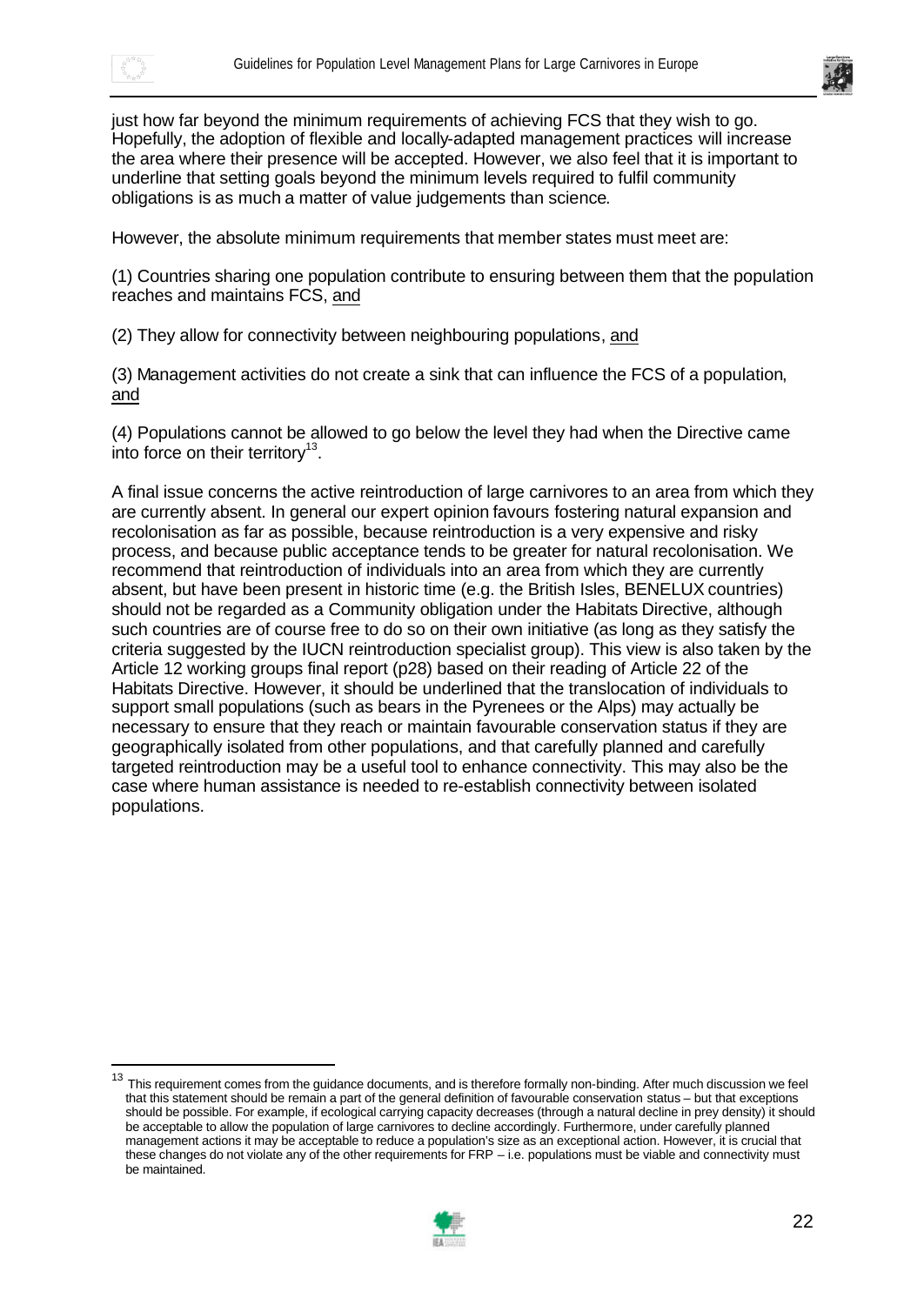just how far beyond the minimum requirements of achieving FCS that they wish to go. Hopefully, the adoption of flexible and locally-adapted management practices will increase the area where their presence will be accepted. However, we also feel that it is important to underline that setting goals beyond the minimum levels required to fulfil community obligations is as much a matter of value judgements than science.

However, the absolute minimum requirements that member states must meet are:

(1) Countries sharing one population contribute to ensuring between them that the population reaches and maintains FCS, <u>and</u>

(2) They allow for connectivity between neighbouring populations, <u>and</u>

(3) Management activities do not create a sink that can influence the FCS of a population, <u>and</u>

(4) Populations cannot be allowed to go below the level they had when the Directive came into force on their territory[13].

A final issue concerns the active reintroduction of large carnivores to an area from which they are currently absent. In general our expert opinion favours fostering natural expansion and recolonisation as far as possible, because reintroduction is a very expensive and risky process, and because public acceptance tends to be greater for natural recolonisation. We recommend that reintroduction of individuals into an area from which they are currently absent, but have been present in historic time (e.g. the British Isles, BENELUX countries) should not be regarded as a Community obligation under the Habitats Directive, although such countries are of course free to do so on their own initiative (as long as they satisfy the criteria suggested by the IUCN reintroduction specialist group). This view is also taken by the Article 12 working groups final report (p28) based on their reading of Article 22 of the Habitats Directive. However, it should be underlined that the translocation of individuals to support small populations (such as bears in the Pyrenees or the Alps) may actually be necessary to ensure that they reach or maintain favourable conservation status if they are geographically isolated from other populations, and that carefully planned and carefully targeted reintroduction may be a useful tool to enhance connectivity. This may also be the case where human assistance is needed to re-establish connectivity between isolated populations.

[13] This requirement comes from the guidance documents, and is therefore formally non-binding. After much discussion we feel that this statement should be remain a part of the general definition of favourable conservation status – but that exceptions should be possible. For example, if ecological carrying capacity decreases (through a natural decline in prey density) it should be acceptable to allow the population of large carnivores to decline accordingly. Furthermore, under carefully planned management actions it may be acceptable to reduce a population's size as an exceptional action. However, it is crucial that these changes do not violate any of the other requirements for FRP – i.e. populations must be viable and connectivity must be maintained.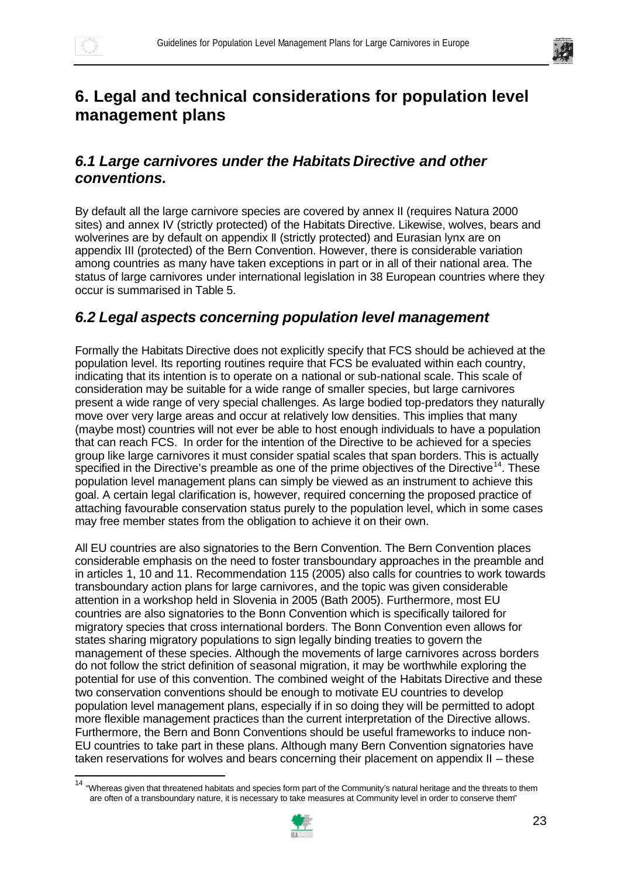# 6. Legal and technical considerations for population level management plans

## *6.1 Large carnivores under the Habitats Directive and other conventions.*

By default all the large carnivore species are covered by annex II (requires Natura 2000 sites) and annex IV (strictly protected) of the Habitats Directive. Likewise, wolves, bears and wolverines are by default on appendix II (strictly protected) and Eurasian lynx are on appendix III (protected) of the Bern Convention. However, there is considerable variation among countries as many have taken exceptions in part or in all of their national area. The status of large carnivores under international legislation in 38 European countries where they occur is summarised in Table 5.

## *6.2 Legal aspects concerning population level management*

Formally the Habitats Directive does not explicitly specify that FCS should be achieved at the population level. Its reporting routines require that FCS be evaluated within each country, indicating that its intention is to operate on a national or sub-national scale. This scale of consideration may be suitable for a wide range of smaller species, but large carnivores present a wide range of very special challenges. As large bodied top-predators they naturally move over very large areas and occur at relatively low densities. This implies that many (maybe most) countries will not ever be able to host enough individuals to have a population that can reach FCS. In order for the intention of the Directive to be achieved for a species group like large carnivores it must consider spatial scales that span borders. This is actually specified in the Directive's preamble as one of the prime objectives of the Directive[14]. These population level management plans can simply be viewed as an instrument to achieve this goal. A certain legal clarification is, however, required concerning the proposed practice of attaching favourable conservation status purely to the population level, which in some cases may free member states from the obligation to achieve it on their own.

All EU countries are also signatories to the Bern Convention. The Bern Convention places considerable emphasis on the need to foster transboundary approaches in the preamble and in articles 1, 10 and 11. Recommendation 115 (2005) also calls for countries to work towards transboundary action plans for large carnivores, and the topic was given considerable attention in a workshop held in Slovenia in 2005 (Bath 2005). Furthermore, most EU countries are also signatories to the Bonn Convention which is specifically tailored for migratory species that cross international borders. The Bonn Convention even allows for states sharing migratory populations to sign legally binding treaties to govern the management of these species. Although the movements of large carnivores across borders do not follow the strict definition of seasonal migration, it may be worthwhile exploring the potential for use of this convention. The combined weight of the Habitats Directive and these two conservation conventions should be enough to motivate EU countries to develop population level management plans, especially if in so doing they will be permitted to adopt more flexible management practices than the current interpretation of the Directive allows. Furthermore, the Bern and Bonn Conventions should be useful frameworks to induce non-EU countries to take part in these plans. Although many Bern Convention signatories have taken reservations for wolves and bears concerning their placement on appendix II – these

[14] "Whereas given that threatened habitats and species form part of the Community's natural heritage and the threats to them are often of a transboundary nature, it is necessary to take measures at Community level in order to conserve them"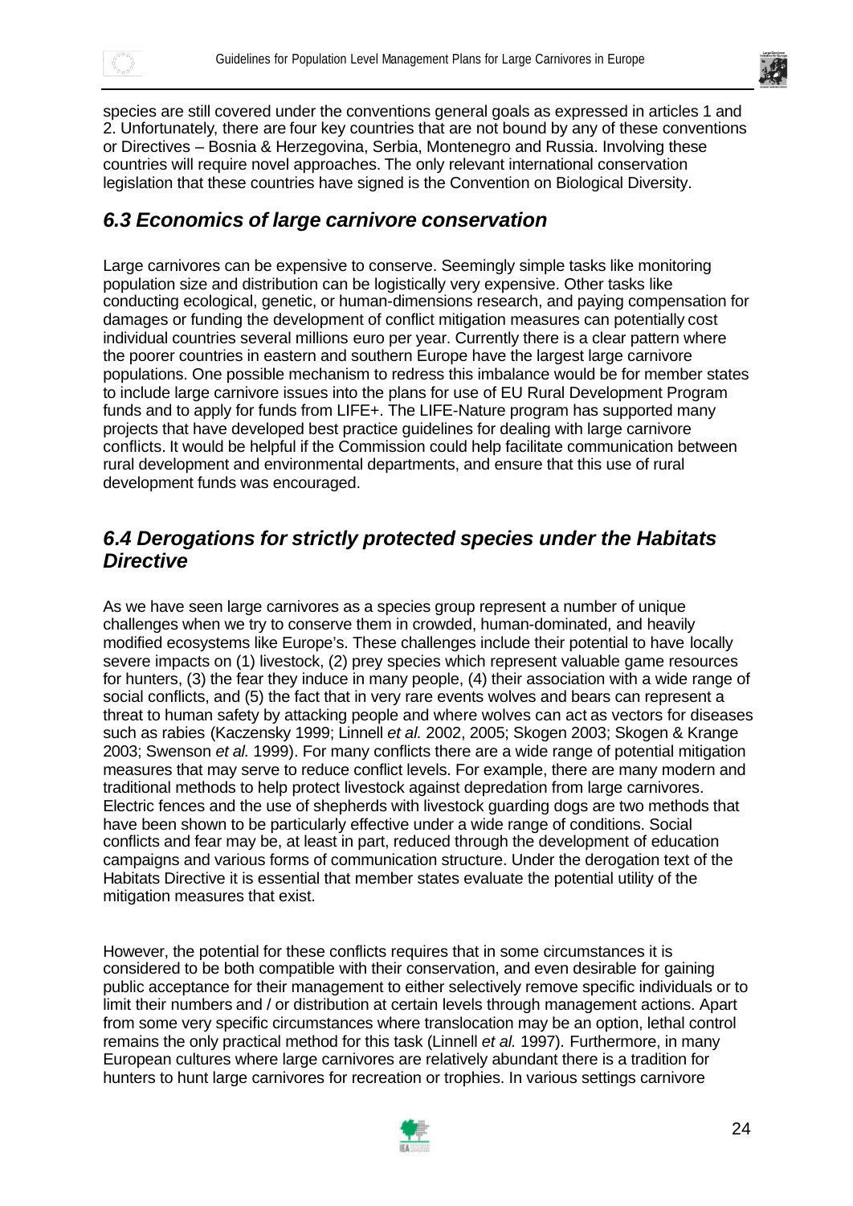species are still covered under the conventions general goals as expressed in articles 1 and 2. Unfortunately, there are four key countries that are not bound by any of these conventions or Directives – Bosnia & Herzegovina, Serbia, Montenegro and Russia. Involving these countries will require novel approaches. The only relevant international conservation legislation that these countries have signed is the Convention on Biological Diversity.

## *6.3 Economics of large carnivore conservation*

Large carnivores can be expensive to conserve. Seemingly simple tasks like monitoring population size and distribution can be logistically very expensive. Other tasks like conducting ecological, genetic, or human-dimensions research, and paying compensation for damages or funding the development of conflict mitigation measures can potentially cost individual countries several millions euro per year. Currently there is a clear pattern where the poorer countries in eastern and southern Europe have the largest large carnivore populations. One possible mechanism to redress this imbalance would be for member states to include large carnivore issues into the plans for use of EU Rural Development Program funds and to apply for funds from LIFE+. The LIFE-Nature program has supported many projects that have developed best practice guidelines for dealing with large carnivore conflicts. It would be helpful if the Commission could help facilitate communication between rural development and environmental departments, and ensure that this use of rural development funds was encouraged.

## *6.4 Derogations for strictly protected species under the Habitats Directive*

As we have seen large carnivores as a species group represent a number of unique challenges when we try to conserve them in crowded, human-dominated, and heavily modified ecosystems like Europe's. These challenges include their potential to have locally severe impacts on (1) livestock, (2) prey species which represent valuable game resources for hunters, (3) the fear they induce in many people, (4) their association with a wide range of social conflicts, and (5) the fact that in very rare events wolves and bears can represent a threat to human safety by attacking people and where wolves can act as vectors for diseases such as rabies (Kaczensky 1999; Linnell *et al.* 2002, 2005; Skogen 2003; Skogen & Krange 2003; Swenson *et al.* 1999). For many conflicts there are a wide range of potential mitigation measures that may serve to reduce conflict levels. For example, there are many modern and traditional methods to help protect livestock against depredation from large carnivores. Electric fences and the use of shepherds with livestock guarding dogs are two methods that have been shown to be particularly effective under a wide range of conditions. Social conflicts and fear may be, at least in part, reduced through the development of education campaigns and various forms of communication structure. Under the derogation text of the Habitats Directive it is essential that member states evaluate the potential utility of the mitigation measures that exist.

However, the potential for these conflicts requires that in some circumstances it is considered to be both compatible with their conservation, and even desirable for gaining public acceptance for their management to either selectively remove specific individuals or to limit their numbers and / or distribution at certain levels through management actions. Apart from some very specific circumstances where translocation may be an option, lethal control remains the only practical method for this task (Linnell *et al.* 1997). Furthermore, in many European cultures where large carnivores are relatively abundant there is a tradition for hunters to hunt large carnivores for recreation or trophies. In various settings carnivore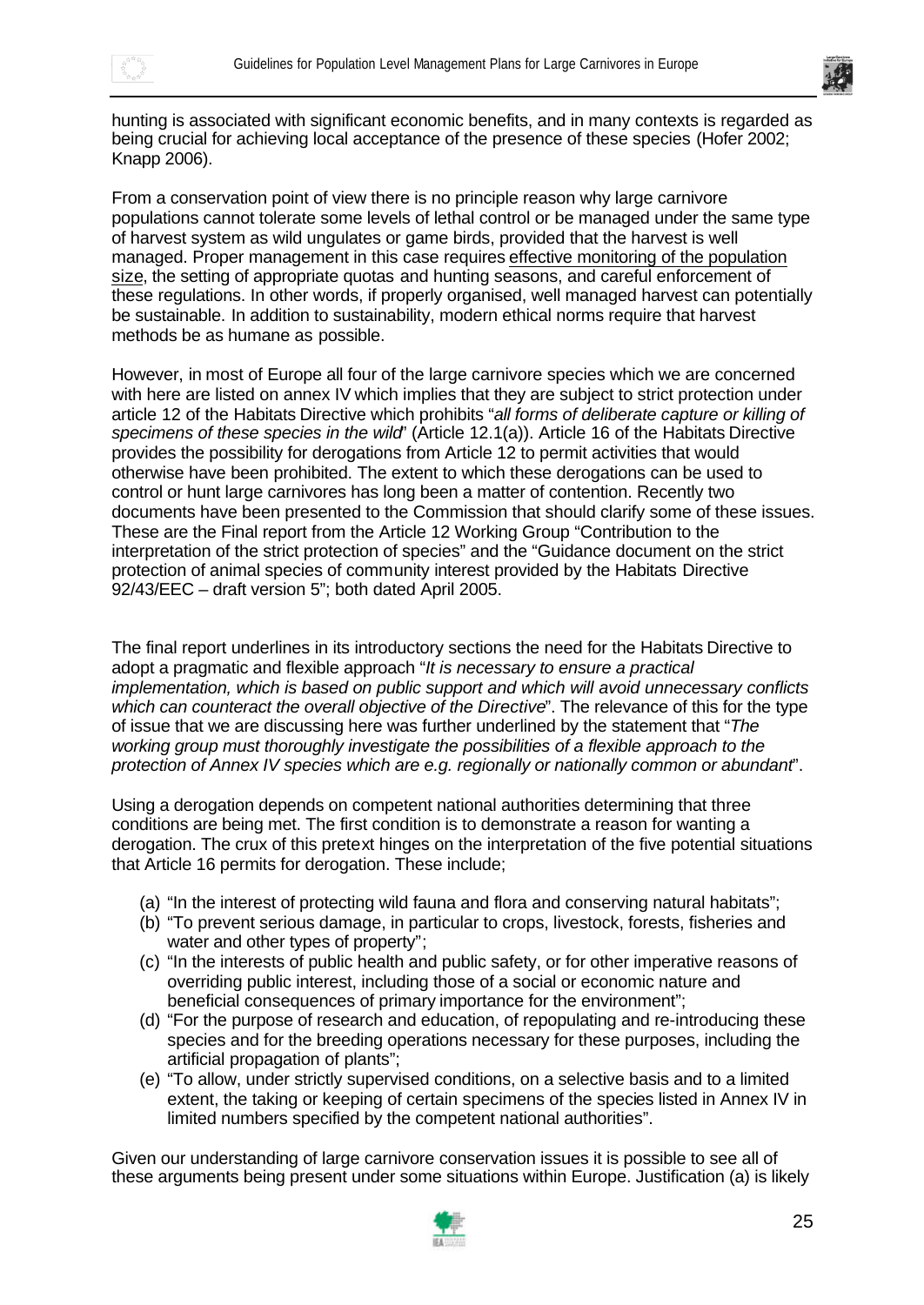hunting is associated with significant economic benefits, and in many contexts is regarded as being crucial for achieving local acceptance of the presence of these species (Hofer 2002; Knapp 2006).

From a conservation point of view there is no principle reason why large carnivore populations cannot tolerate some levels of lethal control or be managed under the same type of harvest system as wild ungulates or game birds, provided that the harvest is well managed. Proper management in this case requires effective monitoring of the population size, the setting of appropriate quotas and hunting seasons, and careful enforcement of these regulations. In other words, if properly organised, well managed harvest can potentially be sustainable. In addition to sustainability, modern ethical norms require that harvest methods be as humane as possible.

However, in most of Europe all four of the large carnivore species which we are concerned with here are listed on annex IV which implies that they are subject to strict protection under article 12 of the Habitats Directive which prohibits "*all forms of deliberate capture or killing of specimens of these species in the wild*" (Article 12.1(a)). Article 16 of the Habitats Directive provides the possibility for derogations from Article 12 to permit activities that would otherwise have been prohibited. The extent to which these derogations can be used to control or hunt large carnivores has long been a matter of contention. Recently two documents have been presented to the Commission that should clarify some of these issues. These are the Final report from the Article 12 Working Group "Contribution to the interpretation of the strict protection of species" and the "Guidance document on the strict protection of animal species of community interest provided by the Habitats Directive 92/43/EEC – draft version 5"; both dated April 2005.

The final report underlines in its introductory sections the need for the Habitats Directive to adopt a pragmatic and flexible approach "*It is necessary to ensure a practical implementation, which is based on public support and which will avoid unnecessary conflicts which can counteract the overall objective of the Directive*". The relevance of this for the type of issue that we are discussing here was further underlined by the statement that "*The working group must thoroughly investigate the possibilities of a flexible approach to the protection of Annex IV species which are e.g. regionally or nationally common or abundant*".

Using a derogation depends on competent national authorities determining that three conditions are being met. The first condition is to demonstrate a reason for wanting a derogation. The crux of this pretext hinges on the interpretation of the five potential situations that Article 16 permits for derogation. These include;

(a) "In the interest of protecting wild fauna and flora and conserving natural habitats";
(b) "To prevent serious damage, in particular to crops, livestock, forests, fisheries and water and other types of property";
(c) "In the interests of public health and public safety, or for other imperative reasons of overriding public interest, including those of a social or economic nature and beneficial consequences of primary importance for the environment";
(d) "For the purpose of research and education, of repopulating and re-introducing these species and for the breeding operations necessary for these purposes, including the artificial propagation of plants";
(e) "To allow, under strictly supervised conditions, on a selective basis and to a limited extent, the taking or keeping of certain specimens of the species listed in Annex IV in limited numbers specified by the competent national authorities".

Given our understanding of large carnivore conservation issues it is possible to see all of these arguments being present under some situations within Europe. Justification (a) is likely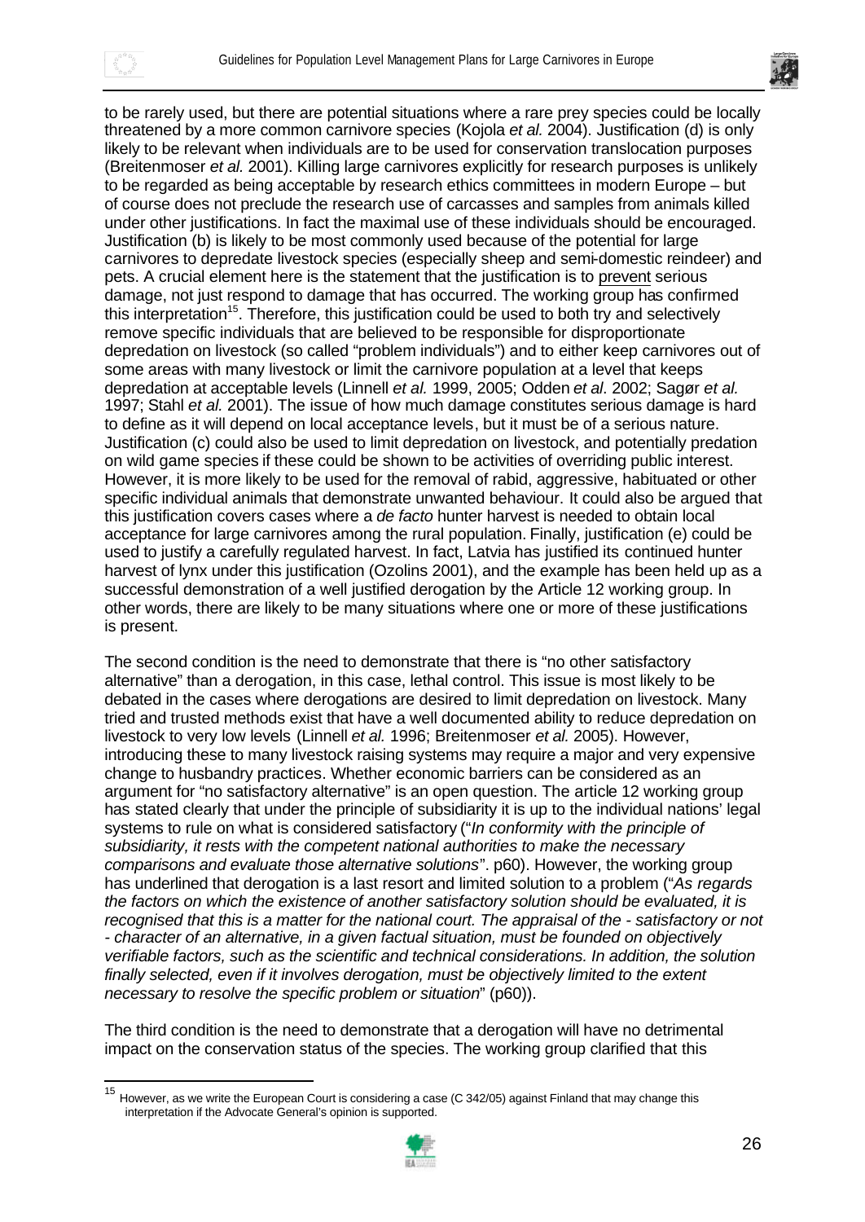to be rarely used, but there are potential situations where a rare prey species could be locally threatened by a more common carnivore species (Kojola *et al.* 2004). Justification (d) is only likely to be relevant when individuals are to be used for conservation translocation purposes (Breitenmoser *et al.* 2001). Killing large carnivores explicitly for research purposes is unlikely to be regarded as being acceptable by research ethics committees in modern Europe – but of course does not preclude the research use of carcasses and samples from animals killed under other justifications. In fact the maximal use of these individuals should be encouraged. Justification (b) is likely to be most commonly used because of the potential for large carnivores to depredate livestock species (especially sheep and semi-domestic reindeer) and pets. A crucial element here is the statement that the justification is to <u>prevent</u> serious damage, not just respond to damage that has occurred. The working group has confirmed this interpretation[15]. Therefore, this justification could be used to both try and selectively remove specific individuals that are believed to be responsible for disproportionate depredation on livestock (so called "problem individuals") and to either keep carnivores out of some areas with many livestock or limit the carnivore population at a level that keeps depredation at acceptable levels (Linnell *et al.* 1999, 2005; Odden *et al*. 2002; Sagør *et al.* 1997; Stahl *et al.* 2001). The issue of how much damage constitutes serious damage is hard to define as it will depend on local acceptance levels, but it must be of a serious nature. Justification (c) could also be used to limit depredation on livestock, and potentially predation on wild game species if these could be shown to be activities of overriding public interest. However, it is more likely to be used for the removal of rabid, aggressive, habituated or other specific individual animals that demonstrate unwanted behaviour. It could also be argued that this justification covers cases where a *de facto* hunter harvest is needed to obtain local acceptance for large carnivores among the rural population. Finally, justification (e) could be used to justify a carefully regulated harvest. In fact, Latvia has justified its continued hunter harvest of lynx under this justification (Ozolins 2001), and the example has been held up as a successful demonstration of a well justified derogation by the Article 12 working group. In other words, there are likely to be many situations where one or more of these justifications is present.

The second condition is the need to demonstrate that there is "no other satisfactory alternative" than a derogation, in this case, lethal control. This issue is most likely to be debated in the cases where derogations are desired to limit depredation on livestock. Many tried and trusted methods exist that have a well documented ability to reduce depredation on livestock to very low levels (Linnell *et al.* 1996; Breitenmoser *et al.* 2005). However, introducing these to many livestock raising systems may require a major and very expensive change to husbandry practices. Whether economic barriers can be considered as an argument for "no satisfactory alternative" is an open question. The article 12 working group has stated clearly that under the principle of subsidiarity it is up to the individual nations' legal systems to rule on what is considered satisfactory ("*In conformity with the principle of subsidiarity, it rests with the competent national authorities to make the necessary comparisons and evaluate those alternative solutions*". p60). However, the working group has underlined that derogation is a last resort and limited solution to a problem ("*As regards the factors on which the existence of another satisfactory solution should be evaluated, it is recognised that this is a matter for the national court. The appraisal of the - satisfactory or not - character of an alternative, in a given factual situation, must be founded on objectively verifiable factors, such as the scientific and technical considerations. In addition, the solution finally selected, even if it involves derogation, must be objectively limited to the extent necessary to resolve the specific problem or situation*" (p60)).

The third condition is the need to demonstrate that a derogation will have no detrimental impact on the conservation status of the species. The working group clarified that this

[15] However, as we write the European Court is considering a case (C 342/05) against Finland that may change this interpretation if the Advocate General's opinion is supported.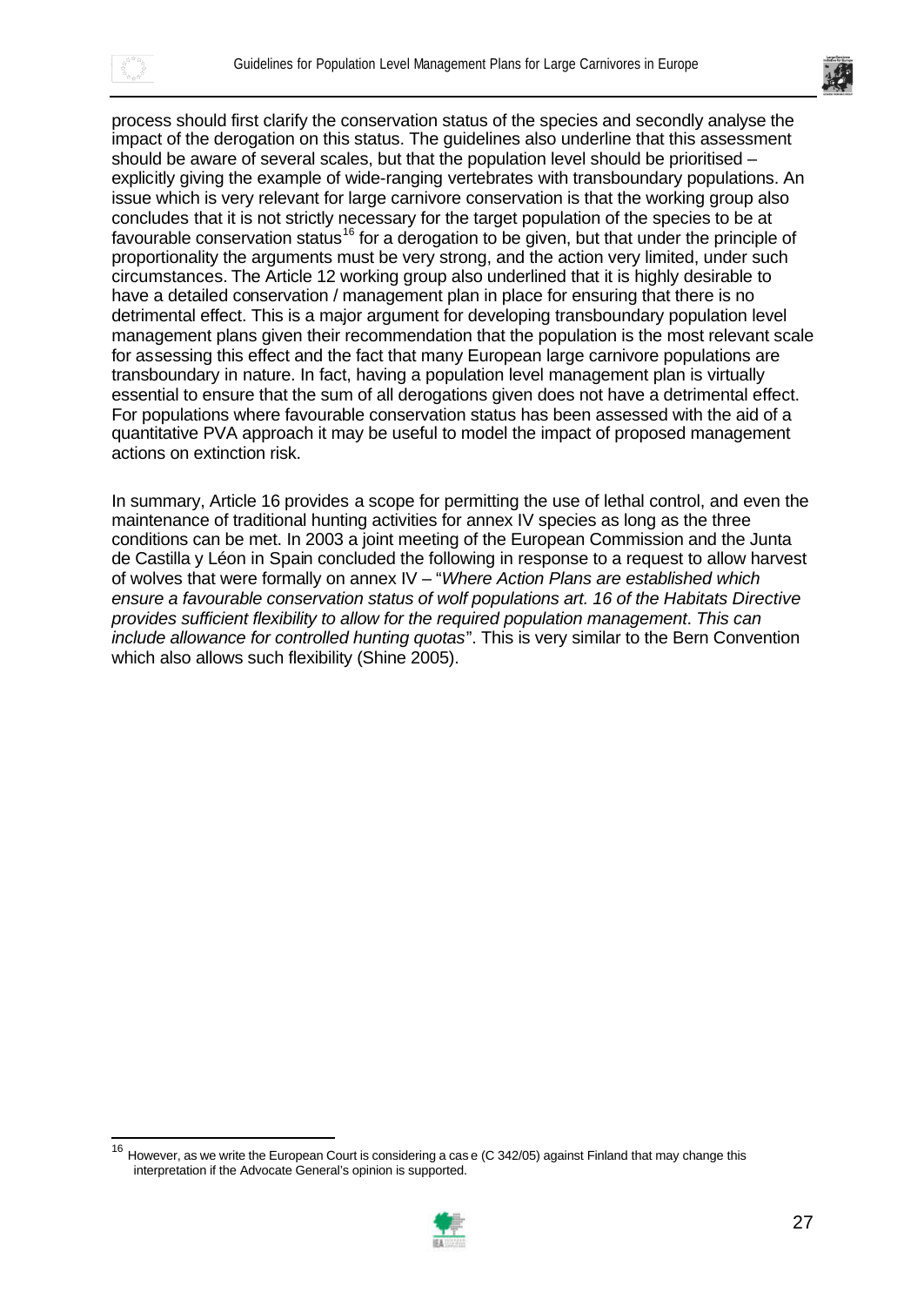process should first clarify the conservation status of the species and secondly analyse the impact of the derogation on this status. The guidelines also underline that this assessment should be aware of several scales, but that the population level should be prioritised – explicitly giving the example of wide-ranging vertebrates with transboundary populations. An issue which is very relevant for large carnivore conservation is that the working group also concludes that it is not strictly necessary for the target population of the species to be at favourable conservation status[16] for a derogation to be given, but that under the principle of proportionality the arguments must be very strong, and the action very limited, under such circumstances. The Article 12 working group also underlined that it is highly desirable to have a detailed conservation / management plan in place for ensuring that there is no detrimental effect. This is a major argument for developing transboundary population level management plans given their recommendation that the population is the most relevant scale for assessing this effect and the fact that many European large carnivore populations are transboundary in nature. In fact, having a population level management plan is virtually essential to ensure that the sum of all derogations given does not have a detrimental effect. For populations where favourable conservation status has been assessed with the aid of a quantitative PVA approach it may be useful to model the impact of proposed management actions on extinction risk.

In summary, Article 16 provides a scope for permitting the use of lethal control, and even the maintenance of traditional hunting activities for annex IV species as long as the three conditions can be met. In 2003 a joint meeting of the European Commission and the Junta de Castilla y Léon in Spain concluded the following in response to a request to allow harvest of wolves that were formally on annex IV – "*Where Action Plans are established which ensure a favourable conservation status of wolf populations art. 16 of the Habitats Directive provides sufficient flexibility to allow for the required population management. This can include allowance for controlled hunting quotas*". This is very similar to the Bern Convention which also allows such flexibility (Shine 2005).

---

[16] However, as we write the European Court is considering a case (C 342/05) against Finland that may change this interpretation if the Advocate General's opinion is supported.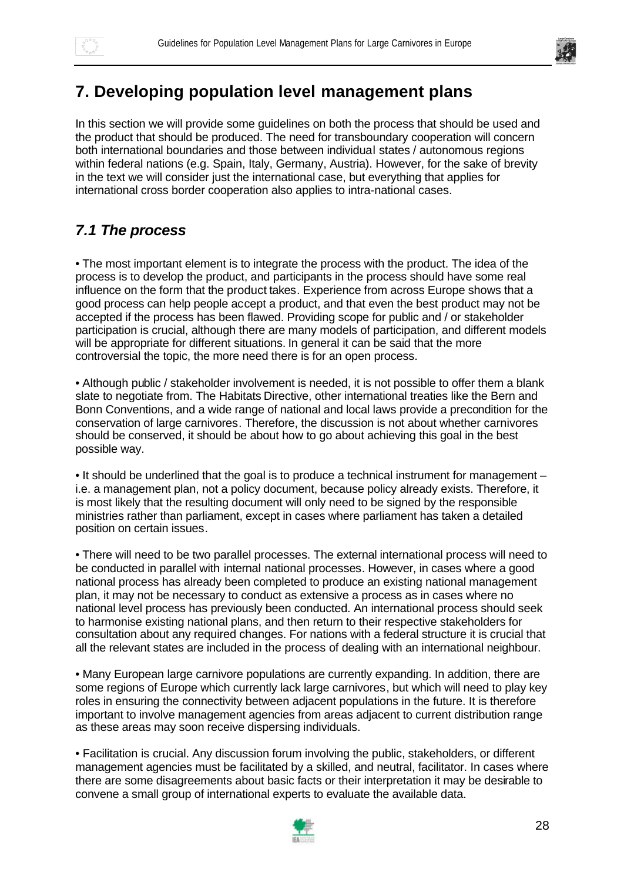# 7. Developing population level management plans

In this section we will provide some guidelines on both the process that should be used and the product that should be produced. The need for transboundary cooperation will concern both international boundaries and those between individual states / autonomous regions within federal nations (e.g. Spain, Italy, Germany, Austria). However, for the sake of brevity in the text we will consider just the international case, but everything that applies for international cross border cooperation also applies to intra-national cases.

## *7.1 The process*

- The most important element is to integrate the process with the product. The idea of the process is to develop the product, and participants in the process should have some real influence on the form that the product takes. Experience from across Europe shows that a good process can help people accept a product, and that even the best product may not be accepted if the process has been flawed. Providing scope for public and / or stakeholder participation is crucial, although there are many models of participation, and different models will be appropriate for different situations. In general it can be said that the more controversial the topic, the more need there is for an open process.

- Although public / stakeholder involvement is needed, it is not possible to offer them a blank slate to negotiate from. The Habitats Directive, other international treaties like the Bern and Bonn Conventions, and a wide range of national and local laws provide a precondition for the conservation of large carnivores. Therefore, the discussion is not about whether carnivores should be conserved, it should be about how to go about achieving this goal in the best possible way.

- It should be underlined that the goal is to produce a technical instrument for management – i.e. a management plan, not a policy document, because policy already exists. Therefore, it is most likely that the resulting document will only need to be signed by the responsible ministries rather than parliament, except in cases where parliament has taken a detailed position on certain issues.

- There will need to be two parallel processes. The external international process will need to be conducted in parallel with internal national processes. However, in cases where a good national process has already been completed to produce an existing national management plan, it may not be necessary to conduct as extensive a process as in cases where no national level process has previously been conducted. An international process should seek to harmonise existing national plans, and then return to their respective stakeholders for consultation about any required changes. For nations with a federal structure it is crucial that all the relevant states are included in the process of dealing with an international neighbour.

- Many European large carnivore populations are currently expanding. In addition, there are some regions of Europe which currently lack large carnivores, but which will need to play key roles in ensuring the connectivity between adjacent populations in the future. It is therefore important to involve management agencies from areas adjacent to current distribution range as these areas may soon receive dispersing individuals.

- Facilitation is crucial. Any discussion forum involving the public, stakeholders, or different management agencies must be facilitated by a skilled, and neutral, facilitator. In cases where there are some disagreements about basic facts or their interpretation it may be desirable to convene a small group of international experts to evaluate the available data.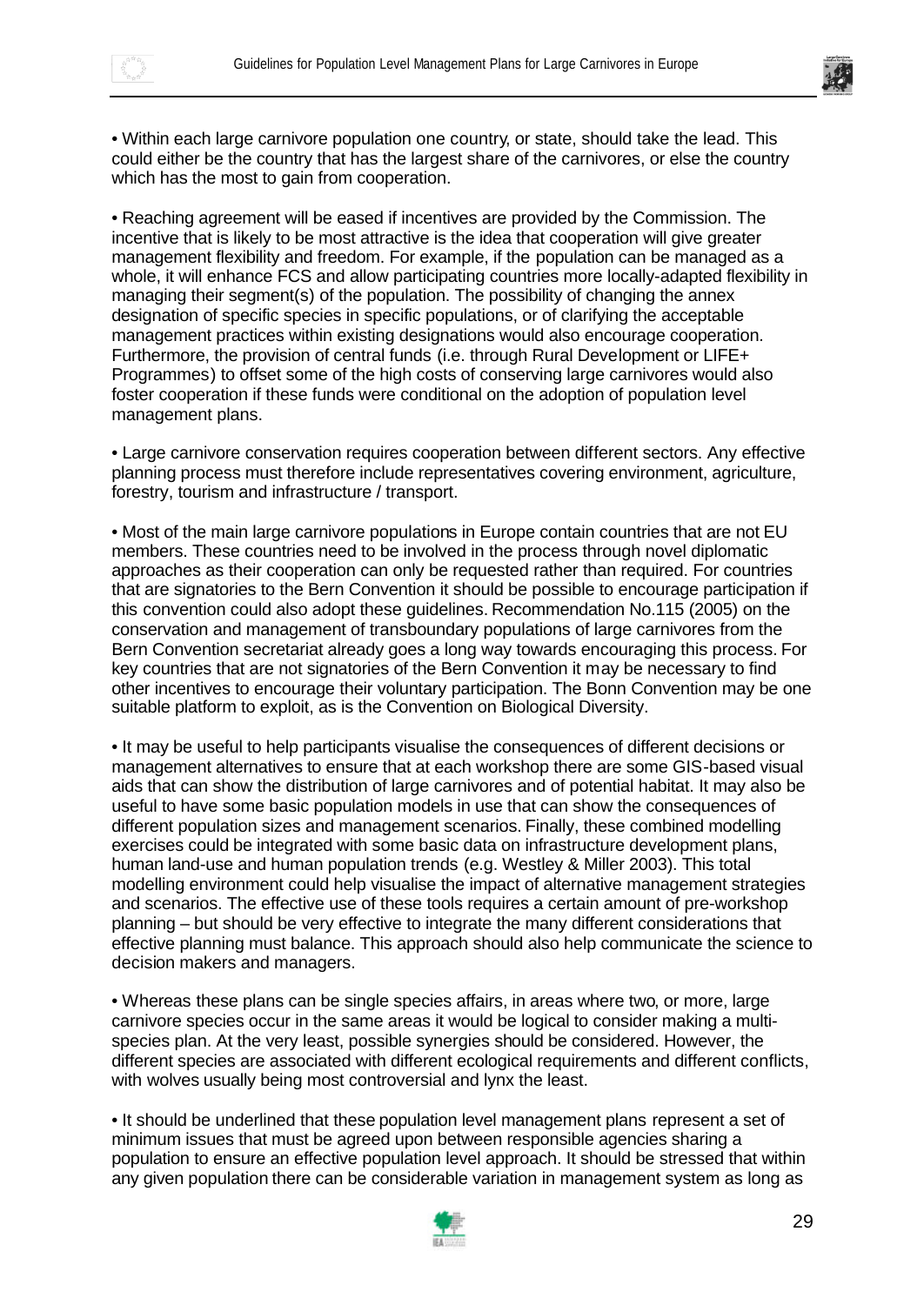- Within each large carnivore population one country, or state, should take the lead. This could either be the country that has the largest share of the carnivores, or else the country which has the most to gain from cooperation.

- Reaching agreement will be eased if incentives are provided by the Commission. The incentive that is likely to be most attractive is the idea that cooperation will give greater management flexibility and freedom. For example, if the population can be managed as a whole, it will enhance FCS and allow participating countries more locally-adapted flexibility in managing their segment(s) of the population. The possibility of changing the annex designation of specific species in specific populations, or of clarifying the acceptable management practices within existing designations would also encourage cooperation. Furthermore, the provision of central funds (i.e. through Rural Development or LIFE+ Programmes) to offset some of the high costs of conserving large carnivores would also foster cooperation if these funds were conditional on the adoption of population level management plans.

- Large carnivore conservation requires cooperation between different sectors. Any effective planning process must therefore include representatives covering environment, agriculture, forestry, tourism and infrastructure / transport.

- Most of the main large carnivore populations in Europe contain countries that are not EU members. These countries need to be involved in the process through novel diplomatic approaches as their cooperation can only be requested rather than required. For countries that are signatories to the Bern Convention it should be possible to encourage participation if this convention could also adopt these guidelines. Recommendation No.115 (2005) on the conservation and management of transboundary populations of large carnivores from the Bern Convention secretariat already goes a long way towards encouraging this process. For key countries that are not signatories of the Bern Convention it may be necessary to find other incentives to encourage their voluntary participation. The Bonn Convention may be one suitable platform to exploit, as is the Convention on Biological Diversity.

- It may be useful to help participants visualise the consequences of different decisions or management alternatives to ensure that at each workshop there are some GIS-based visual aids that can show the distribution of large carnivores and of potential habitat. It may also be useful to have some basic population models in use that can show the consequences of different population sizes and management scenarios. Finally, these combined modelling exercises could be integrated with some basic data on infrastructure development plans, human land-use and human population trends (e.g. Westley & Miller 2003). This total modelling environment could help visualise the impact of alternative management strategies and scenarios. The effective use of these tools requires a certain amount of pre-workshop planning – but should be very effective to integrate the many different considerations that effective planning must balance. This approach should also help communicate the science to decision makers and managers.

- Whereas these plans can be single species affairs, in areas where two, or more, large carnivore species occur in the same areas it would be logical to consider making a multi-species plan. At the very least, possible synergies should be considered. However, the different species are associated with different ecological requirements and different conflicts, with wolves usually being most controversial and lynx the least.

- It should be underlined that these population level management plans represent a set of minimum issues that must be agreed upon between responsible agencies sharing a population to ensure an effective population level approach. It should be stressed that within any given population there can be considerable variation in management system as long as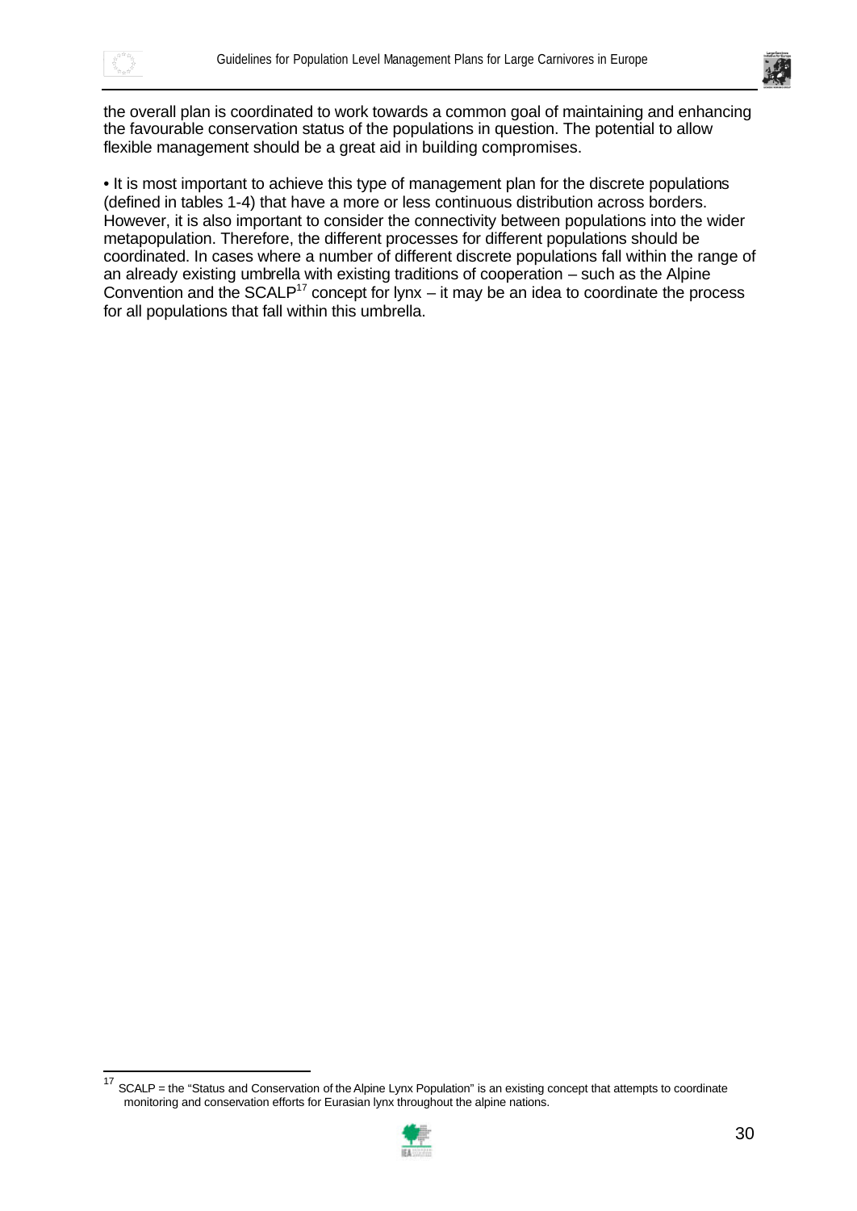the overall plan is coordinated to work towards a common goal of maintaining and enhancing the favourable conservation status of the populations in question. The potential to allow flexible management should be a great aid in building compromises.

• It is most important to achieve this type of management plan for the discrete populations (defined in tables 1-4) that have a more or less continuous distribution across borders. However, it is also important to consider the connectivity between populations into the wider metapopulation. Therefore, the different processes for different populations should be coordinated. In cases where a number of different discrete populations fall within the range of an already existing umbrella with existing traditions of cooperation – such as the Alpine Convention and the SCALP[17] concept for lynx – it may be an idea to coordinate the process for all populations that fall within this umbrella.

---

[17] SCALP = the "Status and Conservation of the Alpine Lynx Population" is an existing concept that attempts to coordinate monitoring and conservation efforts for Eurasian lynx throughout the alpine nations.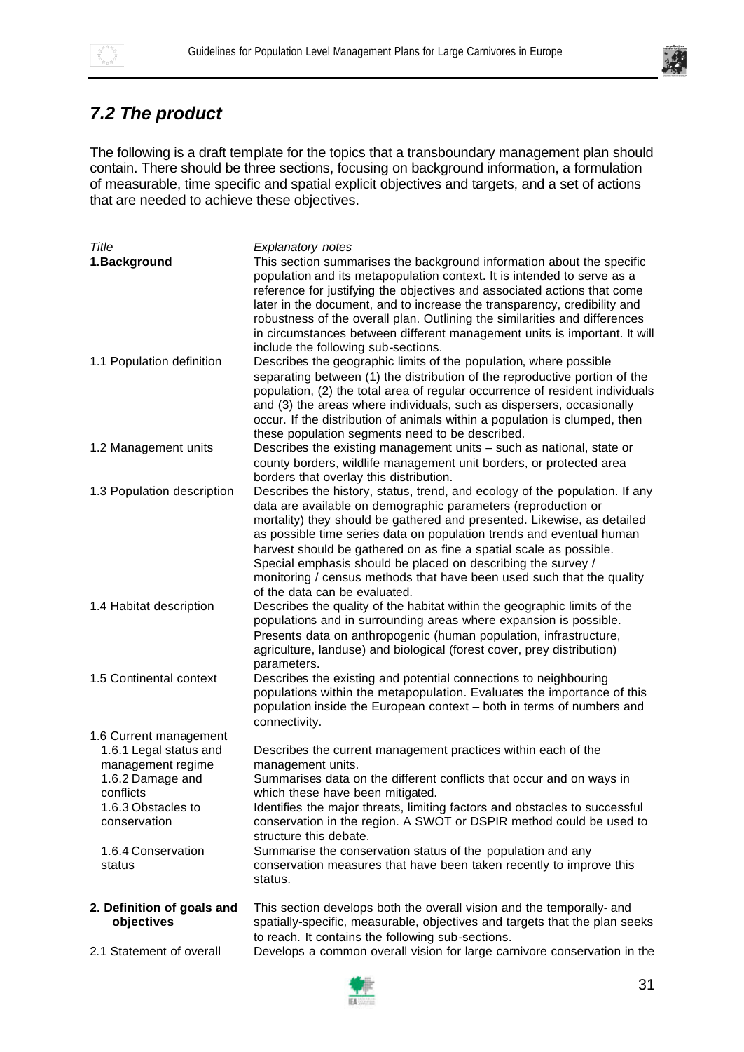## 7.2 The product

The following is a draft template for the topics that a transboundary management plan should contain. There should be three sections, focusing on background information, a formulation of measurable, time specific and spatial explicit objectives and targets, and a set of actions that are needed to achieve these objectives.

| *Title* | *Explanatory notes* |
|---|---|
| **1.Background** | This section summarises the background information about the specific population and its metapopulation context. It is intended to serve as a reference for justifying the objectives and associated actions that come later in the document, and to increase the transparency, credibility and robustness of the overall plan. Outlining the similarities and differences in circumstances between different management units is important. It will include the following sub-sections. |
| 1.1 Population definition | Describes the geographic limits of the population, where possible separating between (1) the distribution of the reproductive portion of the population, (2) the total area of regular occurrence of resident individuals and (3) the areas where individuals, such as dispersers, occasionally occur. If the distribution of animals within a population is clumped, then these population segments need to be described. |
| 1.2 Management units | Describes the existing management units – such as national, state or county borders, wildlife management unit borders, or protected area borders that overlay this distribution. |
| 1.3 Population description | Describes the history, status, trend, and ecology of the population. If any data are available on demographic parameters (reproduction or mortality) they should be gathered and presented. Likewise, as detailed as possible time series data on population trends and eventual human harvest should be gathered on as fine a spatial scale as possible. Special emphasis should be placed on describing the survey / monitoring / census methods that have been used such that the quality of the data can be evaluated. |
| 1.4 Habitat description | Describes the quality of the habitat within the geographic limits of the populations and in surrounding areas where expansion is possible. Presents data on anthropogenic (human population, infrastructure, agriculture, landuse) and biological (forest cover, prey distribution) parameters. |
| 1.5 Continental context | Describes the existing and potential connections to neighbouring populations within the metapopulation. Evaluates the importance of this population inside the European context – both in terms of numbers and connectivity. |
| 1.6 Current management | |
| 1.6.1 Legal status and management regime | Describes the current management practices within each of the management units. |
| 1.6.2 Damage and conflicts | Summarises data on the different conflicts that occur and on ways in which these have been mitigated. |
| 1.6.3 Obstacles to conservation | Identifies the major threats, limiting factors and obstacles to successful conservation in the region. A SWOT or DSPIR method could be used to structure this debate. |
| 1.6.4 Conservation status | Summarise the conservation status of the population and any conservation measures that have been taken recently to improve this status. |
| **2. Definition of goals and objectives** | This section develops both the overall vision and the temporally- and spatially-specific, measurable, objectives and targets that the plan seeks to reach. It contains the following sub-sections. |
| 2.1 Statement of overall | Develops a common overall vision for large carnivore conservation in the |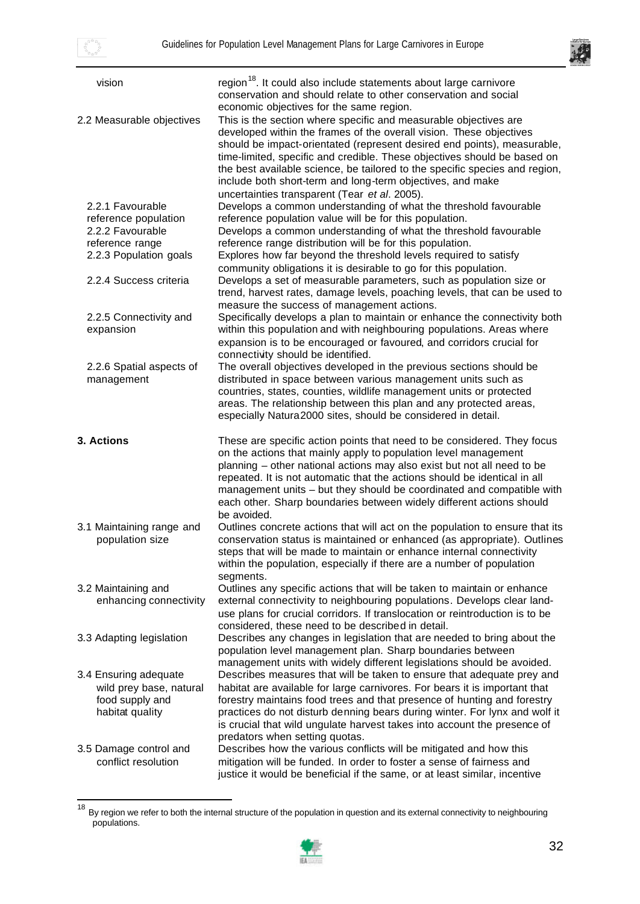| | |
|---|---|
| vision | region[18]. It could also include statements about large carnivore conservation and should relate to other conservation and social economic objectives for the same region. |
| 2.2 Measurable objectives | This is the section where specific and measurable objectives are developed within the frames of the overall vision. These objectives should be impact-orientated (represent desired end points), measurable, time-limited, specific and credible. These objectives should be based on the best available science, be tailored to the specific species and region, include both short-term and long-term objectives, and make uncertainties transparent (Tear *et al*. 2005). |
| 2.2.1 Favourable reference population | Develops a common understanding of what the threshold favourable reference population value will be for this population. |
| 2.2.2 Favourable reference range | Develops a common understanding of what the threshold favourable reference range distribution will be for this population. |
| 2.2.3 Population goals | Explores how far beyond the threshold levels required to satisfy community obligations it is desirable to go for this population. |
| 2.2.4 Success criteria | Develops a set of measurable parameters, such as population size or trend, harvest rates, damage levels, poaching levels, that can be used to measure the success of management actions. |
| 2.2.5 Connectivity and expansion | Specifically develops a plan to maintain or enhance the connectivity both within this population and with neighbouring populations. Areas where expansion is to be encouraged or favoured, and corridors crucial for connectivity should be identified. |
| 2.2.6 Spatial aspects of management | The overall objectives developed in the previous sections should be distributed in space between various management units such as countries, states, counties, wildlife management units or protected areas. The relationship between this plan and any protected areas, especially Natura2000 sites, should be considered in detail. |
| **3. Actions** | These are specific action points that need to be considered. They focus on the actions that mainly apply to population level management planning – other national actions may also exist but not all need to be repeated. It is not automatic that the actions should be identical in all management units – but they should be coordinated and compatible with each other. Sharp boundaries between widely different actions should be avoided. |
| 3.1 Maintaining range and population size | Outlines concrete actions that will act on the population to ensure that its conservation status is maintained or enhanced (as appropriate). Outlines steps that will be made to maintain or enhance internal connectivity within the population, especially if there are a number of population segments. |
| 3.2 Maintaining and enhancing connectivity | Outlines any specific actions that will be taken to maintain or enhance external connectivity to neighbouring populations. Develops clear land-use plans for crucial corridors. If translocation or reintroduction is to be considered, these need to be described in detail. |
| 3.3 Adapting legislation | Describes any changes in legislation that are needed to bring about the population level management plan. Sharp boundaries between management units with widely different legislations should be avoided. |
| 3.4 Ensuring adequate wild prey base, natural food supply and habitat quality | Describes measures that will be taken to ensure that adequate prey and habitat are available for large carnivores. For bears it is important that forestry maintains food trees and that presence of hunting and forestry practices do not disturb denning bears during winter. For lynx and wolf it is crucial that wild ungulate harvest takes into account the presence of predators when setting quotas. |
| 3.5 Damage control and conflict resolution | Describes how the various conflicts will be mitigated and how this mitigation will be funded. In order to foster a sense of fairness and justice it would be beneficial if the same, or at least similar, incentive |

[18] By region we refer to both the internal structure of the population in question and its external connectivity to neighbouring populations.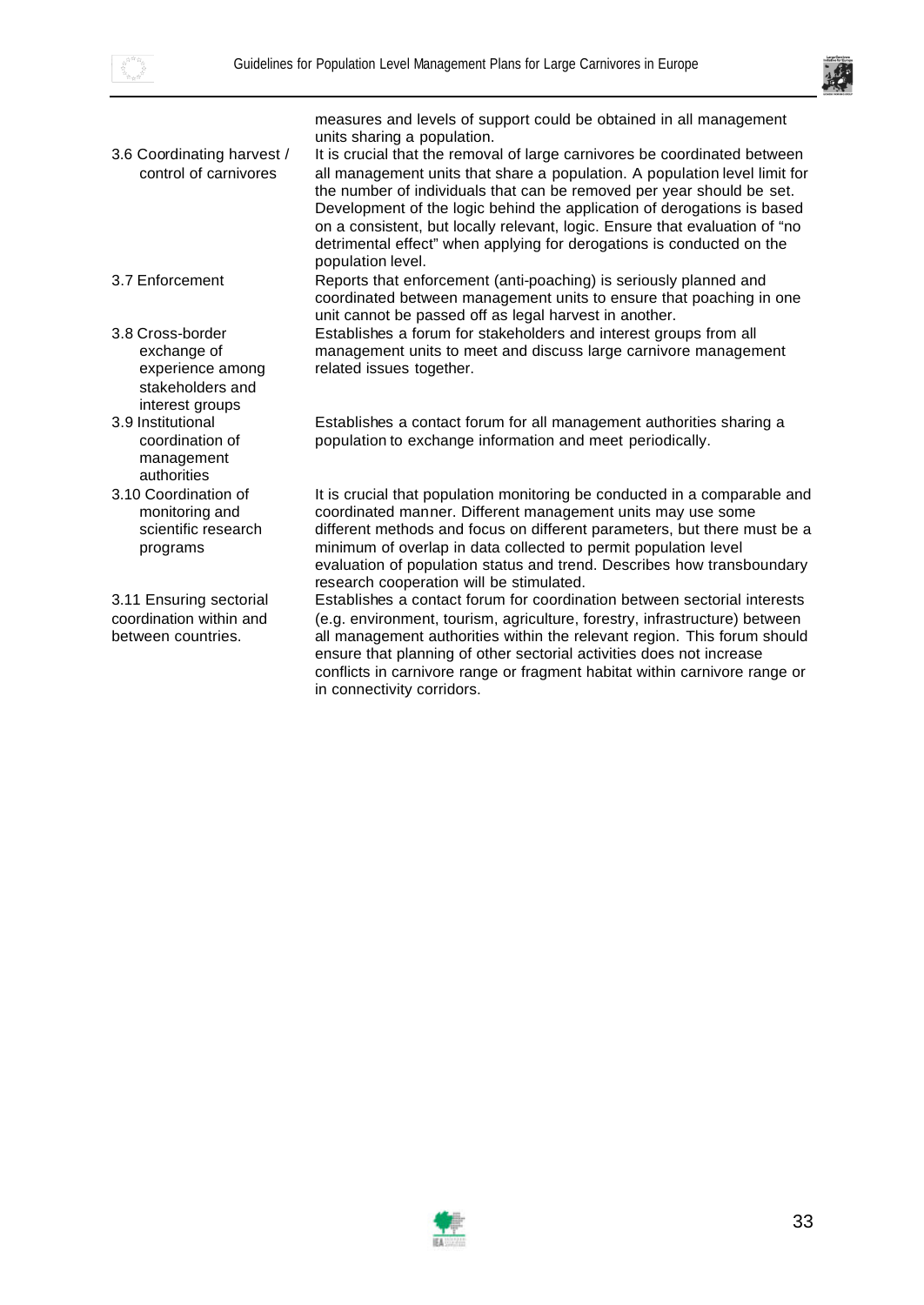| | |
|---|---|
| | measures and levels of support could be obtained in all management units sharing a population. |
| 3.6 Coordinating harvest / control of carnivores | It is crucial that the removal of large carnivores be coordinated between all management units that share a population. A population level limit for the number of individuals that can be removed per year should be set. Development of the logic behind the application of derogations is based on a consistent, but locally relevant, logic. Ensure that evaluation of "no detrimental effect" when applying for derogations is conducted on the population level. |
| 3.7 Enforcement | Reports that enforcement (anti-poaching) is seriously planned and coordinated between management units to ensure that poaching in one unit cannot be passed off as legal harvest in another. |
| 3.8 Cross-border exchange of experience among stakeholders and interest groups | Establishes a forum for stakeholders and interest groups from all management units to meet and discuss large carnivore management related issues together. |
| 3.9 Institutional coordination of management authorities | Establishes a contact forum for all management authorities sharing a population to exchange information and meet periodically. |
| 3.10 Coordination of monitoring and scientific research programs | It is crucial that population monitoring be conducted in a comparable and coordinated manner. Different management units may use some different methods and focus on different parameters, but there must be a minimum of overlap in data collected to permit population level evaluation of population status and trend. Describes how transboundary research cooperation will be stimulated. |
| 3.11 Ensuring sectorial coordination within and between countries. | Establishes a contact forum for coordination between sectorial interests (e.g. environment, tourism, agriculture, forestry, infrastructure) between all management authorities within the relevant region. This forum should ensure that planning of other sectorial activities does not increase conflicts in carnivore range or fragment habitat within carnivore range or in connectivity corridors. |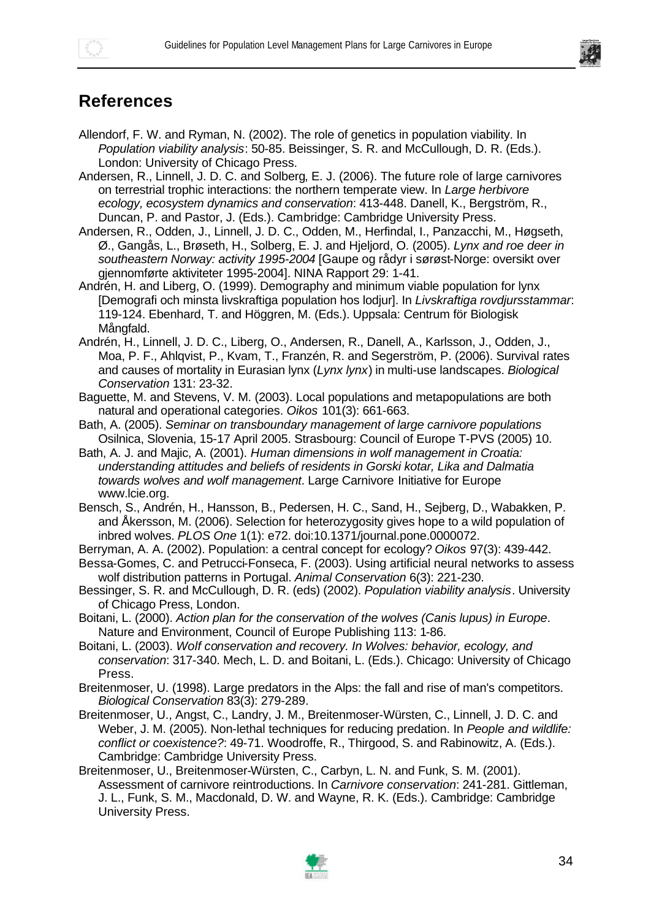## References

Allendorf, F. W. and Ryman, N. (2002). The role of genetics in population viability. In *Population viability analysis*: 50-85. Beissinger, S. R. and McCullough, D. R. (Eds.). London: University of Chicago Press.

Andersen, R., Linnell, J. D. C. and Solberg, E. J. (2006). The future role of large carnivores on terrestrial trophic interactions: the northern temperate view. In *Large herbivore ecology, ecosystem dynamics and conservation*: 413-448. Danell, K., Bergström, R., Duncan, P. and Pastor, J. (Eds.). Cambridge: Cambridge University Press.

Andersen, R., Odden, J., Linnell, J. D. C., Odden, M., Herfindal, I., Panzacchi, M., Høgseth, Ø., Gangås, L., Brøseth, H., Solberg, E. J. and Hjeljord, O. (2005). *Lynx and roe deer in southeastern Norway: activity 1995-2004* [Gaupe og rådyr i sørøst-Norge: oversikt over gjennomførte aktiviteter 1995-2004]. NINA Rapport 29: 1-41.

Andrén, H. and Liberg, O. (1999). Demography and minimum viable population for lynx [Demografi och minsta livskraftiga population hos lodjur]. In *Livskraftiga rovdjursstammar*: 119-124. Ebenhard, T. and Höggren, M. (Eds.). Uppsala: Centrum för Biologisk Mångfald.

Andrén, H., Linnell, J. D. C., Liberg, O., Andersen, R., Danell, A., Karlsson, J., Odden, J., Moa, P. F., Ahlqvist, P., Kvam, T., Franzén, R. and Segerström, P. (2006). Survival rates and causes of mortality in Eurasian lynx (*Lynx lynx*) in multi-use landscapes. *Biological Conservation* 131: 23-32.

Baguette, M. and Stevens, V. M. (2003). Local populations and metapopulations are both natural and operational categories. *Oikos* 101(3): 661-663.

Bath, A. (2005). *Seminar on transboundary management of large carnivore populations* Osilnica, Slovenia, 15-17 April 2005. Strasbourg: Council of Europe T-PVS (2005) 10.

Bath, A. J. and Majic, A. (2001). *Human dimensions in wolf management in Croatia: understanding attitudes and beliefs of residents in Gorski kotar, Lika and Dalmatia towards wolves and wolf management*. Large Carnivore Initiative for Europe www.lcie.org.

Bensch, S., Andrén, H., Hansson, B., Pedersen, H. C., Sand, H., Sejberg, D., Wabakken, P. and Åkersson, M. (2006). Selection for heterozygosity gives hope to a wild population of inbred wolves. *PLOS One* 1(1): e72. doi:10.1371/journal.pone.0000072.

Berryman, A. A. (2002). Population: a central concept for ecology? *Oikos* 97(3): 439-442.

Bessa-Gomes, C. and Petrucci-Fonseca, F. (2003). Using artificial neural networks to assess wolf distribution patterns in Portugal. *Animal Conservation* 6(3): 221-230.

Bessinger, S. R. and McCullough, D. R. (eds) (2002). *Population viability analysis*. University of Chicago Press, London.

Boitani, L. (2000). *Action plan for the conservation of the wolves (Canis lupus) in Europe*. Nature and Environment, Council of Europe Publishing 113: 1-86.

Boitani, L. (2003). *Wolf conservation and recovery. In Wolves: behavior, ecology, and conservation*: 317-340. Mech, L. D. and Boitani, L. (Eds.). Chicago: University of Chicago Press.

Breitenmoser, U. (1998). Large predators in the Alps: the fall and rise of man's competitors. *Biological Conservation* 83(3): 279-289.

Breitenmoser, U., Angst, C., Landry, J. M., Breitenmoser-Würsten, C., Linnell, J. D. C. and Weber, J. M. (2005). Non-lethal techniques for reducing predation. In *People and wildlife: conflict or coexistence?*: 49-71. Woodroffe, R., Thirgood, S. and Rabinowitz, A. (Eds.). Cambridge: Cambridge University Press.

Breitenmoser, U., Breitenmoser-Würsten, C., Carbyn, L. N. and Funk, S. M. (2001). Assessment of carnivore reintroductions. In *Carnivore conservation*: 241-281. Gittleman, J. L., Funk, S. M., Macdonald, D. W. and Wayne, R. K. (Eds.). Cambridge: Cambridge University Press.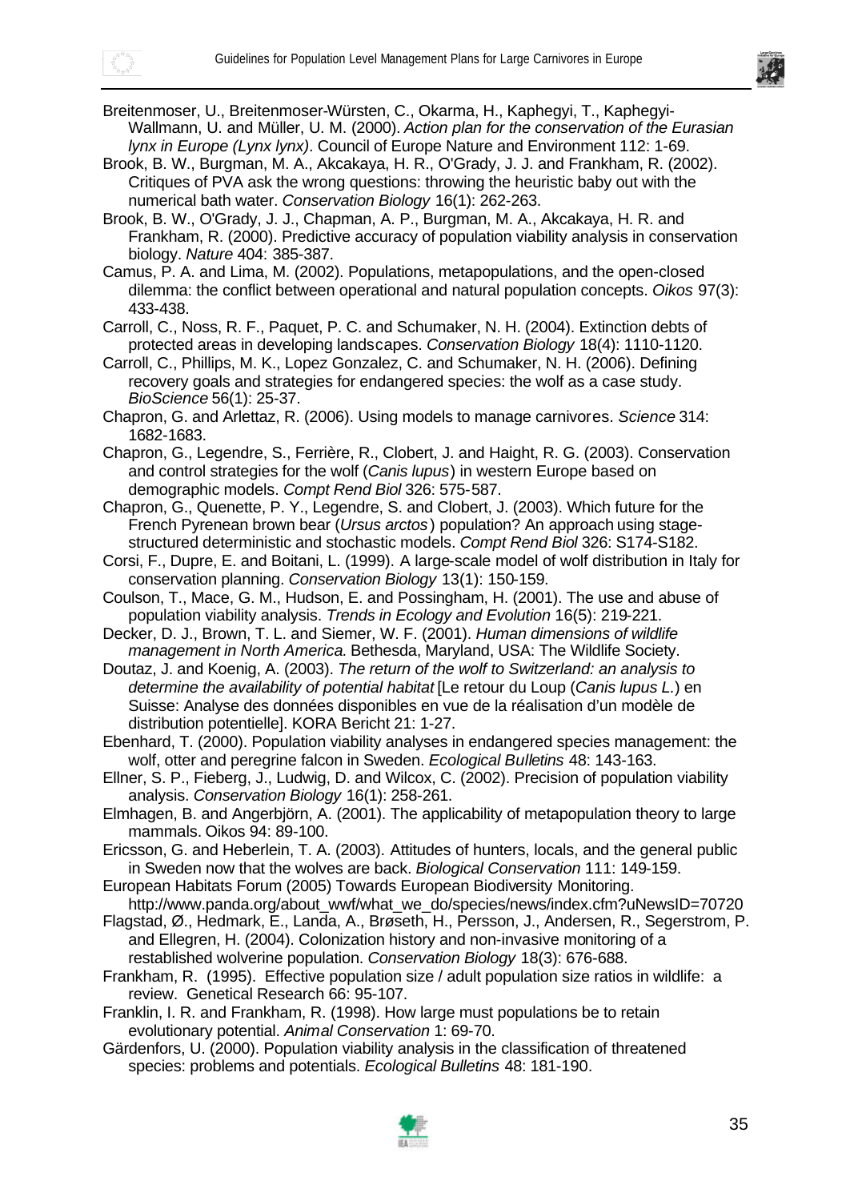Breitenmoser, U., Breitenmoser-Würsten, C., Okarma, H., Kaphegyi, T., Kaphegyi-Wallmann, U. and Müller, U. M. (2000). *Action plan for the conservation of the Eurasian lynx in Europe (Lynx lynx)*. Council of Europe Nature and Environment 112: 1-69.

Brook, B. W., Burgman, M. A., Akcakaya, H. R., O'Grady, J. J. and Frankham, R. (2002). Critiques of PVA ask the wrong questions: throwing the heuristic baby out with the numerical bath water. *Conservation Biology* 16(1): 262-263.

Brook, B. W., O'Grady, J. J., Chapman, A. P., Burgman, M. A., Akcakaya, H. R. and Frankham, R. (2000). Predictive accuracy of population viability analysis in conservation biology. *Nature* 404: 385-387.

Camus, P. A. and Lima, M. (2002). Populations, metapopulations, and the open-closed dilemma: the conflict between operational and natural population concepts. *Oikos* 97(3): 433-438.

Carroll, C., Noss, R. F., Paquet, P. C. and Schumaker, N. H. (2004). Extinction debts of protected areas in developing landscapes. *Conservation Biology* 18(4): 1110-1120.

Carroll, C., Phillips, M. K., Lopez Gonzalez, C. and Schumaker, N. H. (2006). Defining recovery goals and strategies for endangered species: the wolf as a case study. *BioScience* 56(1): 25-37.

Chapron, G. and Arlettaz, R. (2006). Using models to manage carnivores. *Science* 314: 1682-1683.

Chapron, G., Legendre, S., Ferrière, R., Clobert, J. and Haight, R. G. (2003). Conservation and control strategies for the wolf (*Canis lupus*) in western Europe based on demographic models. *Compt Rend Biol* 326: 575-587.

Chapron, G., Quenette, P. Y., Legendre, S. and Clobert, J. (2003). Which future for the French Pyrenean brown bear (*Ursus arctos*) population? An approach using stage-structured deterministic and stochastic models. *Compt Rend Biol* 326: S174-S182.

Corsi, F., Dupre, E. and Boitani, L. (1999). A large-scale model of wolf distribution in Italy for conservation planning. *Conservation Biology* 13(1): 150-159.

Coulson, T., Mace, G. M., Hudson, E. and Possingham, H. (2001). The use and abuse of population viability analysis. *Trends in Ecology and Evolution* 16(5): 219-221.

Decker, D. J., Brown, T. L. and Siemer, W. F. (2001). *Human dimensions of wildlife management in North America*. Bethesda, Maryland, USA: The Wildlife Society.

Doutaz, J. and Koenig, A. (2003). *The return of the wolf to Switzerland: an analysis to determine the availability of potential habitat* [Le retour du Loup (*Canis lupus L.*) en Suisse: Analyse des données disponibles en vue de la réalisation d'un modèle de distribution potentielle]. KORA Bericht 21: 1-27.

Ebenhard, T. (2000). Population viability analyses in endangered species management: the wolf, otter and peregrine falcon in Sweden. *Ecological Bulletins* 48: 143-163.

Ellner, S. P., Fieberg, J., Ludwig, D. and Wilcox, C. (2002). Precision of population viability analysis. *Conservation Biology* 16(1): 258-261.

Elmhagen, B. and Angerbjörn, A. (2001). The applicability of metapopulation theory to large mammals. Oikos 94: 89-100.

Ericsson, G. and Heberlein, T. A. (2003). Attitudes of hunters, locals, and the general public in Sweden now that the wolves are back. *Biological Conservation* 111: 149-159.

European Habitats Forum (2005) Towards European Biodiversity Monitoring. http://www.panda.org/about_wwf/what_we_do/species/news/index.cfm?uNewsID=70720

Flagstad, Ø., Hedmark, E., Landa, A., Brøseth, H., Persson, J., Andersen, R., Segerstrom, P. and Ellegren, H. (2004). Colonization history and non-invasive monitoring of a reestablished wolverine population. *Conservation Biology* 18(3): 676-688.

Frankham, R. (1995). Effective population size / adult population size ratios in wildlife: a review. Genetical Research 66: 95-107.

Franklin, I. R. and Frankham, R. (1998). How large must populations be to retain evolutionary potential. *Animal Conservation* 1: 69-70.

Gärdenfors, U. (2000). Population viability analysis in the classification of threatened species: problems and potentials. *Ecological Bulletins* 48: 181-190.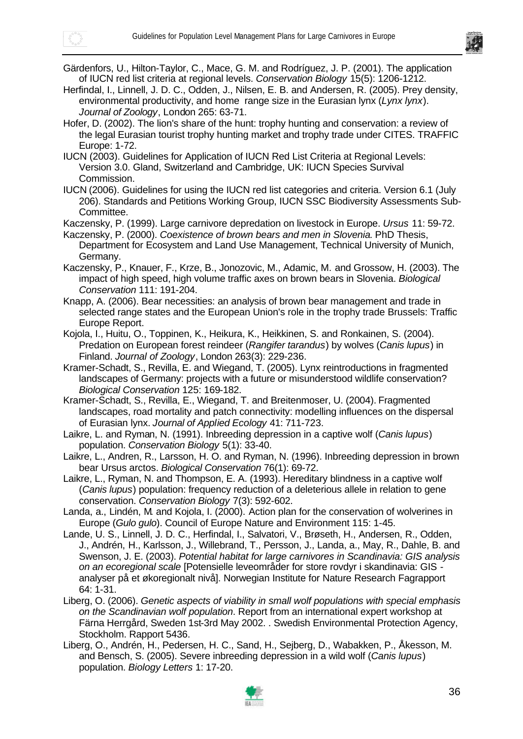Gärdenfors, U., Hilton-Taylor, C., Mace, G. M. and Rodríguez, J. P. (2001). The application of IUCN red list criteria at regional levels. *Conservation Biology* 15(5): 1206-1212.

Herfindal, I., Linnell, J. D. C., Odden, J., Nilsen, E. B. and Andersen, R. (2005). Prey density, environmental productivity, and home range size in the Eurasian lynx (*Lynx lynx*). *Journal of Zoology*, London 265: 63-71.

Hofer, D. (2002). The lion's share of the hunt: trophy hunting and conservation: a review of the legal Eurasian tourist trophy hunting market and trophy trade under CITES. TRAFFIC Europe: 1-72.

IUCN (2003). Guidelines for Application of IUCN Red List Criteria at Regional Levels: Version 3.0. Gland, Switzerland and Cambridge, UK: IUCN Species Survival Commission.

IUCN (2006). Guidelines for using the IUCN red list categories and criteria. Version 6.1 (July 206). Standards and Petitions Working Group, IUCN SSC Biodiversity Assessments Sub-Committee.

Kaczensky, P. (1999). Large carnivore depredation on livestock in Europe. *Ursus* 11: 59-72.

Kaczensky, P. (2000). *Coexistence of brown bears and men in Slovenia*. PhD Thesis, Department for Ecosystem and Land Use Management, Technical University of Munich, Germany.

Kaczensky, P., Knauer, F., Krze, B., Jonozovic, M., Adamic, M. and Grossow, H. (2003). The impact of high speed, high volume traffic axes on brown bears in Slovenia. *Biological Conservation* 111: 191-204.

Knapp, A. (2006). Bear necessities: an analysis of brown bear management and trade in selected range states and the European Union's role in the trophy trade Brussels: Traffic Europe Report.

Kojola, I., Huitu, O., Toppinen, K., Heikura, K., Heikkinen, S. and Ronkainen, S. (2004). Predation on European forest reindeer (*Rangifer tarandus*) by wolves (*Canis lupus*) in Finland. *Journal of Zoology*, London 263(3): 229-236.

Kramer-Schadt, S., Revilla, E. and Wiegand, T. (2005). Lynx reintroductions in fragmented landscapes of Germany: projects with a future or misunderstood wildlife conservation? *Biological Conservation* 125: 169-182.

Kramer-Schadt, S., Revilla, E., Wiegand, T. and Breitenmoser, U. (2004). Fragmented landscapes, road mortality and patch connectivity: modelling influences on the dispersal of Eurasian lynx. *Journal of Applied Ecology* 41: 711-723.

Laikre, L. and Ryman, N. (1991). Inbreeding depression in a captive wolf (*Canis lupus*) population. *Conservation Biology* 5(1): 33-40.

Laikre, L., Andren, R., Larsson, H. O. and Ryman, N. (1996). Inbreeding depression in brown bear Ursus arctos. *Biological Conservation* 76(1): 69-72.

Laikre, L., Ryman, N. and Thompson, E. A. (1993). Hereditary blindness in a captive wolf (*Canis lupus*) population: frequency reduction of a deleterious allele in relation to gene conservation. *Conservation Biology* 7(3): 592-602.

Landa, a., Lindén, M. and Kojola, I. (2000). Action plan for the conservation of wolverines in Europe (*Gulo gulo*). Council of Europe Nature and Environment 115: 1-45.

Lande, U. S., Linnell, J. D. C., Herfindal, I., Salvatori, V., Brøseth, H., Andersen, R., Odden, J., Andrén, H., Karlsson, J., Willebrand, T., Persson, J., Landa, a., May, R., Dahle, B. and Swenson, J. E. (2003). *Potential habitat for large carnivores in Scandinavia: GIS analysis on an ecoregional scale* [Potensielle leveområder for store rovdyr i skandinavia: GIS - analyser på et økoregionalt nivå]. Norwegian Institute for Nature Research Fagrapport 64: 1-31.

Liberg, O. (2006). *Genetic aspects of viability in small wolf populations with special emphasis on the Scandinavian wolf population*. Report from an international expert workshop at Färna Herrgård, Sweden 1st-3rd May 2002. . Swedish Environmental Protection Agency, Stockholm. Rapport 5436.

Liberg, O., Andrén, H., Pedersen, H. C., Sand, H., Sejberg, D., Wabakken, P., Åkesson, M. and Bensch, S. (2005). Severe inbreeding depression in a wild wolf (*Canis lupus*) population. *Biology Letters* 1: 17-20.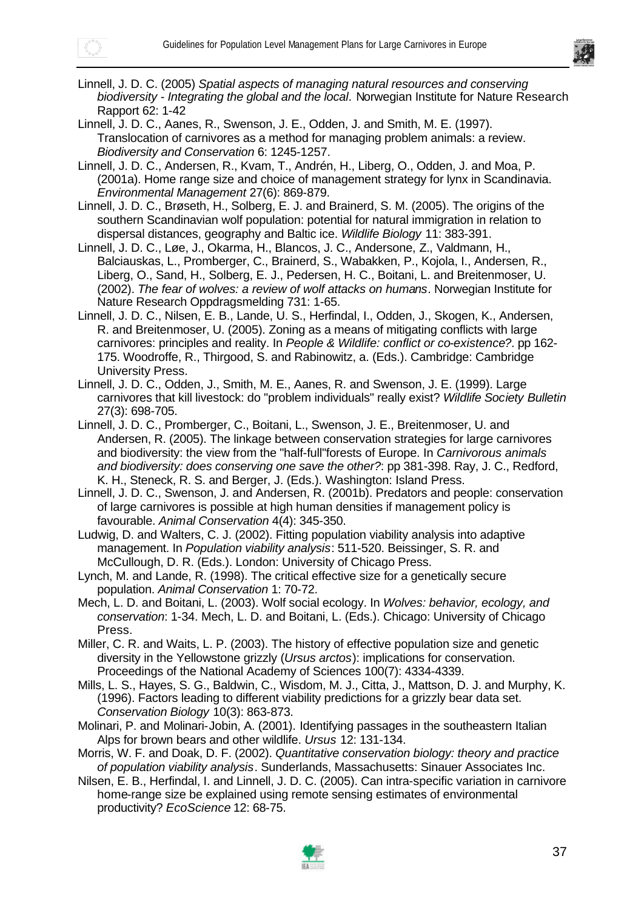Linnell, J. D. C. (2005) *Spatial aspects of managing natural resources and conserving biodiversity - Integrating the global and the local*. Norwegian Institute for Nature Research Rapport 62: 1-42

Linnell, J. D. C., Aanes, R., Swenson, J. E., Odden, J. and Smith, M. E. (1997). Translocation of carnivores as a method for managing problem animals: a review. *Biodiversity and Conservation* 6: 1245-1257.

Linnell, J. D. C., Andersen, R., Kvam, T., Andrén, H., Liberg, O., Odden, J. and Moa, P. (2001a). Home range size and choice of management strategy for lynx in Scandinavia. *Environmental Management* 27(6): 869-879.

Linnell, J. D. C., Brøseth, H., Solberg, E. J. and Brainerd, S. M. (2005). The origins of the southern Scandinavian wolf population: potential for natural immigration in relation to dispersal distances, geography and Baltic ice. *Wildlife Biology* 11: 383-391.

Linnell, J. D. C., Løe, J., Okarma, H., Blancos, J. C., Andersone, Z., Valdmann, H., Balciauskas, L., Promberger, C., Brainerd, S., Wabakken, P., Kojola, I., Andersen, R., Liberg, O., Sand, H., Solberg, E. J., Pedersen, H. C., Boitani, L. and Breitenmoser, U. (2002). *The fear of wolves: a review of wolf attacks on humans*. Norwegian Institute for Nature Research Oppdragsmelding 731: 1-65.

Linnell, J. D. C., Nilsen, E. B., Lande, U. S., Herfindal, I., Odden, J., Skogen, K., Andersen, R. and Breitenmoser, U. (2005). Zoning as a means of mitigating conflicts with large carnivores: principles and reality. In *People & Wildlife: conflict or co-existence?*. pp 162-175. Woodroffe, R., Thirgood, S. and Rabinowitz, a. (Eds.). Cambridge: Cambridge University Press.

Linnell, J. D. C., Odden, J., Smith, M. E., Aanes, R. and Swenson, J. E. (1999). Large carnivores that kill livestock: do "problem individuals" really exist? *Wildlife Society Bulletin* 27(3): 698-705.

Linnell, J. D. C., Promberger, C., Boitani, L., Swenson, J. E., Breitenmoser, U. and Andersen, R. (2005). The linkage between conservation strategies for large carnivores and biodiversity: the view from the "half-full"forests of Europe. In *Carnivorous animals and biodiversity: does conserving one save the other?*: pp 381-398. Ray, J. C., Redford, K. H., Steneck, R. S. and Berger, J. (Eds.). Washington: Island Press.

Linnell, J. D. C., Swenson, J. and Andersen, R. (2001b). Predators and people: conservation of large carnivores is possible at high human densities if management policy is favourable. *Animal Conservation* 4(4): 345-350.

Ludwig, D. and Walters, C. J. (2002). Fitting population viability analysis into adaptive management. In *Population viability analysis*: 511-520. Beissinger, S. R. and McCullough, D. R. (Eds.). London: University of Chicago Press.

Lynch, M. and Lande, R. (1998). The critical effective size for a genetically secure population. *Animal Conservation* 1: 70-72.

Mech, L. D. and Boitani, L. (2003). Wolf social ecology. In *Wolves: behavior, ecology, and conservation*: 1-34. Mech, L. D. and Boitani, L. (Eds.). Chicago: University of Chicago Press.

Miller, C. R. and Waits, L. P. (2003). The history of effective population size and genetic diversity in the Yellowstone grizzly (*Ursus arctos*): implications for conservation. Proceedings of the National Academy of Sciences 100(7): 4334-4339.

Mills, L. S., Hayes, S. G., Baldwin, C., Wisdom, M. J., Citta, J., Mattson, D. J. and Murphy, K. (1996). Factors leading to different viability predictions for a grizzly bear data set. *Conservation Biology* 10(3): 863-873.

Molinari, P. and Molinari-Jobin, A. (2001). Identifying passages in the southeastern Italian Alps for brown bears and other wildlife. *Ursus* 12: 131-134.

Morris, W. F. and Doak, D. F. (2002). *Quantitative conservation biology: theory and practice of population viability analysis*. Sunderlands, Massachusetts: Sinauer Associates Inc.

Nilsen, E. B., Herfindal, I. and Linnell, J. D. C. (2005). Can intra-specific variation in carnivore home-range size be explained using remote sensing estimates of environmental productivity? *EcoScience* 12: 68-75.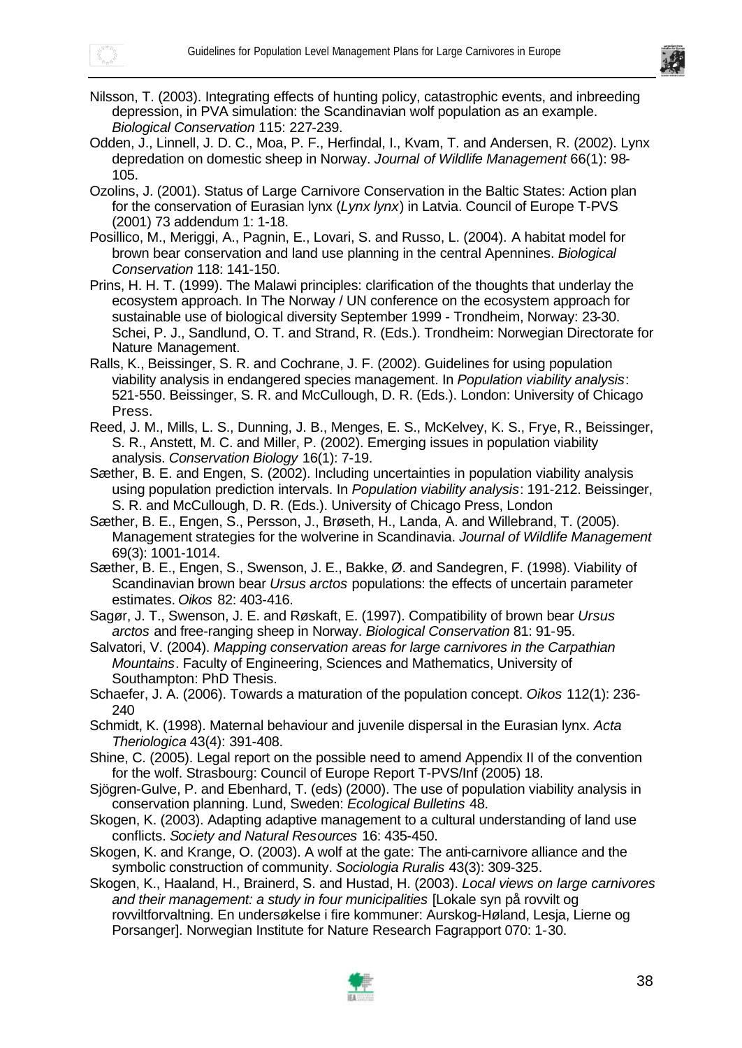Nilsson, T. (2003). Integrating effects of hunting policy, catastrophic events, and inbreeding depression, in PVA simulation: the Scandinavian wolf population as an example. *Biological Conservation* 115: 227-239.

Odden, J., Linnell, J. D. C., Moa, P. F., Herfindal, I., Kvam, T. and Andersen, R. (2002). Lynx depredation on domestic sheep in Norway. *Journal of Wildlife Management* 66(1): 98-105.

Ozolins, J. (2001). Status of Large Carnivore Conservation in the Baltic States: Action plan for the conservation of Eurasian lynx (*Lynx lynx*) in Latvia. Council of Europe T-PVS (2001) 73 addendum 1: 1-18.

Posillico, M., Meriggi, A., Pagnin, E., Lovari, S. and Russo, L. (2004). A habitat model for brown bear conservation and land use planning in the central Apennines. *Biological Conservation* 118: 141-150.

Prins, H. H. T. (1999). The Malawi principles: clarification of the thoughts that underlay the ecosystem approach. In The Norway / UN conference on the ecosystem approach for sustainable use of biological diversity September 1999 - Trondheim, Norway: 23-30. Schei, P. J., Sandlund, O. T. and Strand, R. (Eds.). Trondheim: Norwegian Directorate for Nature Management.

Ralls, K., Beissinger, S. R. and Cochrane, J. F. (2002). Guidelines for using population viability analysis in endangered species management. In *Population viability analysis*: 521-550. Beissinger, S. R. and McCullough, D. R. (Eds.). London: University of Chicago Press.

Reed, J. M., Mills, L. S., Dunning, J. B., Menges, E. S., McKelvey, K. S., Frye, R., Beissinger, S. R., Anstett, M. C. and Miller, P. (2002). Emerging issues in population viability analysis. *Conservation Biology* 16(1): 7-19.

Sæther, B. E. and Engen, S. (2002). Including uncertainties in population viability analysis using population prediction intervals. In *Population viability analysis*: 191-212. Beissinger, S. R. and McCullough, D. R. (Eds.). University of Chicago Press, London

Sæther, B. E., Engen, S., Persson, J., Brøseth, H., Landa, A. and Willebrand, T. (2005). Management strategies for the wolverine in Scandinavia. *Journal of Wildlife Management* 69(3): 1001-1014.

Sæther, B. E., Engen, S., Swenson, J. E., Bakke, Ø. and Sandegren, F. (1998). Viability of Scandinavian brown bear *Ursus arctos* populations: the effects of uncertain parameter estimates. *Oikos* 82: 403-416.

Sagør, J. T., Swenson, J. E. and Røskaft, E. (1997). Compatibility of brown bear *Ursus arctos* and free-ranging sheep in Norway. *Biological Conservation* 81: 91-95.

Salvatori, V. (2004). *Mapping conservation areas for large carnivores in the Carpathian Mountains*. Faculty of Engineering, Sciences and Mathematics, University of Southampton: PhD Thesis.

Schaefer, J. A. (2006). Towards a maturation of the population concept. *Oikos* 112(1): 236-240

Schmidt, K. (1998). Maternal behaviour and juvenile dispersal in the Eurasian lynx. *Acta Theriologica* 43(4): 391-408.

Shine, C. (2005). Legal report on the possible need to amend Appendix II of the convention for the wolf. Strasbourg: Council of Europe Report T-PVS/Inf (2005) 18.

Sjögren-Gulve, P. and Ebenhard, T. (eds) (2000). The use of population viability analysis in conservation planning. Lund, Sweden: *Ecological Bulletins* 48.

Skogen, K. (2003). Adapting adaptive management to a cultural understanding of land use conflicts. *Society and Natural Resources* 16: 435-450.

Skogen, K. and Krange, O. (2003). A wolf at the gate: The anti-carnivore alliance and the symbolic construction of community. *Sociologia Ruralis* 43(3): 309-325.

Skogen, K., Haaland, H., Brainerd, S. and Hustad, H. (2003). *Local views on large carnivores and their management: a study in four municipalities* [Lokale syn på rovvilt og rovviltforvaltning. En undersøkelse i fire kommuner: Aurskog-Høland, Lesja, Lierne og Porsanger]. Norwegian Institute for Nature Research Fagrapport 070: 1-30.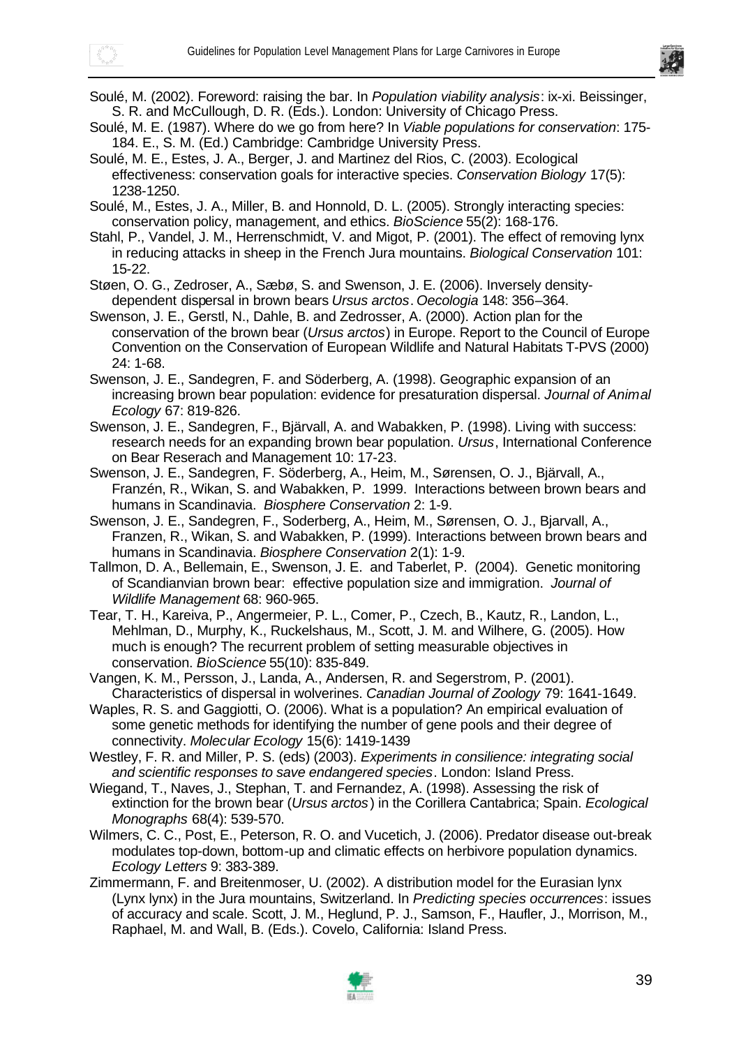Soulé, M. (2002). Foreword: raising the bar. In *Population viability analysis*: ix-xi. Beissinger, S. R. and McCullough, D. R. (Eds.). London: University of Chicago Press.

Soulé, M. E. (1987). Where do we go from here? In *Viable populations for conservation*: 175-184. E., S. M. (Ed.) Cambridge: Cambridge University Press.

Soulé, M. E., Estes, J. A., Berger, J. and Martinez del Rios, C. (2003). Ecological effectiveness: conservation goals for interactive species. *Conservation Biology* 17(5): 1238-1250.

Soulé, M., Estes, J. A., Miller, B. and Honnold, D. L. (2005). Strongly interacting species: conservation policy, management, and ethics. *BioScience* 55(2): 168-176.

Stahl, P., Vandel, J. M., Herrenschmidt, V. and Migot, P. (2001). The effect of removing lynx in reducing attacks in sheep in the French Jura mountains. *Biological Conservation* 101: 15-22.

Støen, O. G., Zedroser, A., Sæbø, S. and Swenson, J. E. (2006). Inversely density-dependent dispersal in brown bears *Ursus arctos*. *Oecologia* 148: 356–364.

Swenson, J. E., Gerstl, N., Dahle, B. and Zedrosser, A. (2000). Action plan for the conservation of the brown bear (*Ursus arctos*) in Europe. Report to the Council of Europe Convention on the Conservation of European Wildlife and Natural Habitats T-PVS (2000) 24: 1-68.

Swenson, J. E., Sandegren, F. and Söderberg, A. (1998). Geographic expansion of an increasing brown bear population: evidence for presaturation dispersal. *Journal of Animal Ecology* 67: 819-826.

Swenson, J. E., Sandegren, F., Bjärvall, A. and Wabakken, P. (1998). Living with success: research needs for an expanding brown bear population. *Ursus*, International Conference on Bear Reserach and Management 10: 17-23.

Swenson, J. E., Sandegren, F. Söderberg, A., Heim, M., Sørensen, O. J., Bjärvall, A., Franzén, R., Wikan, S. and Wabakken, P. 1999. Interactions between brown bears and humans in Scandinavia. *Biosphere Conservation* 2: 1-9.

Swenson, J. E., Sandegren, F., Soderberg, A., Heim, M., Sørensen, O. J., Bjarvall, A., Franzen, R., Wikan, S. and Wabakken, P. (1999). Interactions between brown bears and humans in Scandinavia. *Biosphere Conservation* 2(1): 1-9.

Tallmon, D. A., Bellemain, E., Swenson, J. E. and Taberlet, P. (2004). Genetic monitoring of Scandianvian brown bear: effective population size and immigration. *Journal of Wildlife Management* 68: 960-965.

Tear, T. H., Kareiva, P., Angermeier, P. L., Comer, P., Czech, B., Kautz, R., Landon, L., Mehlman, D., Murphy, K., Ruckelshaus, M., Scott, J. M. and Wilhere, G. (2005). How much is enough? The recurrent problem of setting measurable objectives in conservation. *BioScience* 55(10): 835-849.

Vangen, K. M., Persson, J., Landa, A., Andersen, R. and Segerstrom, P. (2001). Characteristics of dispersal in wolverines. *Canadian Journal of Zoology* 79: 1641-1649.

Waples, R. S. and Gaggiotti, O. (2006). What is a population? An empirical evaluation of some genetic methods for identifying the number of gene pools and their degree of connectivity. *Molecular Ecology* 15(6): 1419-1439

Westley, F. R. and Miller, P. S. (eds) (2003). *Experiments in consilience: integrating social and scientific responses to save endangered species*. London: Island Press.

Wiegand, T., Naves, J., Stephan, T. and Fernandez, A. (1998). Assessing the risk of extinction for the brown bear (*Ursus arctos*) in the Corillera Cantabrica; Spain. *Ecological Monographs* 68(4): 539-570.

Wilmers, C. C., Post, E., Peterson, R. O. and Vucetich, J. (2006). Predator disease out-break modulates top-down, bottom-up and climatic effects on herbivore population dynamics. *Ecology Letters* 9: 383-389.

Zimmermann, F. and Breitenmoser, U. (2002). A distribution model for the Eurasian lynx (Lynx lynx) in the Jura mountains, Switzerland. In *Predicting species occurrences*: issues of accuracy and scale. Scott, J. M., Heglund, P. J., Samson, F., Haufler, J., Morrison, M., Raphael, M. and Wall, B. (Eds.). Covelo, California: Island Press.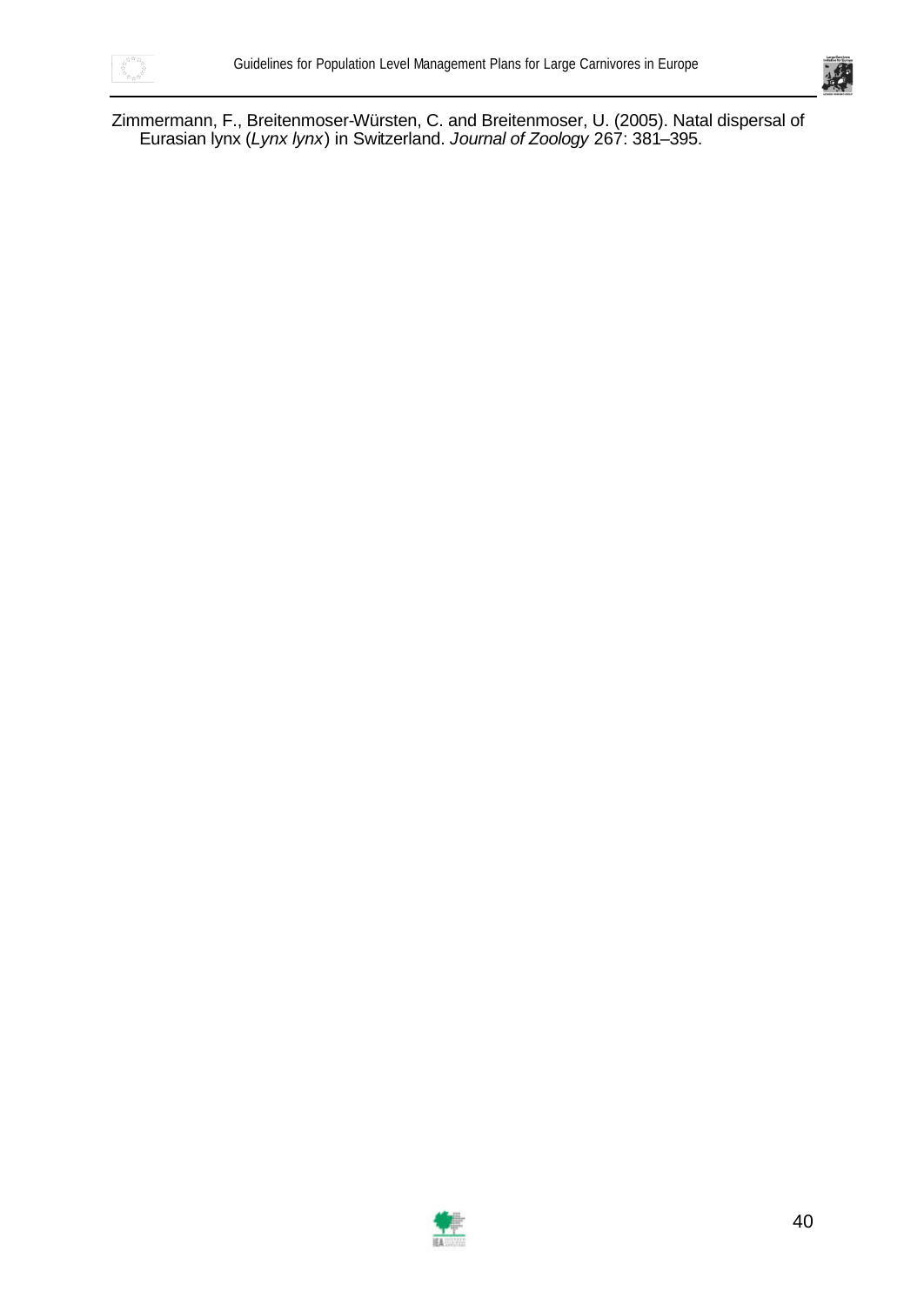Zimmermann, F., Breitenmoser-Würsten, C. and Breitenmoser, U. (2005). Natal dispersal of Eurasian lynx (*Lynx lynx*) in Switzerland. *Journal of Zoology* 267: 381–395.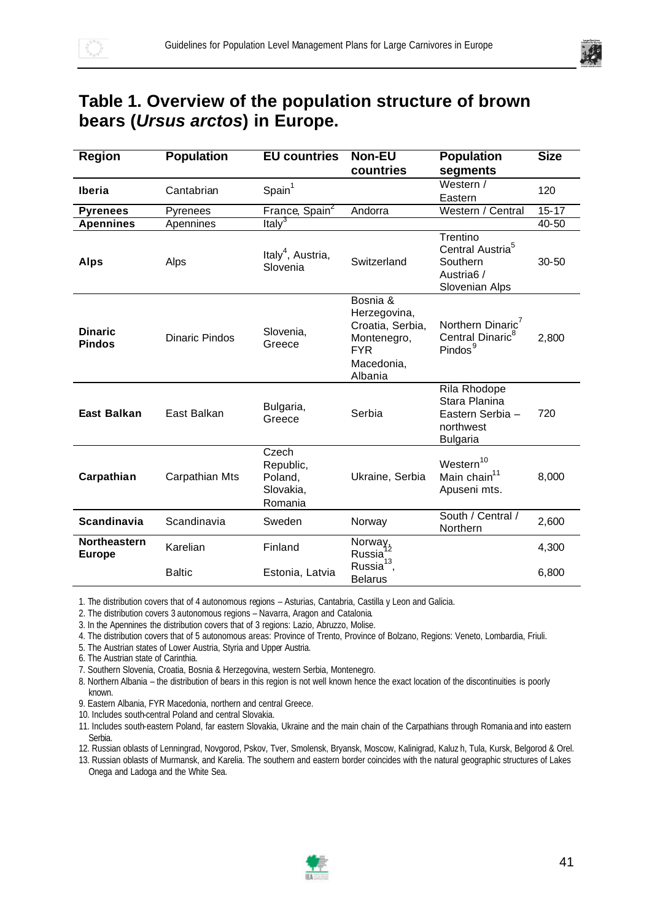## Table 1. Overview of the population structure of brown bears (*Ursus arctos*) in Europe.

| Region | Population | EU countries | Non-EU countries | Population segments | Size |
|---|---|---|---|---|---|
| **Iberia** | Cantabrian | Spain[1] | | Western / Eastern | 120 |
| **Pyrenees** | Pyrenees | France, Spain[2] | Andorra | Western / Central | 15-17 |
| **Apennines** | Apennines | Italy[3] | | | 40-50 |
| **Alps** | Alps | Italy[4], Austria, Slovenia | Switzerland | Trentino Central Austria[5] Southern Austria6 / Slovenian Alps | 30-50 |
| **Dinaric Pindos** | Dinaric Pindos | Slovenia, Greece | Bosnia & Herzegovina, Croatia, Serbia, Montenegro, FYR Macedonia, Albania | Northern Dinaric[7] Central Dinaric[8] Pindos[9] | 2,800 |
| **East Balkan** | East Balkan | Bulgaria, Greece | Serbia | Rila Rhodope Stara Planina Eastern Serbia – northwest Bulgaria | 720 |
| **Carpathian** | Carpathian Mts | Czech Republic, Poland, Slovakia, Romania | Ukraine, Serbia | Western[10] Main chain[11] Apuseni mts. | 8,000 |
| **Scandinavia** | Scandinavia | Sweden | Norway | South / Central / Northern | 2,600 |
| **Northeastern Europe** | Karelian | Finland | Norway, Russia[12] | | 4,300 |
| | Baltic | Estonia, Latvia | Russia[13], Belarus | | 6,800 |

1. The distribution covers that of 4 autonomous regions – Asturias, Cantabria, Castilla y Leon and Galicia.
2. The distribution covers 3 autonomous regions – Navarra, Aragon and Catalonia.
3. In the Apennines the distribution covers that of 3 regions: Lazio, Abruzzo, Molise.
4. The distribution covers that of 5 autonomous areas: Province of Trento, Province of Bolzano, Regions: Veneto, Lombardia, Friuli.
5. The Austrian states of Lower Austria, Styria and Upper Austria.
6. The Austrian state of Carinthia.
7. Southern Slovenia, Croatia, Bosnia & Herzegovina, western Serbia, Montenegro.
8. Northern Albania – the distribution of bears in this region is not well known hence the exact location of the discontinuities is poorly known.
9. Eastern Albania, FYR Macedonia, northern and central Greece.
10. Includes south-central Poland and central Slovakia.
11. Includes south-eastern Poland, far eastern Slovakia, Ukraine and the main chain of the Carpathians through Romania and into eastern Serbia.
12. Russian oblasts of Lenningrad, Novgorod, Pskov, Tver, Smolensk, Bryansk, Moscow, Kalinigrad, Kaluz h, Tula, Kursk, Belgorod & Orel.
13. Russian oblasts of Murmansk, and Karelia. The southern and eastern border coincides with the natural geographic structures of Lakes Onega and Ladoga and the White Sea.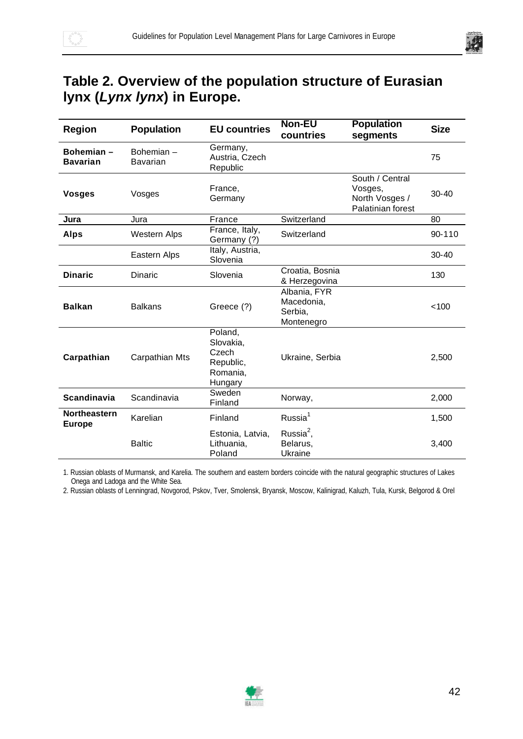## Table 2. Overview of the population structure of Eurasian lynx (*Lynx lynx*) in Europe.

| Region | Population | EU countries | Non-EU countries | Population segments | Size |
|---|---|---|---|---|---|
| **Bohemian – Bavarian** | Bohemian – Bavarian | Germany, Austria, Czech Republic | | | 75 |
| **Vosges** | Vosges | France, Germany | | South / Central Vosges, North Vosges / Palatinian forest | 30-40 |
| **Jura** | Jura | France | Switzerland | | 80 |
| **Alps** | Western Alps | France, Italy, Germany (?) | Switzerland | | 90-110 |
| | Eastern Alps | Italy, Austria, Slovenia | | | 30-40 |
| **Dinaric** | Dinaric | Slovenia | Croatia, Bosnia & Herzegovina | | 130 |
| **Balkan** | Balkans | Greece (?) | Albania, FYR Macedonia, Serbia, Montenegro | | <100 |
| **Carpathian** | Carpathian Mts | Poland, Slovakia, Czech Republic, Romania, Hungary | Ukraine, Serbia | | 2,500 |
| **Scandinavia** | Scandinavia | Sweden Finland | Norway, | | 2,000 |
| **Northeastern Europe** | Karelian | Finland | Russia[1] | | 1,500 |
| | Baltic | Estonia, Latvia, Lithuania, Poland | Russia[2], Belarus, Ukraine | | 3,400 |

1. Russian oblasts of Murmansk, and Karelia. The southern and eastern borders coincide with the natural geographic structures of Lakes Onega and Ladoga and the White Sea.

2. Russian oblasts of Lenningrad, Novgorod, Pskov, Tver, Smolensk, Bryansk, Moscow, Kalinigrad, Kaluzh, Tula, Kursk, Belgorod & Orel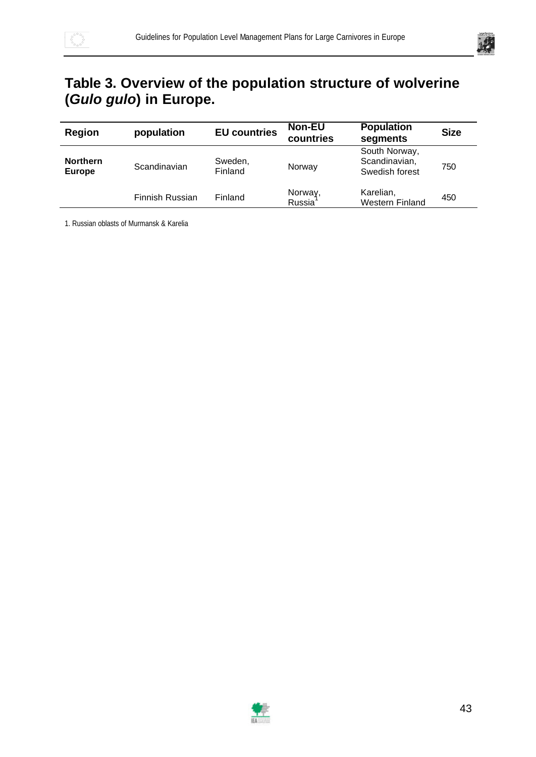## Table 3. Overview of the population structure of wolverine (*Gulo gulo*) in Europe.

| Region | population | EU countries | Non-EU countries | Population segments | Size |
|---|---|---|---|---|---|
| **Northern Europe** | Scandinavian | Sweden, Finland | Norway | South Norway, Scandinavian, Swedish forest | 750 |
| | Finnish Russian | Finland | Norway, Russia[1] | Karelian, Western Finland | 450 |

1. Russian oblasts of Murmansk & Karelia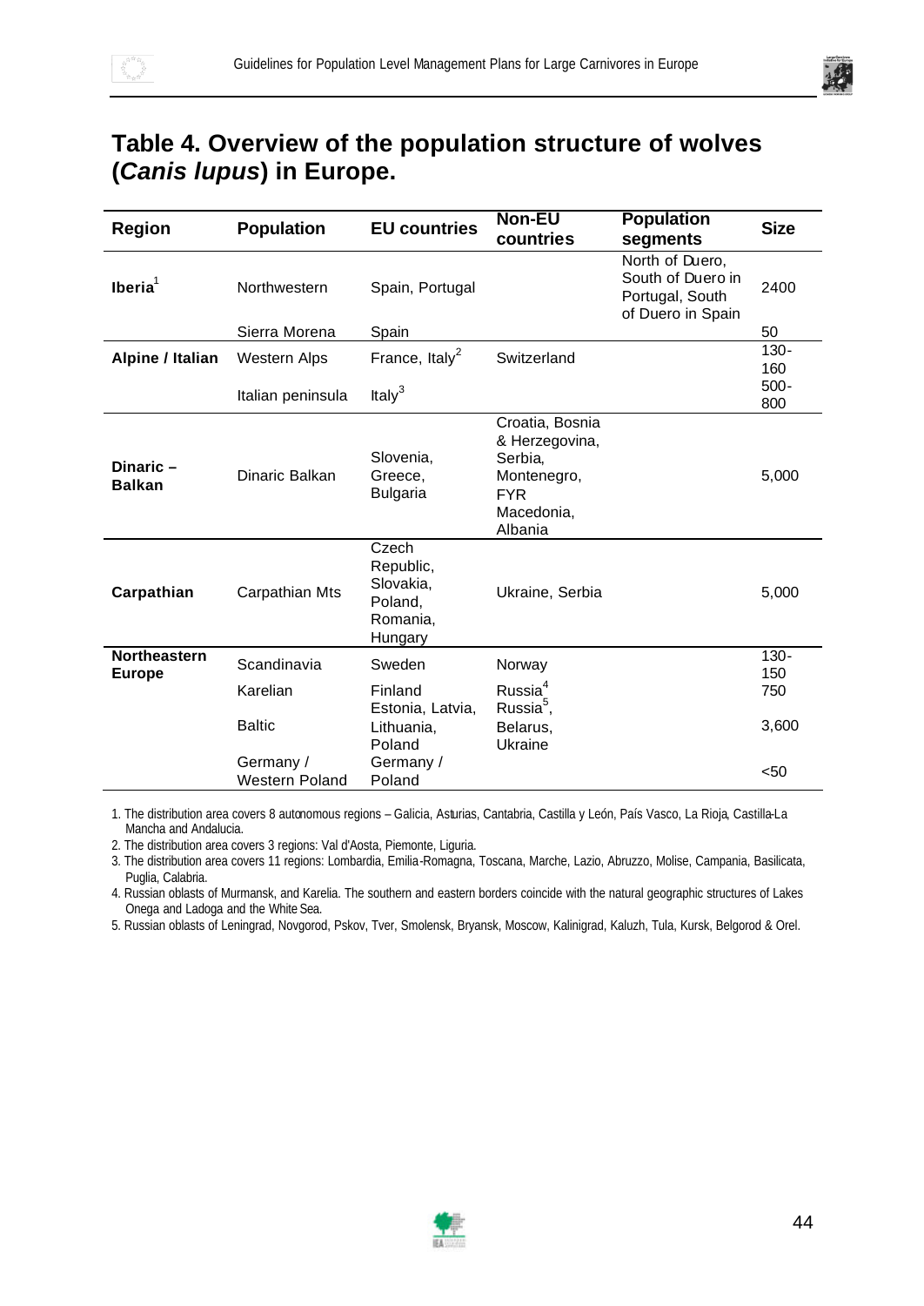## Table 4. Overview of the population structure of wolves (*Canis lupus*) in Europe.

| Region | Population | EU countries | Non-EU countries | Population segments | Size |
|---|---|---|---|---|---|
| **Iberia**[1] | Northwestern | Spain, Portugal | | North of Duero, South of Duero in Portugal, South of Duero in Spain | 2400 |
| | Sierra Morena | Spain | | | 50 |
| **Alpine / Italian** | Western Alps | France, Italy[2] | Switzerland | | 130-160 |
| | Italian peninsula | Italy[3] | | | 500-800 |
| **Dinaric – Balkan** | Dinaric Balkan | Slovenia, Greece, Bulgaria | Croatia, Bosnia & Herzegovina, Serbia, Montenegro, FYR Macedonia, Albania | | 5,000 |
| **Carpathian** | Carpathian Mts | Czech Republic, Slovakia, Poland, Romania, Hungary | Ukraine, Serbia | | 5,000 |
| **Northeastern Europe** | Scandinavia | Sweden | Norway | | 130-150 |
| | Karelian | Finland | Russia[4] | | 750 |
| | Baltic | Estonia, Latvia, Lithuania, Poland | Russia[5], Belarus, Ukraine | | 3,600 |
| | Germany / Western Poland | Germany / Poland | | | <50 |

1. The distribution area covers 8 autonomous regions – Galicia, Asturias, Cantabria, Castilla y León, País Vasco, La Rioja, Castilla-La Mancha and Andalucia.

2. The distribution area covers 3 regions: Val d'Aosta, Piemonte, Liguria.

3. The distribution area covers 11 regions: Lombardia, Emilia-Romagna, Toscana, Marche, Lazio, Abruzzo, Molise, Campania, Basilicata, Puglia, Calabria.

4. Russian oblasts of Murmansk, and Karelia. The southern and eastern borders coincide with the natural geographic structures of Lakes Onega and Ladoga and the White Sea.

5. Russian oblasts of Leningrad, Novgorod, Pskov, Tver, Smolensk, Bryansk, Moscow, Kalinigrad, Kaluzh, Tula, Kursk, Belgorod & Orel.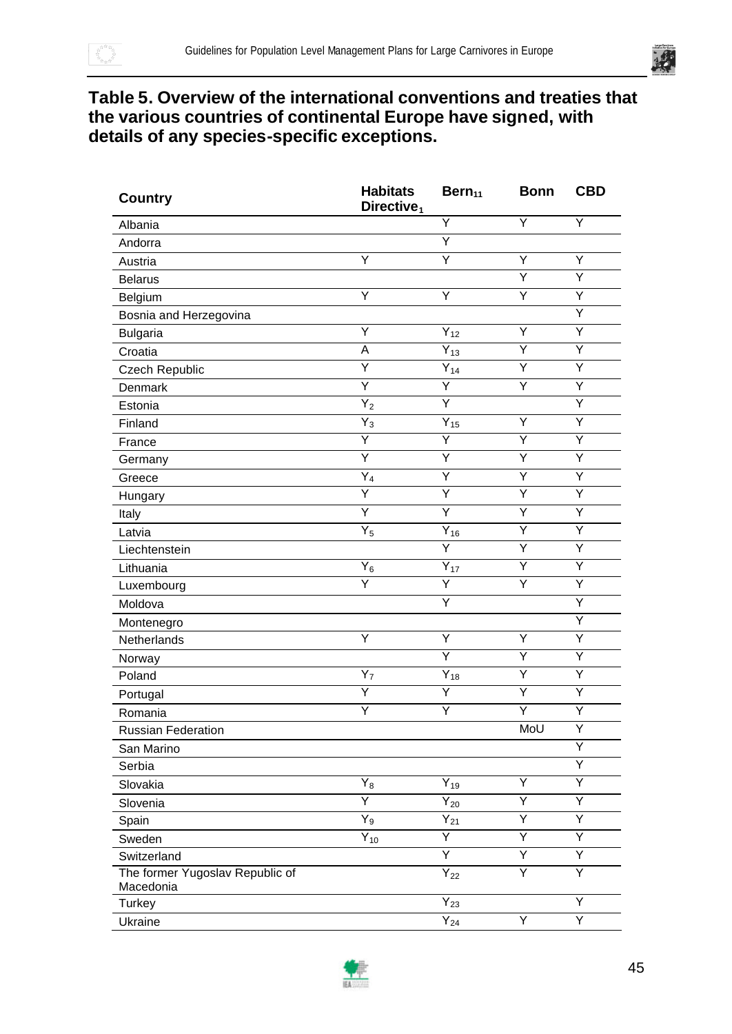**Table 5. Overview of the international conventions and treaties that the various countries of continental Europe have signed, with details of any species-specific exceptions.**

| Country | Habitats Directive[1] | Bern[11] | Bonn | CBD |
|---|---|---|---|---|
| Albania | | Y | Y | Y |
| Andorra | | Y | | |
| Austria | Y | Y | Y | Y |
| Belarus | | | Y | Y |
| Belgium | Y | Y | Y | Y |
| Bosnia and Herzegovina | | | | Y |
| Bulgaria | Y | Y[12] | Y | Y |
| Croatia | A | Y[13] | Y | Y |
| Czech Republic | Y | Y[14] | Y | Y |
| Denmark | Y | Y | Y | Y |
| Estonia | Y[2] | Y | | Y |
| Finland | Y[3] | Y[15] | Y | Y |
| France | Y | Y | Y | Y |
| Germany | Y | Y | Y | Y |
| Greece | Y[4] | Y | Y | Y |
| Hungary | Y | Y | Y | Y |
| Italy | Y | Y | Y | Y |
| Latvia | Y[5] | Y[16] | Y | Y |
| Liechtenstein | | Y | Y | Y |
| Lithuania | Y[6] | Y[17] | Y | Y |
| Luxembourg | Y | Y | Y | Y |
| Moldova | | Y | | Y |
| Montenegro | | | | Y |
| Netherlands | Y | Y | Y | Y |
| Norway | | Y | Y | Y |
| Poland | Y[7] | Y[18] | Y | Y |
| Portugal | Y | Y | Y | Y |
| Romania | Y | Y | Y | Y |
| Russian Federation | | | MoU | Y |
| San Marino | | | | Y |
| Serbia | | | | Y |
| Slovakia | Y[8] | Y[19] | Y | Y |
| Slovenia | Y | Y[20] | Y | Y |
| Spain | Y[9] | Y[21] | Y | Y |
| Sweden | Y[10] | Y | Y | Y |
| Switzerland | | Y | Y | Y |
| The former Yugoslav Republic of Macedonia | | Y[22] | Y | Y |
| Turkey | | Y[23] | | Y |
| Ukraine | | Y[24] | Y | Y |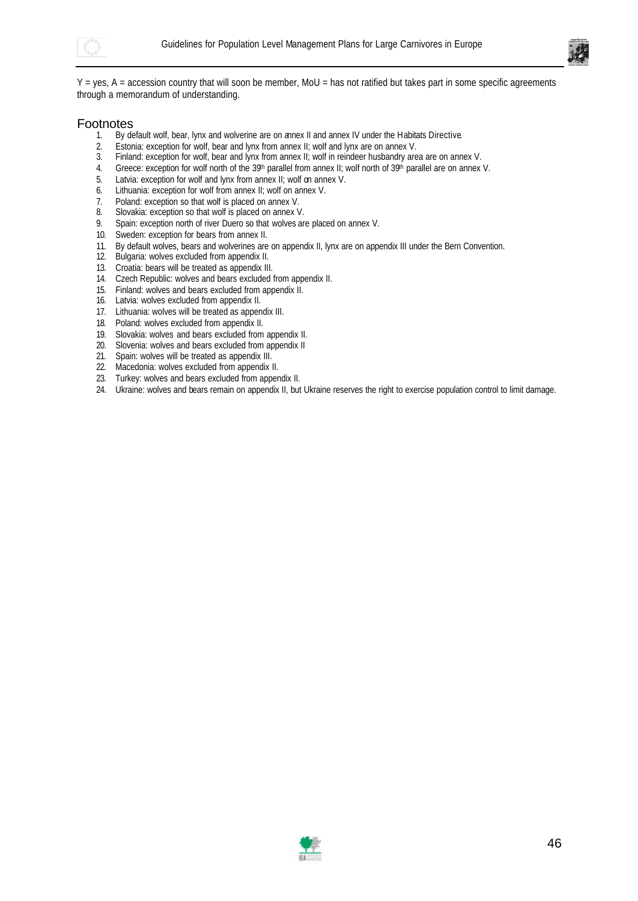Y = yes, A = accession country that will soon be member, MoU = has not ratified but takes part in some specific agreements through a memorandum of understanding.

## Footnotes

1. By default wolf, bear, lynx and wolverine are on annex II and annex IV under the Habitats Directive.
2. Estonia: exception for wolf, bear and lynx from annex II; wolf and lynx are on annex V.
3. Finland: exception for wolf, bear and lynx from annex II; wolf in reindeer husbandry area are on annex V.
4. Greece: exception for wolf north of the 39th parallel from annex II; wolf north of 39th parallel are on annex V.
5. Latvia: exception for wolf and lynx from annex II; wolf on annex V.
6. Lithuania: exception for wolf from annex II; wolf on annex V.
7. Poland: exception so that wolf is placed on annex V.
8. Slovakia: exception so that wolf is placed on annex V.
9. Spain: exception north of river Duero so that wolves are placed on annex V.
10. Sweden: exception for bears from annex II.
11. By default wolves, bears and wolverines are on appendix II, lynx are on appendix III under the Bern Convention.
12. Bulgaria: wolves excluded from appendix II.
13. Croatia: bears will be treated as appendix III.
14. Czech Republic: wolves and bears excluded from appendix II.
15. Finland: wolves and bears excluded from appendix II.
16. Latvia: wolves excluded from appendix II.
17. Lithuania: wolves will be treated as appendix III.
18. Poland: wolves excluded from appendix II.
19. Slovakia: wolves and bears excluded from appendix II.
20. Slovenia: wolves and bears excluded from appendix II
21. Spain: wolves will be treated as appendix III.
22. Macedonia: wolves excluded from appendix II.
23. Turkey: wolves and bears excluded from appendix II.
24. Ukraine: wolves and bears remain on appendix II, but Ukraine reserves the right to exercise population control to limit damage.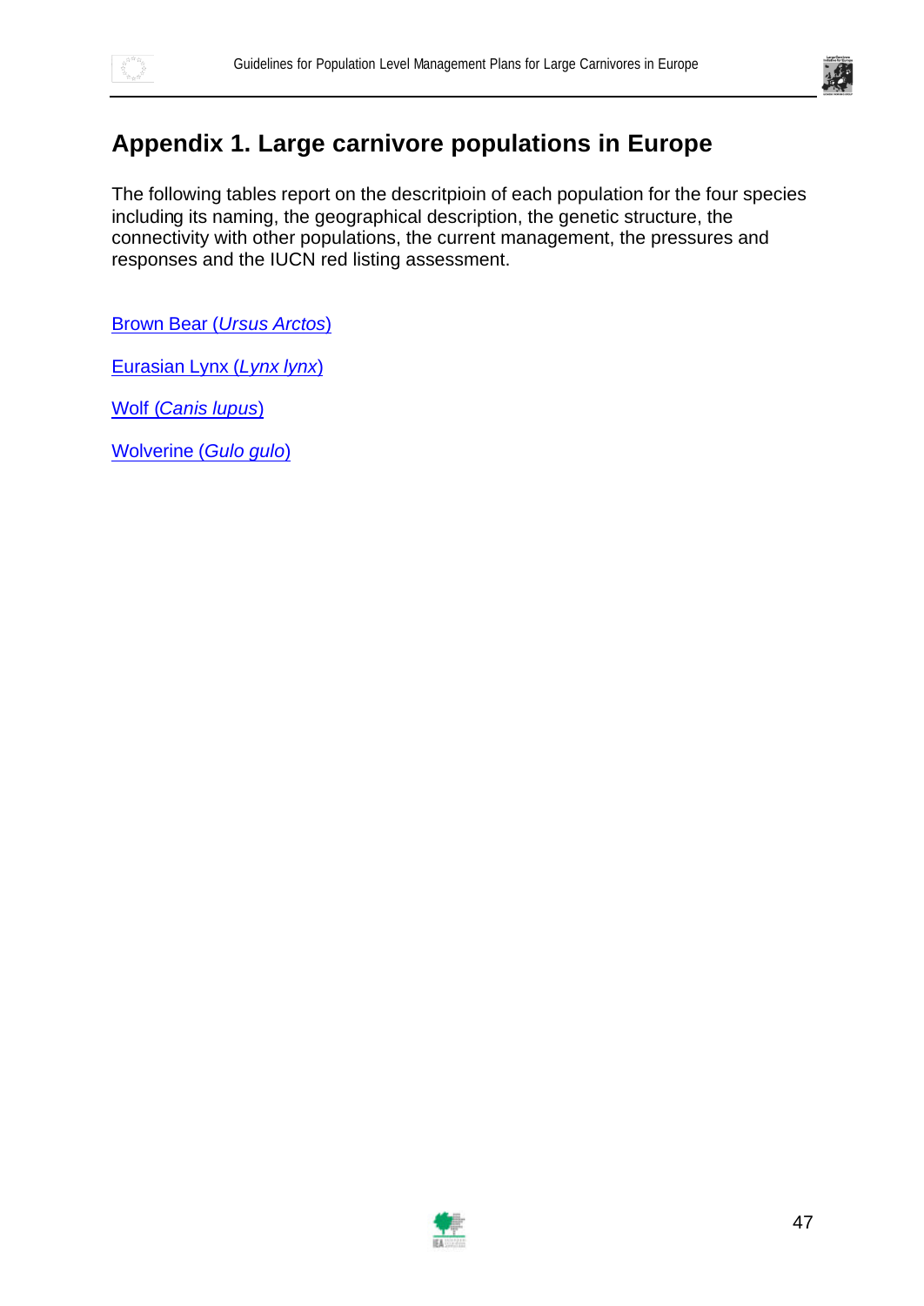# Appendix 1. Large carnivore populations in Europe

The following tables report on the descritpioin of each population for the four species including its naming, the geographical description, the genetic structure, the connectivity with other populations, the current management, the pressures and responses and the IUCN red listing assessment.

Brown Bear (*Ursus Arctos*)

Eurasian Lynx (*Lynx lynx*)

Wolf (*Canis lupus*)

Wolverine (*Gulo gulo*)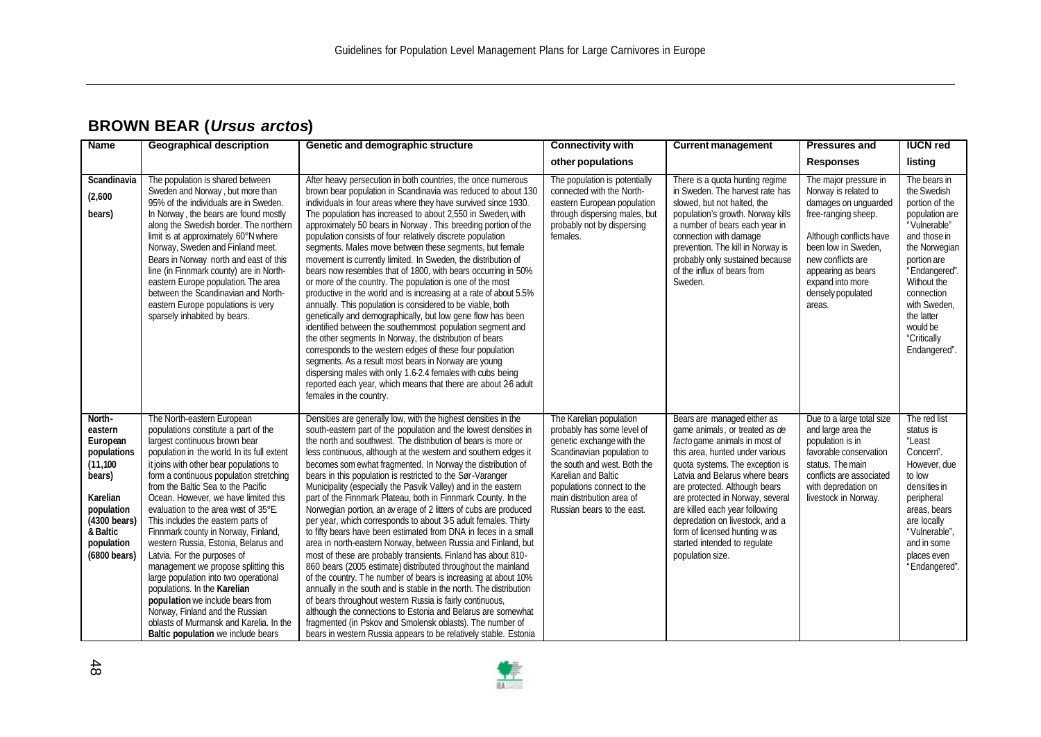## BROWN BEAR (*Ursus arctos*)

| Name | Geographical description | Genetic and demographic structure | Connectivity with other populations | Current management | Pressures and Responses | IUCN red listing |
|---|---|---|---|---|---|---|
| Scandinavia (2,600 bears) | The population is shared between Sweden and Norway, but more than 95% of the individuals are in Sweden. In Norway, the bears are found mostly along the Swedish border. The northern limit is at approximately 60°N where Norway, Sweden and Finland meet. Bears in Norway north and east of this line (in Finnmark county) are in North-eastern Europe population. The area between the Scandinavian and North-eastern Europe populations is very sparsely inhabited by bears. | After heavy persecution in both countries, the once numerous brown bear population in Scandinavia was reduced to about 130 individuals in four areas where they have survived since 1930. The population has increased to about 2,550 in Sweden, with approximately 50 bears in Norway. This breeding portion of the population consists of four relatively discrete population segments. Males move between these segments, but female movement is currently limited. In Sweden, the distribution of bears now resembles that of 1800, with bears occurring in 50% or more of the country. The population is one of the most productive in the world and is increasing at a rate of about 5.5% annually. This population is considered to be viable, both genetically and demographically, but low gene flow has been identified between the southernmost population segment and the other segments In Norway, the distribution of bears corresponds to the western edges of these four population segments. As a result most bears in Norway are young dispersing males with only 1.6-2.4 females with cubs being reported each year, which means that there are about 2-6 adult females in the country. | The population is potentially connected with the North-eastern European population through dispersing males, but probably not by dispersing females. | There is a quota hunting regime in Sweden. The harvest rate has slowed, but not halted, the population's growth. Norway kills a number of bears each year in connection with damage prevention. The kill in Norway is probably only sustained because of the influx of bears from Sweden. | The major pressure in Norway is related to damages on unguarded free-ranging sheep. Although conflicts have been low in Sweden, new conflicts are appearing as bears expand into more densely populated areas. | The bears in the Swedish portion of the population are "Vulnerable" and those in the Norwegian portion are "Endangered". Without the connection with Sweden, the latter would be "Critically Endangered". |
| North-eastern European populations (11,100 bears) Karelian population (4300 bears) & Baltic population (6800 bears) | The North-eastern European populations constitute a part of the largest continuous brown bear population in the world. In its full extent it joins with other bear populations to form a continuous population stretching from the Baltic Sea to the Pacific Ocean. However, we have limited this evaluation to the area west of 35°E. This includes the eastern parts of Finnmark county in Norway, Finland, western Russia, Estonia, Belarus and Latvia. For the purposes of management we propose splitting this large population into two operational populations. In the **Karelian population** we include bears from Norway, Finland and the Russian oblasts of Murmansk and Karelia. In the **Baltic population** we include bears | Densities are generally low, with the highest densities in the south-eastern part of the population and the lowest densities in the north and southwest. The distribution of bears is more or less continuous, although at the western and southern edges it becomes somewhat fragmented. In Norway the distribution of bears in this population is restricted to the Sør-Varanger Municipality (especially the Pasvik Valley) and in the eastern part of the Finnmark Plateau, both in Finnmark County. In the Norwegian portion, an average of 2 litters of cubs are produced per year, which corresponds to about 3-5 adult females. Thirty to fifty bears have been estimated from DNA in feces in a small area in north-eastern Norway, between Russia and Finland, but most of these are probably transients. Finland has about 810-860 bears (2005 estimate) distributed throughout the mainland of the country. The number of bears is increasing at about 10% annually in the south and is stable in the north. The distribution of bears throughout western Russia is fairly continuous, although the connections to Estonia and Belarus are somewhat fragmented (in Pskov and Smolensk oblasts). The number of bears in western Russia appears to be relatively stable. Estonia | The Karelian population probably has some level of genetic exchange with the Scandinavian population to the south and west. Both the Karelian and Baltic populations connect to the main distribution area of Russian bears to the east. | Bears are managed either as game animals, or treated as *de facto* game animals in most of this area, hunted under various quota systems. The exception is Latvia and Belarus where bears are protected. Although bears are protected in Norway, several are killed each year following depredation on livestock, and a form of licensed hunting was started intended to regulate population size. | Due to a large total size and large area the population is in favorable conservation status. The main conflicts are associated with depredation on livestock in Norway. | The red list status is "Least Concern". However, due to low densities in peripheral areas, bears are locally "Vulnerable", and in some places even "Endangered". |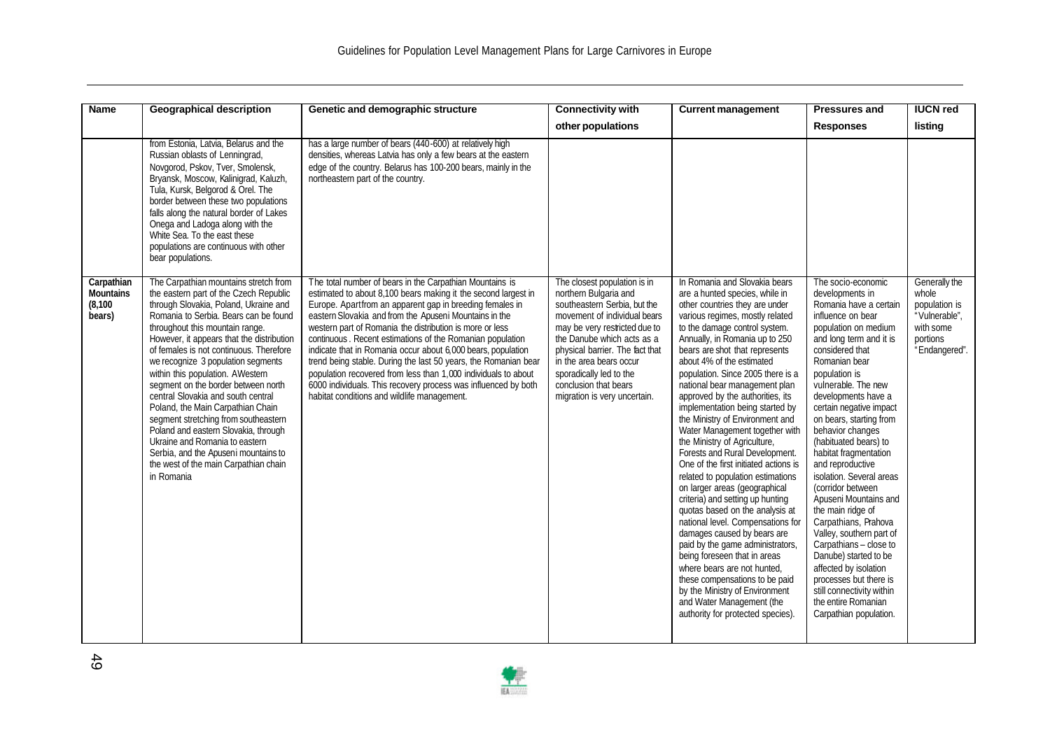| Name | Geographical description | Genetic and demographic structure | Connectivity with other populations | Current management | Pressures and Responses | IUCN red listing |
|---|---|---|---|---|---|---|
| | from Estonia, Latvia, Belarus and the Russian oblasts of Lenningrad, Novgorod, Pskov, Tver, Smolensk, Bryansk, Moscow, Kalinigrad, Kaluzh, Tula, Kursk, Belgorod & Orel. The border between these two populations falls along the natural border of Lakes Onega and Ladoga along with the White Sea. To the east these populations are continuous with other bear populations. | has a large number of bears (440-600) at relatively high densities, whereas Latvia has only a few bears at the eastern edge of the country. Belarus has 100-200 bears, mainly in the northeastern part of the country. | | | | |
| **Carpathian Mountains (8,100 bears)** | The Carpathian mountains stretch from the eastern part of the Czech Republic through Slovakia, Poland, Ukraine and Romania to Serbia. Bears can be found throughout this mountain range. However, it appears that the distribution of females is not continuous. Therefore we recognize 3 population segments within this population. AWestern segment on the border between north central Slovakia and south central Poland, the Main Carpathian Chain segment stretching from southeastern Poland and eastern Slovakia, through Ukraine and Romania to eastern Serbia, and the Apuseni mountains to the west of the main Carpathian chain in Romania | The total number of bears in the Carpathian Mountains is estimated to about 8,100 bears making it the second largest in Europe. Apartfrom an apparent gap in breeding females in eastern Slovakia and from the Apuseni Mountains in the western part of Romania the distribution is more or less continuous . Recent estimations of the Romanian population indicate that in Romania occur about 6,000 bears, population trend being stable. During the last 50 years, the Romanian bear population recovered from less than 1,000 individuals to about 6000 individuals. This recovery process was influenced by both habitat conditions and wildlife management. | The closest population is in northern Bulgaria and southeastern Serbia, but the movement of individual bears may be very restricted due to the Danube which acts as a physical barrier. The fact that in the area bears occur sporadically led to the conclusion that bears migration is very uncertain. | In Romania and Slovakia bears are a hunted species, while in other countries they are under various regimes, mostly related to the damage control system. Annually, in Romania up to 250 bears are shot that represents about 4% of the estimated population. Since 2005 there is a national bear management plan approved by the authorities, its implementation being started by the Ministry of Environment and Water Management together with the Ministry of Agriculture, Forests and Rural Development. One of the first initiated actions is related to population estimations on larger areas (geographical criteria) and setting up hunting quotas based on the analysis at national level. Compensations for damages caused by bears are paid by the game administrators, being foreseen that in areas where bears are not hunted, these compensations to be paid by the Ministry of Environment and Water Management (the authority for protected species). | The socio-economic developments in Romania have a certain influence on bear population on medium and long term and it is considered that Romanian bear population is vulnerable. The new developments have a certain negative impact on bears, starting from behavior changes (habituated bears) to habitat fragmentation and reproductive isolation. Several areas (corridor between Apuseni Mountains and the main ridge of Carpathians, Prahova Valley, southern part of Carpathians – close to Danube) started to be affected by isolation processes but there is still connectivity within the entire Romanian Carpathian population. | Generally the whole population is "Vulnerable", with some portions "Endangered". |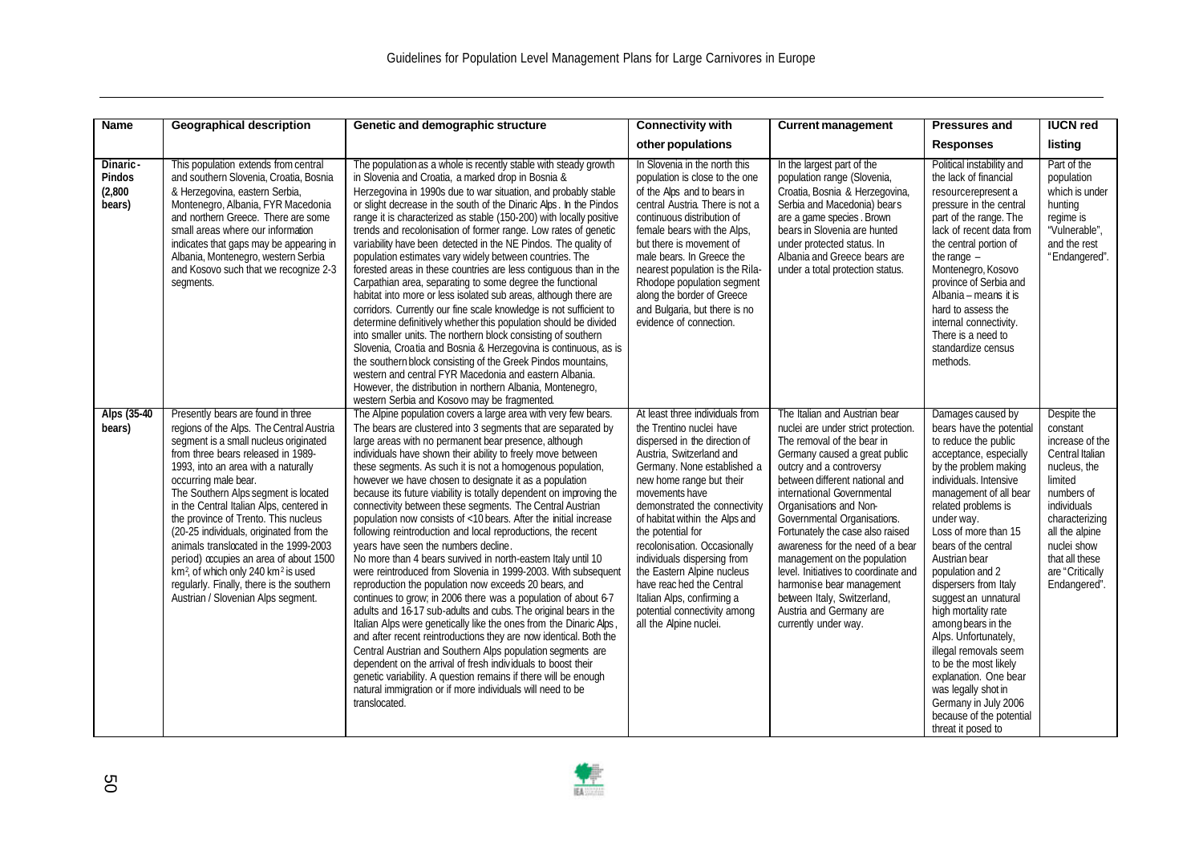| Name | Geographical description | Genetic and demographic structure | Connectivity with other populations | Current management | Pressures and Responses | IUCN red listing |
|---|---|---|---|---|---|---|
| **Dinaric-Pindos (2,800 bears)** | This population extends from central and southern Slovenia, Croatia, Bosnia & Herzegovina, eastern Serbia, Montenegro, Albania, FYR Macedonia and northern Greece. There are some small areas where our information indicates that gaps may be appearing in Albania, Montenegro, western Serbia and Kosovo such that we recognize 2-3 segments. | The population as a whole is recently stable with steady growth in Slovenia and Croatia, a marked drop in Bosnia & Herzegovina in 1990s due to war situation, and probably stable or slight decrease in the south of the Dinaric Alps. In the Pindos range it is characterized as stable (150-200) with locally positive trends and recolonisation of former range. Low rates of genetic variability have been detected in the NE Pindos. The quality of population estimates vary widely between countries. The forested areas in these countries are less contiguous than in the Carpathian area, separating to some degree the functional habitat into more or less isolated sub areas, although there are corridors. Currently our fine scale knowledge is not sufficient to determine definitively whether this population should be divided into smaller units. The northern block consisting of southern Slovenia, Croatia and Bosnia & Herzegovina is continuous, as is the southern block consisting of the Greek Pindos mountains, western and central FYR Macedonia and eastern Albania. However, the distribution in northern Albania, Montenegro, western Serbia and Kosovo may be fragmented. | In Slovenia in the north this population is close to the one of the Alps and to bears in central Austria. There is not a continuous distribution of female bears with the Alps, but there is movement of male bears. In Greece the nearest population is the Rila-Rhodope population segment along the border of Greece and Bulgaria, but there is no evidence of connection. | In the largest part of the population range (Slovenia, Croatia, Bosnia & Herzegovina, Serbia and Macedonia) bears are a game species. Brown bears in Slovenia are hunted under protected status. In Albania and Greece bears are under a total protection status. | Political instability and the lack of financial resourcerepresent a pressure in the central part of the range. The lack of recent data from the central portion of the range – Montenegro, Kosovo province of Serbia and Albania – means it is hard to assess the internal connectivity. There is a need to standardize census methods. | Part of the population which is under hunting regime is "Vulnerable", and the rest "Endangered". |
| **Alps (35-40 bears)** | Presently bears are found in three regions of the Alps. The Central Austria segment is a small nucleus originated from three bears released in 1989-1993, into an area with a naturally occurring male bear.<br>The Southern Alps segment is located in the Central Italian Alps, centered in the province of Trento. This nucleus (20-25 individuals, originated from the animals translocated in the 1999-2003 period) occupies an area of about 1500 km², of which only 240 km² is used regularly. Finally, there is the southern Austrian / Slovenian Alps segment. | The Alpine population covers a large area with very few bears. The bears are clustered into 3 segments that are separated by large areas with no permanent bear presence, although individuals have shown their ability to freely move between these segments. As such it is not a homogenous population, however we have chosen to designate it as a population because its future viability is totally dependent on improving the connectivity between these segments. The Central Austrian population now consists of <10 bears. After the initial increase following reintroduction and local reproductions, the recent years have seen the numbers decline.<br>No more than 4 bears survived in north-eastern Italy until 10 were reintroduced from Slovenia in 1999-2003. With subsequent reproduction the population now exceeds 20 bears, and continues to grow; in 2006 there was a population of about 6-7 adults and 16-17 sub-adults and cubs. The original bears in the Italian Alps were genetically like the ones from the Dinaric Alps, and after recent reintroductions they are now identical. Both the Central Austrian and Southern Alps population segments are dependent on the arrival of fresh individuals to boost their genetic variability. A question remains if there will be enough natural immigration or if more individuals will need to be translocated. | At least three individuals from the Trentino nuclei have dispersed in the direction of Austria, Switzerland and Germany. None established a new home range but their movements have demonstrated the connectivity of habitat within the Alps and the potential for recolonisation. Occasionally individuals dispersing from the Eastern Alpine nucleus have reached the Central Italian Alps, confirming a potential connectivity among all the Alpine nuclei. | The Italian and Austrian bear nuclei are under strict protection. The removal of the bear in Germany caused a great public outcry and a controversy between different national and international Governmental Organisations and Non-Governmental Organisations. Fortunately the case also raised awareness for the need of a bear management on the population level. Initiatives to coordinate and harmonise bear management between Italy, Switzerland, Austria and Germany are currently under way. | Damages caused by bears have the potential to reduce the public acceptance, especially by the problem making individuals. Intensive management of all bear related problems is under way.<br>Loss of more than 15 bears of the central Austrian bear population and 2 dispersers from Italy suggest an unnatural high mortality rate among bears in the Alps. Unfortunately, illegal removals seem to be the most likely explanation. One bear was legally shot in Germany in July 2006 because of the potential threat it posed to | Despite the constant increase of the Central Italian nucleus, the limited numbers of individuals characterizing all the alpine nuclei show that all these are "Critically Endangered". |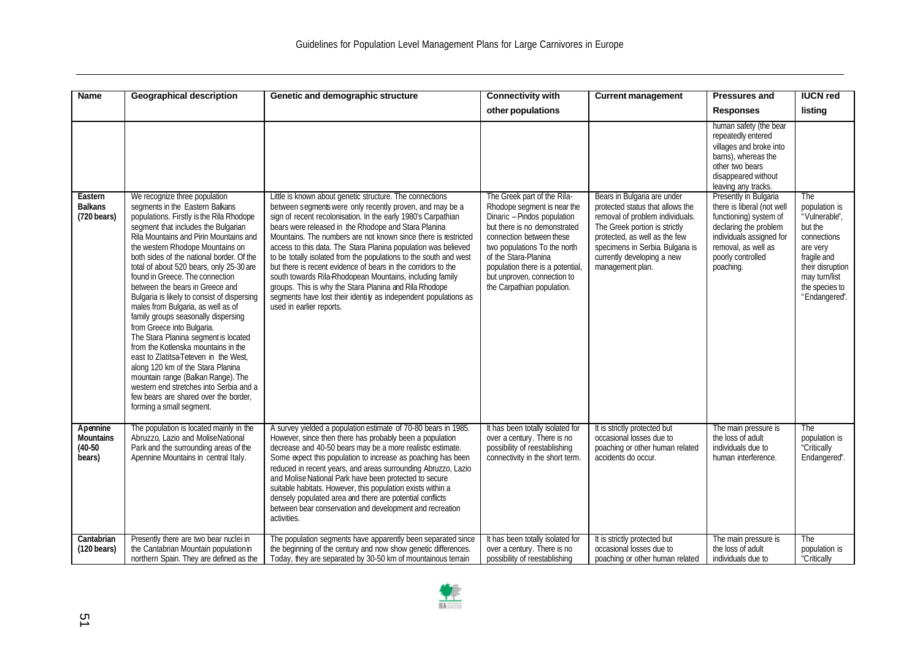| Name | Geographical description | Genetic and demographic structure | Connectivity with other populations | Current management | Pressures and Responses | IUCN red listing |
|---|---|---|---|---|---|---|
| | | | | | human safety (the bear repeatedly entered villages and broke into barns), whereas the other two bears disappeared without leaving any tracks. | |
| **Eastern Balkans (720 bears)** | We recognize three population segments in the Eastern Balkans populations. Firstly is the Rila Rhodope segment that includes the Bulgarian Rila Mountains and Pirin Mountains and the western Rhodope Mountains on both sides of the national border. Of the total of about 520 bears, only 25-30 are found in Greece. The connection between the bears in Greece and Bulgaria is likely to consist of dispersing males from Bulgaria, as well as of family groups seasonally dispersing from Greece into Bulgaria.<br>The Stara Planina segment is located from the Kotlenska mountains in the east to Zlatitsa-Teteven in the West, along 120 km of the Stara Planina mountain range (Balkan Range). The western end stretches into Serbia and a few bears are shared over the border, forming a small segment. | Little is known about genetic structure. The connections between segments were only recently proven, and may be a sign of recent recolonisation. In the early 1980's Carpathian bears were released in the Rhodope and Stara Planina Mountains. The numbers are not known since there is restricted access to this data. The Stara Planina population was believed to be totally isolated from the populations to the south and west but there is recent evidence of bears in the corridors to the south towards Rila-Rhodopean Mountains, including family groups. This is why the Stara Planina and Rila Rhodope segments have lost their identity as independent populations as used in earlier reports. | The Greek part of the Rila-Rhodope segment is near the Dinaric – Pindos population but there is no demonstrated connection between these two populations To the north of the Stara-Planina population there is a potential, but unproven, connection to the Carpathian population. | Bears in Bulgaria are under protected status that allows the removal of problem individuals. The Greek portion is strictly protected, as well as the few specimens in Serbia. Bulgaria is currently developing a new management plan. | Presently in Bulgaria there is liberal (not well functioning) system of declaring the problem individuals assigned for removal, as well as poorly controlled poaching. | The population is "Vulnerable", but the connections are very fragile and their disruption may turn/list the species to "Endangered". |
| **Apennine Mountains (40-50 bears)** | The population is located mainly in the Abruzzo, Lazio and Molise National Park and the surrounding areas of the Apennine Mountains in central Italy. | A survey yielded a population estimate of 70-80 bears in 1985. However, since then there has probably been a population decrease and 40-50 bears may be a more realistic estimate. Some expect this population to increase as poaching has been reduced in recent years, and areas surrounding Abruzzo, Lazio and Molise National Park have been protected to secure suitable habitats. However, this population exists within a densely populated area and there are potential conflicts between bear conservation and development and recreation activities. | It has been totally isolated for over a century. There is no possibility of reestablishing connectivity in the short term. | It is strictly protected but occasional losses due to poaching or other human related accidents do occur. | The main pressure is the loss of adult individuals due to human interference. | The population is "Critically Endangered". |
| **Cantabrian (120 bears)** | Presently there are two bear nuclei in the Cantabrian Mountain population in northern Spain. They are defined as the | The population segments have apparently been separated since the beginning of the century and now show genetic differences. Today, they are separated by 30-50 km of mountainous terrain | It has been totally isolated for over a century. There is no possibility of reestablishing | It is strictly protected but occasional losses due to poaching or other human related | The main pressure is the loss of adult individuals due to | The population is "Critically |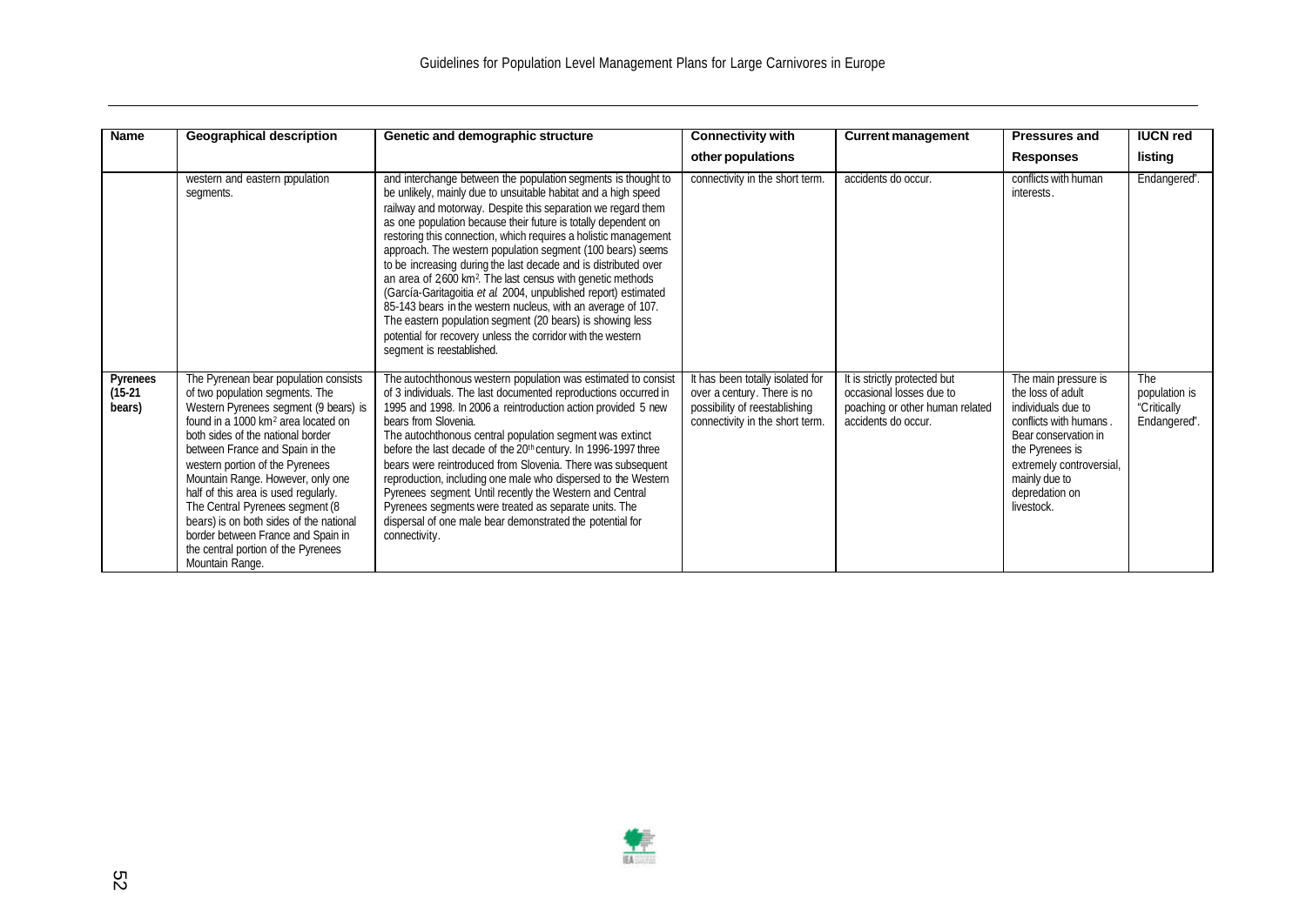| Name | Geographical description | Genetic and demographic structure | Connectivity with other populations | Current management | Pressures and Responses | IUCN red listing |
|---|---|---|---|---|---|---|
| | western and eastern population segments. | and interchange between the population segments is thought to be unlikely, mainly due to unsuitable habitat and a high speed railway and motorway. Despite this separation we regard them as one population because their future is totally dependent on restoring this connection, which requires a holistic management approach. The western population segment (100 bears) seems to be increasing during the last decade and is distributed over an area of 2600 km². The last census with genetic methods (García-Garitagoitia *et al.* 2004, unpublished report) estimated 85-143 bears in the western nucleus, with an average of 107. The eastern population segment (20 bears) is showing less potential for recovery unless the corridor with the western segment is reestablished. | connectivity in the short term. | accidents do occur. | conflicts with human interests. | Endangered". |
| **Pyrenees (15-21 bears)** | The Pyrenean bear population consists of two population segments. The Western Pyrenees segment (9 bears) is found in a 1000 km² area located on both sides of the national border between France and Spain in the western portion of the Pyrenees Mountain Range. However, only one half of this area is used regularly. The Central Pyrenees segment (8 bears) is on both sides of the national border between France and Spain in the central portion of the Pyrenees Mountain Range. | The autochthonous western population was estimated to consist of 3 individuals. The last documented reproductions occurred in 1995 and 1998. In 2006 a reintroduction action provided 5 new bears from Slovenia. The autochthonous central population segment was extinct before the last decade of the 20th century. In 1996-1997 three bears were reintroduced from Slovenia. There was subsequent reproduction, including one male who dispersed to the Western Pyrenees segment. Until recently the Western and Central Pyrenees segments were treated as separate units. The dispersal of one male bear demonstrated the potential for connectivity. | It has been totally isolated for over a century. There is no possibility of reestablishing connectivity in the short term. | It is strictly protected but occasional losses due to poaching or other human related accidents do occur. | The main pressure is the loss of adult individuals due to conflicts with humans. Bear conservation in the Pyrenees is extremely controversial, mainly due to depredation on livestock. | The population is "Critically Endangered". |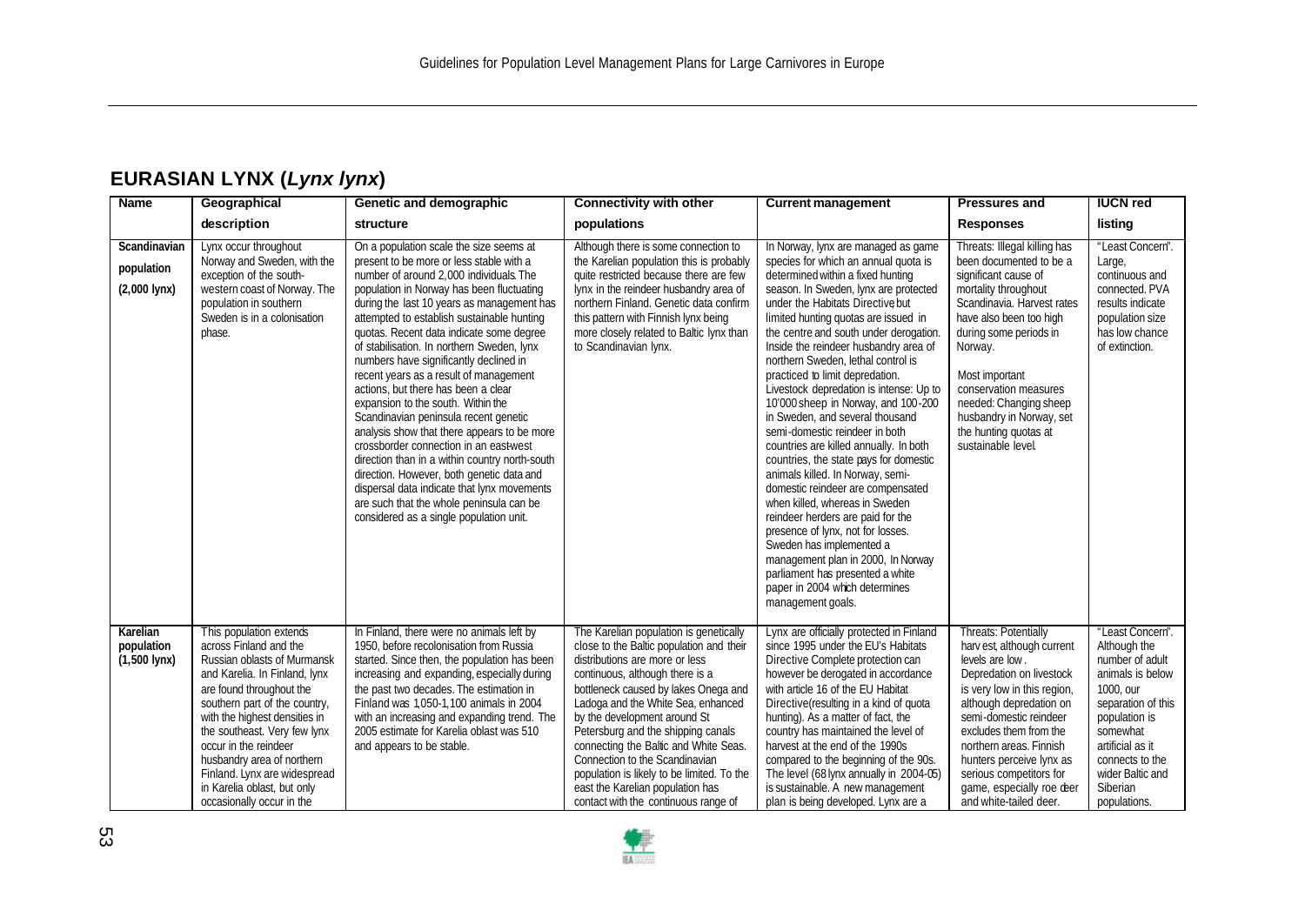## EURASIAN LYNX (*Lynx lynx*)

| Name | Geographical description | Genetic and demographic structure | Connectivity with other populations | Current management | Pressures and Responses | IUCN red listing |
|---|---|---|---|---|---|---|
| Scandinavian population (2,000 lynx) | Lynx occur throughout Norway and Sweden, with the exception of the south-western coast of Norway. The population in southern Sweden is in a colonisation phase. | On a population scale the size seems at present to be more or less stable with a number of around 2,000 individuals. The population in Norway has been fluctuating during the last 10 years as management has attempted to establish sustainable hunting quotas. Recent data indicate some degree of stabilisation. In northern Sweden, lynx numbers have significantly declined in recent years as a result of management actions, but there has been a clear expansion to the south. Within the Scandinavian peninsula recent genetic analysis show that there appears to be more crossborder connection in an east-west direction than in a within country north-south direction. However, both genetic data and dispersal data indicate that lynx movements are such that the whole peninsula can be considered as a single population unit. | Although there is some connection to the Karelian population this is probably quite restricted because there are few lynx in the reindeer husbandry area of northern Finland. Genetic data confirm this pattern with Finnish lynx being more closely related to Baltic lynx than to Scandinavian lynx. | In Norway, lynx are managed as game species for which an annual quota is determined within a fixed hunting season. In Sweden, lynx are protected under the Habitats Directive, but limited hunting quotas are issued in the centre and south under derogation. Inside the reindeer husbandry area of northern Sweden, lethal control is practiced to limit depredation. Livestock depredation is intense: Up to 10'000 sheep in Norway, and 100-200 in Sweden, and several thousand semi-domestic reindeer in both countries are killed annually. In both countries, the state pays for domestic animals killed. In Norway, semi-domestic reindeer are compensated when killed, whereas in Sweden reindeer herders are paid for the presence of lynx, not for losses. Sweden has implemented a management plan in 2000, In Norway parliament has presented a white paper in 2004 which determines management goals. | Threats: Illegal killing has been documented to be a significant cause of mortality throughout Scandinavia. Harvest rates have also been too high during some periods in Norway.<br><br>Most important conservation measures needed: Changing sheep husbandry in Norway, set the hunting quotas at sustainable level. | "Least Concern". Large, continuous and connected. PVA results indicate population size has low chance of extinction. |
| Karelian population (1,500 lynx) | This population extends across Finland and the Russian oblasts of Murmansk and Karelia. In Finland, lynx are found throughout the southern part of the country, with the highest densities in the southeast. Very few lynx occur in the reindeer husbandry area of northern Finland. Lynx are widespread in Karelia oblast, but only occasionally occur in the | In Finland, there were no animals left by 1950, before recolonisation from Russia started. Since then, the population has been increasing and expanding, especially during the past two decades. The estimation in Finland was 1,050-1,100 animals in 2004 with an increasing and expanding trend. The 2005 estimate for Karelia oblast was 510 and appears to be stable. | The Karelian population is genetically close to the Baltic population and their distributions are more or less continuous, although there is a bottleneck caused by lakes Onega and Ladoga and the White Sea, enhanced by the development around St Petersburg and the shipping canals connecting the Baltic and White Seas. Connection to the Scandinavian population is likely to be limited. To the east the Karelian population has contact with the continuous range of | Lynx are officially protected in Finland since 1995 under the EU's Habitats Directive Complete protection can however be derogated in accordance with article 16 of the EU Habitat Directive(resulting in a kind of quota hunting). As a matter of fact, the country has maintained the level of harvest at the end of the 1990s compared to the beginning of the 90s. The level (68 lynx annually in 2004-05) is sustainable. A new management plan is being developed. Lynx are a | Threats: Potentially harvest, although current levels are low. Depredation on livestock is very low in this region, although depredation on semi-domestic reindeer excludes them from the northern areas. Finnish hunters perceive lynx as serious competitors for game, especially roe deer and white-tailed deer. | "Least Concern". Although the number of adult animals is below 1000, our separation of this population is somewhat artificial as it connects to the wider Baltic and Siberian populations. |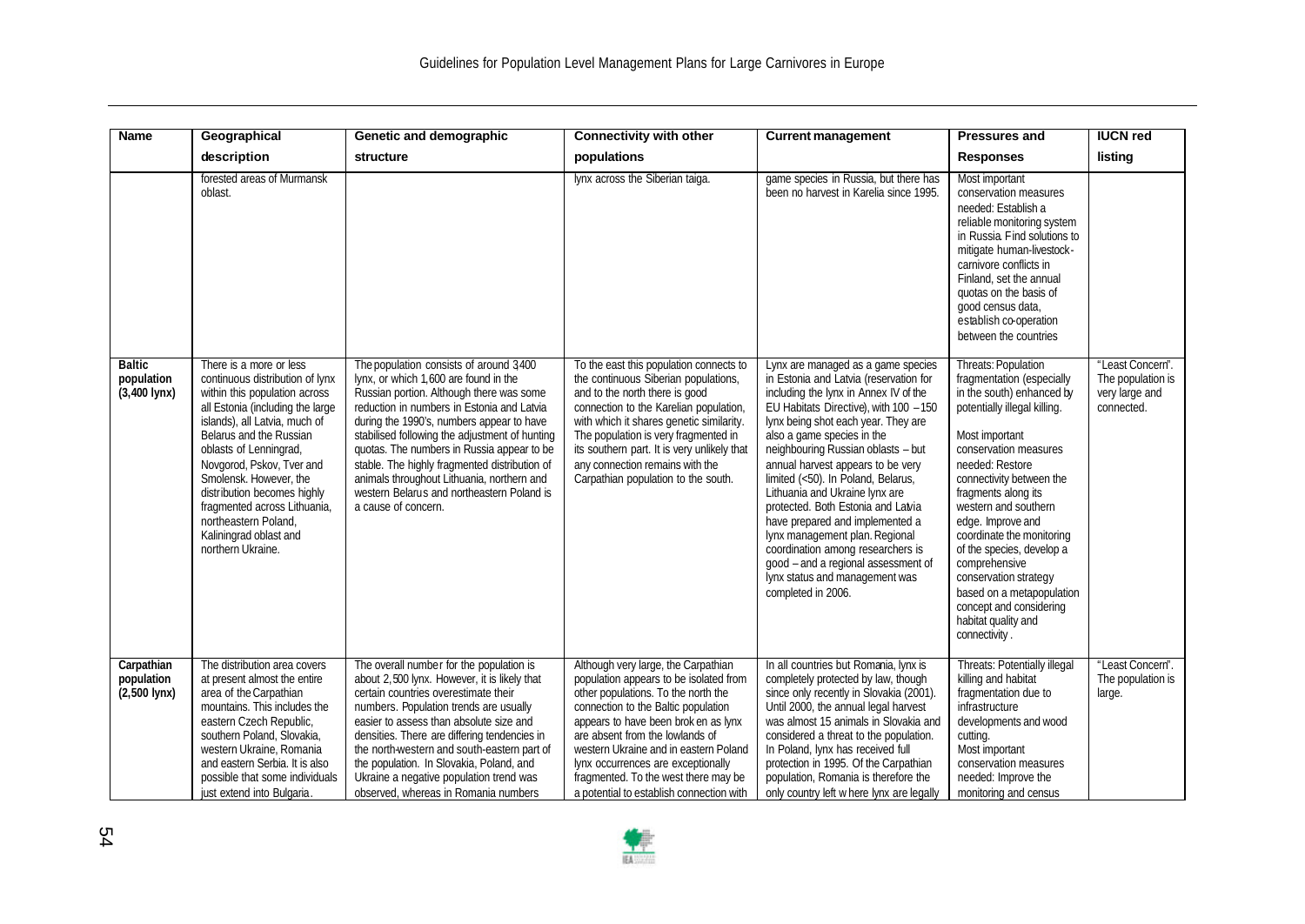| Name | Geographical description | Genetic and demographic structure | Connectivity with other populations | Current management | Pressures and Responses | IUCN red listing |
|---|---|---|---|---|---|---|
| | forested areas of Murmansk oblast. | | lynx across the Siberian taiga. | game species in Russia, but there has been no harvest in Karelia since 1995. | Most important conservation measures needed: Establish a reliable monitoring system in Russia. Find solutions to mitigate human-livestock-carnivore conflicts in Finland, set the annual quotas on the basis of good census data, establish co-operation between the countries | |
| **Baltic population (3,400 lynx)** | There is a more or less continuous distribution of lynx within this population across all Estonia (including the large islands), all Latvia, much of Belarus and the Russian oblasts of Lenningrad, Novgorod, Pskov, Tver and Smolensk. However, the distribution becomes highly fragmented across Lithuania, northeastern Poland, Kaliningrad oblast and northern Ukraine. | The population consists of around 3400 lynx, or which 1,600 are found in the Russian portion. Although there was some reduction in numbers in Estonia and Latvia during the 1990's, numbers appear to have stabilised following the adjustment of hunting quotas. The numbers in Russia appear to be stable. The highly fragmented distribution of animals throughout Lithuania, northern and western Belarus and northeastern Poland is a cause of concern. | To the east this population connects to the continuous Siberian populations, and to the north there is good connection to the Karelian population, with which it shares genetic similarity. The population is very fragmented in its southern part. It is very unlikely that any connection remains with the Carpathian population to the south. | Lynx are managed as a game species in Estonia and Latvia (reservation for including the lynx in Annex IV of the EU Habitats Directive), with 100 – 150 lynx being shot each year. They are also a game species in the neighbouring Russian oblasts – but annual harvest appears to be very limited (<50). In Poland, Belarus, Lithuania and Ukraine lynx are protected. Both Estonia and Latvia have prepared and implemented a lynx management plan. Regional coordination among researchers is good – and a regional assessment of lynx status and management was completed in 2006. | Threats: Population fragmentation (especially in the south) enhanced by potentially illegal killing.<br><br>Most important conservation measures needed: Restore connectivity between the fragments along its western and southern edge. Improve and coordinate the monitoring of the species, develop a comprehensive conservation strategy based on a metapopulation concept and considering habitat quality and connectivity. | "Least Concern". The population is very large and connected. |
| **Carpathian population (2,500 lynx)** | The distribution area covers at present almost the entire area of the Carpathian mountains. This includes the eastern Czech Republic, southern Poland, Slovakia, western Ukraine, Romania and eastern Serbia. It is also possible that some individuals just extend into Bulgaria. | The overall number for the population is about 2,500 lynx. However, it is likely that certain countries overestimate their numbers. Population trends are usually easier to assess than absolute size and densities. There are differing tendencies in the north-western and south-eastern part of the population. In Slovakia, Poland, and Ukraine a negative population trend was observed, whereas in Romania numbers | Although very large, the Carpathian population appears to be isolated from other populations. To the north the connection to the Baltic population appears to have been broken as lynx are absent from the lowlands of western Ukraine and in eastern Poland lynx occurrences are exceptionally fragmented. To the west there may be a potential to establish connection with | In all countries but Romania, lynx is completely protected by law, though since only recently in Slovakia (2001). Until 2000, the annual legal harvest was almost 15 animals in Slovakia and considered a threat to the population. In Poland, lynx has received full protection in 1995. Of the Carpathian population, Romania is therefore the only country left where lynx are legally | Threats: Potentially illegal killing and habitat fragmentation due to infrastructure developments and wood cutting.<br>Most important conservation measures needed: Improve the monitoring and census | "Least Concern". The population is large. |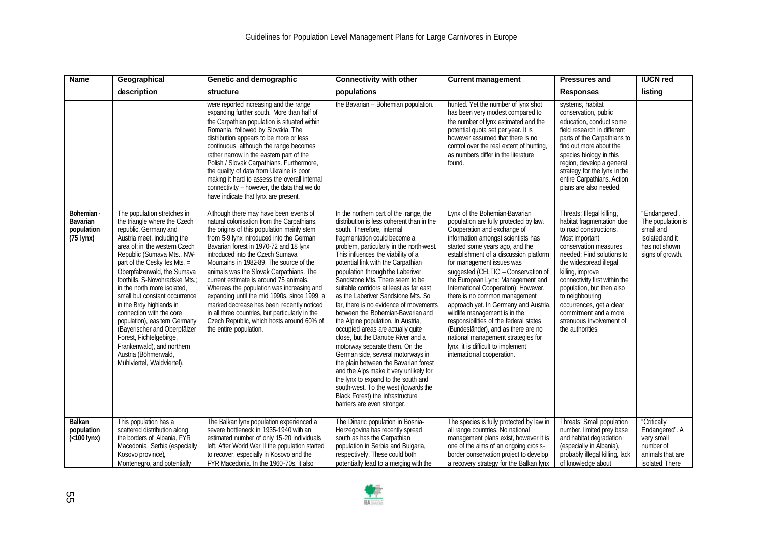| Name | Geographical description | Genetic and demographic structure | Connectivity with other populations | Current management | Pressures and Responses | IUCN red listing |
|---|---|---|---|---|---|---|
| | | were reported increasing and the range expanding further south. More than half of the Carpathian population is situated within Romania, followed by Slovakia. The distribution appears to be more or less continuous, although the range becomes rather narrow in the eastern part of the Polish / Slovak Carpathians. Furthermore, the quality of data from Ukraine is poor making it hard to assess the overall internal connectivity – however, the data that we do have indicate that lynx are present. | the Bavarian – Bohemian population. | hunted. Yet the number of lynx shot has been very modest compared to the number of lynx estimated and the potential quota set per year. It is however assumed that there is no control over the real extent of hunting, as numbers differ in the literature found. | systems, habitat conservation, public education, conduct some field research in different parts of the Carpathians to find out more about the species biology in this region, develop a general strategy for the lynx in the entire Carpathians. Action plans are also needed. | |
| **Bohemian - Bavarian population (75 lynx)** | The population stretches in the triangle where the Czech republic, Germany and Austria meet, including the area of; in the western Czech Republic (Sumava Mts., NW-part of the Cesky les Mts. = Oberpfälzerwald, the Sumava foothills, S-Novohradske Mts.; in the north more isolated, small but constant occurrence in the Brdy highlands in connection with the core population), eastern Germany (Bayerischer and Oberpfälzer Forest, Fichtelgebirge, Frankenwald), and northern Austria (Böhmerwald, Mühlviertel, Waldviertel). | Although there may have been events of natural colonisation from the Carpathians, the origins of this population mainly stem from 5-9 lynx introduced into the German Bavarian forest in 1970-72 and 18 lynx introduced into the Czech Sumava Mountains in 1982-89. The source of the animals was the Slovak Carpathians. The current estimate is around 75 animals. Whereas the population was increasing and expanding until the mid 1990s, since 1999, a marked decrease has been recently noticed in all three countries, but particularly in the Czech Republic, which hosts around 60% of the entire population. | In the northern part of the range, the distribution is less coherent than in the south. Therefore, internal fragmentation could become a problem, particularly in the north-west. This influences the viability of a potential link with the Carpathian population through the Laberiver Sandstone Mts. There seem to be suitable corridors at least as far east as the Laberiver Sandstone Mts. So far, there is no evidence of movements between the Bohemian-Bavarian and the Alpine population. In Austria, occupied areas are actually quite close, but the Danube River and a motorway separate them. On the German side, several motorways in the plain between the Bavarian forest and the Alps make it very unlikely for the lynx to expand to the south and south-west. To the west (towards the Black Forest) the infrastructure barriers are even stronger. | Lynx of the Bohemian-Bavarian population are fully protected by law. Cooperation and exchange of information amongst scientists has started some years ago, and the establishment of a discussion platform for management issues was suggested (CELTIC – Conservation of the European Lynx: Management and International Cooperation). However, there is no common management approach yet. In Germany and Austria, wildlife management is in the responsibilities of the federal states (Bundesländer), and as there are no national management strategies for lynx, it is difficult to implement international cooperation. | Threats: Illegal killing, habitat fragmentation due to road constructions. Most important conservation measures needed: Find solutions to the widespread illegal killing, improve connectivity first within the population, but then also to neighbouring occurrences, get a clear commitment and a more strenuous involvement of the authorities. | "Endangered". The population is small and isolated and it has not shown signs of growth. |
| **Balkan population (<100 lynx)** | This population has a scattered distribution along the borders of Albania, FYR Macedonia, Serbia (especially Kosovo province), Montenegro, and potentially | The Balkan lynx population experienced a severe bottleneck in 1935-1940 with an estimated number of only 15-20 individuals left. After World War II the population started to recover, especially in Kosovo and the FYR Macedonia. In the 1960-70s, it also | The Dinaric population in Bosnia-Herzegovina has recently spread south as has the Carpathian population in Serbia and Bulgaria, respectively. These could both potentially lead to a merging with the | The species is fully protected by law in all range countries. No national management plans exist, however it is one of the aims of an ongoing cross-border conservation project to develop a recovery strategy for the Balkan lynx | Threats: Small population number, limited prey base and habitat degradation (especially in Albania), probably illegal killing, lack of knowledge about | "Critically Endangered". A very small number of animals that are isolated. There |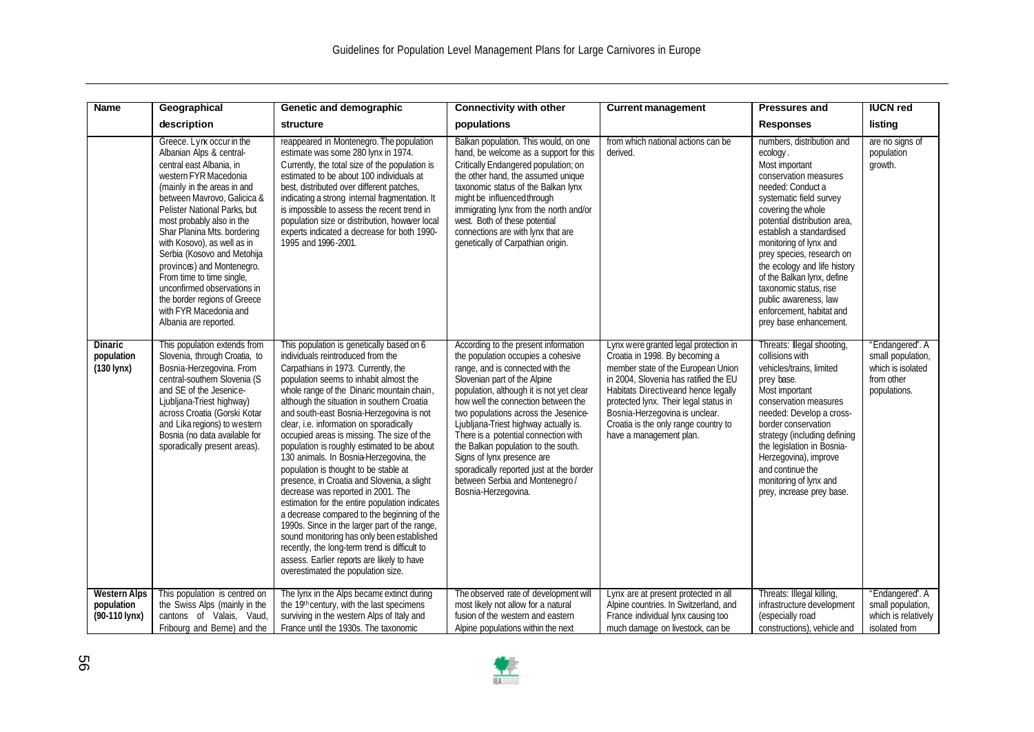| Name | Geographical description | Genetic and demographic structure | Connectivity with other populations | Current management | Pressures and Responses | IUCN red listing |
|---|---|---|---|---|---|---|
| | Greece. Lynx occur in the Albanian Alps & central-central east Albania, in western FYR Macedonia (mainly in the areas in and between Mavrovo, Galicica & Pelister National Parks, but most probably also in the Shar Planina Mts. bordering with Kosovo), as well as in Serbia (Kosovo and Metohija provinces) and Montenegro. From time to time single, unconfirmed observations in the border regions of Greece with FYR Macedonia and Albania are reported. | reappeared in Montenegro. The population estimate was some 280 lynx in 1974. Currently, the total size of the population is estimated to be about 100 individuals at best, distributed over different patches, indicating a strong internal fragmentation. It is impossible to assess the recent trend in population size or distribution, however local experts indicated a decrease for both 1990-1995 and 1996-2001. | Balkan population. This would, on one hand, be welcome as a support for this Critically Endangered population; on the other hand, the assumed unique taxonomic status of the Balkan lynx might be influenced through immigrating lynx from the north and/or west. Both of these potential connections are with lynx that are genetically of Carpathian origin. | from which national actions can be derived. | numbers, distribution and ecology. Most important conservation measures needed: Conduct a systematic field survey covering the whole potential distribution area, establish a standardised monitoring of lynx and prey species, research on the ecology and life history of the Balkan lynx, define taxonomic status, rise public awareness, law enforcement, habitat and prey base enhancement. | are no signs of population growth. |
| **Dinaric population (130 lynx)** | This population extends from Slovenia, through Croatia, to Bosnia-Herzegovina. From central-southern Slovenia (S and SE of the Jesenice-Ljubljana-Triest highway) across Croatia (Gorski Kotar and Lika regions) to western Bosnia (no data available for sporadically present areas). | This population is genetically based on 6 individuals reintroduced from the Carpathians in 1973. Currently, the population seems to inhabit almost the whole range of the Dinaric mountain chain, although the situation in southern Croatia and south-east Bosnia-Herzegovina is not clear, i.e. information on sporadically occupied areas is missing. The size of the population is roughly estimated to be about 130 animals. In Bosnia-Herzegovina, the population is thought to be stable at presence, in Croatia and Slovenia, a slight decrease was reported in 2001. The estimation for the entire population indicates a decrease compared to the beginning of the 1990s. Since in the larger part of the range, sound monitoring has only been established recently, the long-term trend is difficult to assess. Earlier reports are likely to have overestimated the population size. | According to the present information the population occupies a cohesive range, and is connected with the Slovenian part of the Alpine population, although it is not yet clear how well the connection between the two populations across the Jesenice-Ljubljana-Triest highway actually is. There is a potential connection with the Balkan population to the south. Signs of lynx presence are sporadically reported just at the border between Serbia and Montenegro / Bosnia-Herzegovina. | Lynx were granted legal protection in Croatia in 1998. By becoming a member state of the European Union in 2004, Slovenia has ratified the EU Habitats Directiveand hence legally protected lynx. Their legal status in Bosnia-Herzegovina is unclear. Croatia is the only range country to have a management plan. | Threats: Illegal shooting, collisions with vehicles/trains, limited prey base. Most important conservation measures needed: Develop a cross-border conservation strategy (including defining the legislation in Bosnia-Herzegovina), improve and continue the monitoring of lynx and prey, increase prey base. | "Endangered". A small population, which is isolated from other populations. |
| **Western Alps population (90-110 lynx)** | This population is centred on the Swiss Alps (mainly in the cantons of Valais, Vaud, Fribourg and Berne) and the | The lynx in the Alps became extinct during the 19th century, with the last specimens surviving in the western Alps of Italy and France until the 1930s. The taxonomic | The observed rate of development will most likely not allow for a natural fusion of the western and eastern Alpine populations within the next | Lynx are at present protected in all Alpine countries. In Switzerland, and France individual lynx causing too much damage on livestock, can be | Threats: Illegal killing, infrastructure development (especially road constructions), vehicle and | "Endangered". A small population, which is relatively isolated from |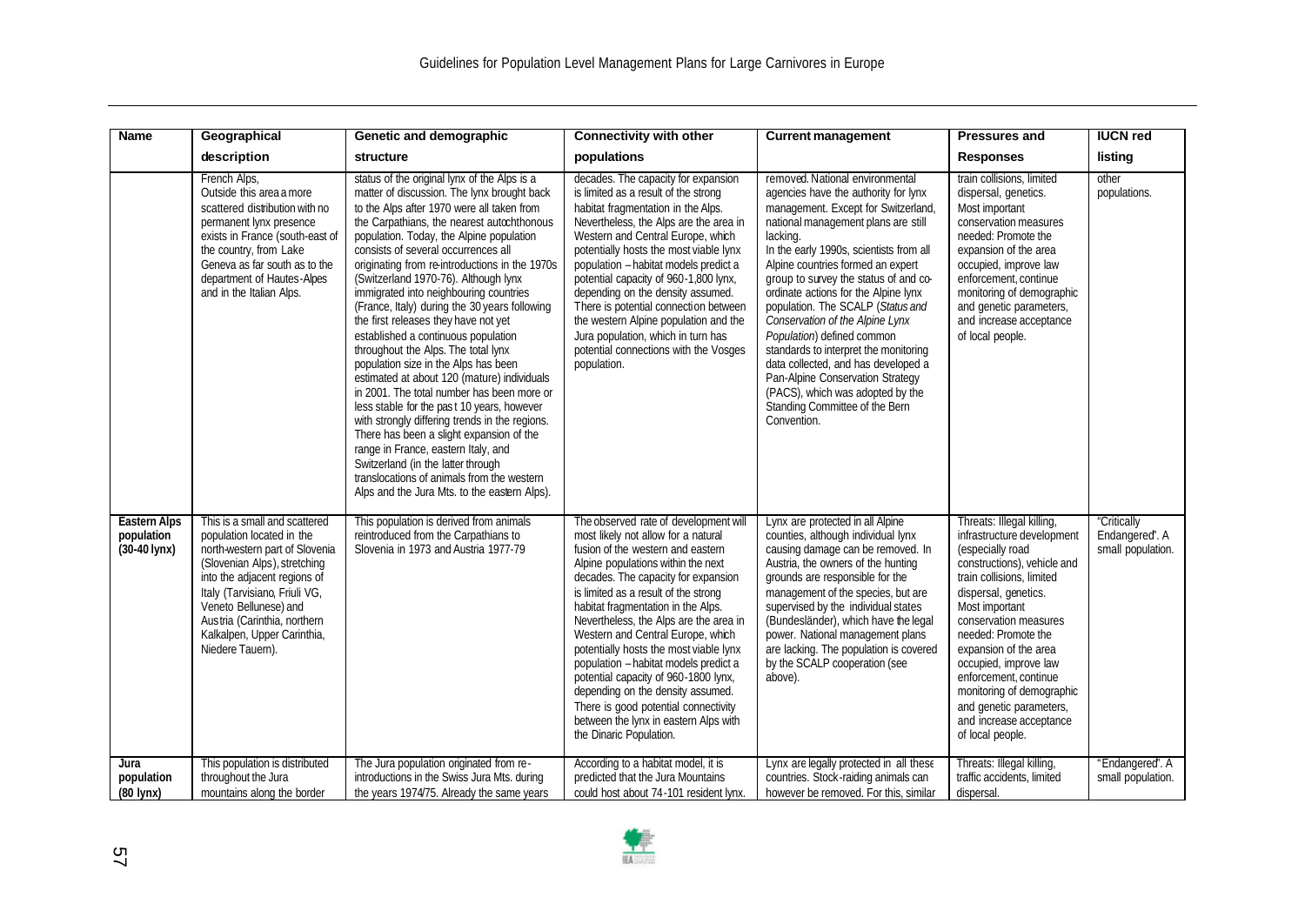| Name | Geographical description | Genetic and demographic structure | Connectivity with other populations | Current management | Pressures and Responses | IUCN red listing |
|---|---|---|---|---|---|---|
| | French Alps, Outside this area a more scattered distribution with no permanent lynx presence exists in France (south-east of the country, from Lake Geneva as far south as to the department of Hautes-Alpes and in the Italian Alps. | status of the original lynx of the Alps is a matter of discussion. The lynx brought back to the Alps after 1970 were all taken from the Carpathians, the nearest autochthonous population. Today, the Alpine population consists of several occurrences all originating from re-introductions in the 1970s (Switzerland 1970-76). Although lynx immigrated into neighbouring countries (France, Italy) during the 30 years following the first releases they have not yet established a continuous population throughout the Alps. The total lynx population size in the Alps has been estimated at about 120 (mature) individuals in 2001. The total number has been more or less stable for the past 10 years, however with strongly differing trends in the regions. There has been a slight expansion of the range in France, eastern Italy, and Switzerland (in the latter through translocations of animals from the western Alps and the Jura Mts. to the eastern Alps). | decades. The capacity for expansion is limited as a result of the strong habitat fragmentation in the Alps. Nevertheless, the Alps are the area in Western and Central Europe, which potentially hosts the most viable lynx population – habitat models predict a potential capacity of 960-1,800 lynx, depending on the density assumed. There is potential connection between the western Alpine population and the Jura population, which in turn has potential connections with the Vosges population. | removed. National environmental agencies have the authority for lynx management. Except for Switzerland, national management plans are still lacking. In the early 1990s, scientists from all Alpine countries formed an expert group to survey the status of and co-ordinate actions for the Alpine lynx population. The SCALP (*Status and Conservation of the Alpine Lynx Population*) defined common standards to interpret the monitoring data collected, and has developed a Pan-Alpine Conservation Strategy (PACS), which was adopted by the Standing Committee of the Bern Convention. | train collisions, limited dispersal, genetics. Most important conservation measures needed: Promote the expansion of the area occupied, improve law enforcement, continue monitoring of demographic and genetic parameters, and increase acceptance of local people. | other populations. |
| **Eastern Alps population (30-40 lynx)** | This is a small and scattered population located in the north-western part of Slovenia (Slovenian Alps), stretching into the adjacent regions of Italy (Tarvisiano, Friuli VG, Veneto Bellunese) and Austria (Carinthia, northern Kalkalpen, Upper Carinthia, Niedere Tauern). | This population is derived from animals reintroduced from the Carpathians to Slovenia in 1973 and Austria 1977-79 | The observed rate of development will most likely not allow for a natural fusion of the western and eastern Alpine populations within the next decades. The capacity for expansion is limited as a result of the strong habitat fragmentation in the Alps. Nevertheless, the Alps are the area in Western and Central Europe, which potentially hosts the most viable lynx population – habitat models predict a potential capacity of 960-1800 lynx, depending on the density assumed. There is good potential connectivity between the lynx in eastern Alps with the Dinaric Population. | Lynx are protected in all Alpine counties, although individual lynx causing damage can be removed. In Austria, the owners of the hunting grounds are responsible for the management of the species, but are supervised by the individual states (Bundesländer), which have the legal power. National management plans are lacking. The population is covered by the SCALP cooperation (see above). | Threats: Illegal killing, infrastructure development (especially road constructions), vehicle and train collisions, limited dispersal, genetics. Most important conservation measures needed: Promote the expansion of the area occupied, improve law enforcement, continue monitoring of demographic and genetic parameters, and increase acceptance of local people. | "Critically Endangered". A small population. |
| **Jura population (80 lynx)** | This population is distributed throughout the Jura mountains along the border | The Jura population originated from re-introductions in the Swiss Jura Mts. during the years 1974/75. Already the same years | According to a habitat model, it is predicted that the Jura Mountains could host about 74-101 resident lynx. | Lynx are legally protected in all these countries. Stock-raiding animals can however be removed. For this, similar | Threats: Illegal killing, traffic accidents, limited dispersal. | "Endangered". A small population. |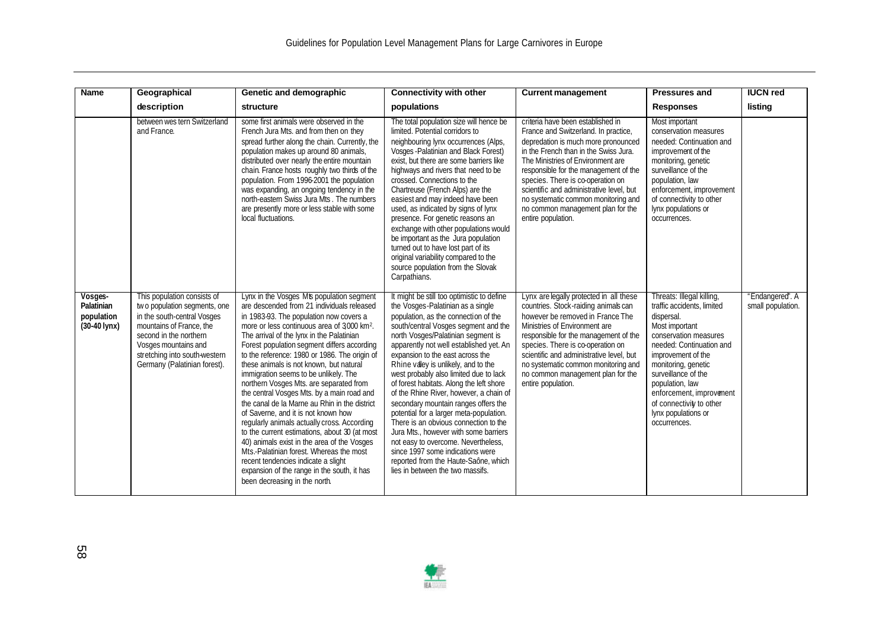| Name | Geographical description | Genetic and demographic structure | Connectivity with other populations | Current management | Pressures and Responses | IUCN red listing |
|---|---|---|---|---|---|---|
| | between western Switzerland and France. | some first animals were observed in the French Jura Mts. and from then on they spread further along the chain. Currently, the population makes up around 80 animals, distributed over nearly the entire mountain chain. France hosts roughly two thirds of the population. From 1996-2001 the population was expanding, an ongoing tendency in the north-eastern Swiss Jura Mts . The numbers are presently more or less stable with some local fluctuations. | The total population size will hence be limited. Potential corridors to neighbouring lynx occurrences (Alps, Vosges -Palatinian and Black Forest) exist, but there are some barriers like highways and rivers that need to be crossed. Connections to the Chartreuse (French Alps) are the easiest and may indeed have been used, as indicated by signs of lynx presence. For genetic reasons an exchange with other populations would be important as the Jura population turned out to have lost part of its original variability compared to the source population from the Slovak Carpathians. | criteria have been established in France and Switzerland. In practice, depredation is much more pronounced in the French than in the Swiss Jura. The Ministries of Environment are responsible for the management of the species. There is co-operation on scientific and administrative level, but no systematic common monitoring and no common management plan for the entire population. | Most important conservation measures needed: Continuation and improvement of the monitoring, genetic surveillance of the population, law enforcement, improvement of connectivity to other lynx populations or occurrences. | |
| **Vosges-Palatinian population (30-40 lynx)** | This population consists of two population segments, one in the south-central Vosges mountains of France, the second in the northern Vosges mountains and stretching into south-western Germany (Palatinian forest). | Lynx in the Vosges Mts population segment are descended from 21 individuals released in 1983-93. The population now covers a more or less continuous area of 3000 km². The arrival of the lynx in the Palatinian Forest population segment differs according to the reference: 1980 or 1986. The origin of these animals is not known, but natural immigration seems to be unlikely. The northern Vosges Mts. are separated from the central Vosges Mts. by a main road and the canal de la Marne au Rhin in the district of Saverne, and it is not known how regularly animals actually cross. According to the current estimations, about 30 (at most 40) animals exist in the area of the Vosges Mts.-Palatinian forest. Whereas the most recent tendencies indicate a slight expansion of the range in the south, it has been decreasing in the north. | It might be still too optimistic to define the Vosges-Palatinian as a single population, as the connection of the south/central Vosges segment and the north Vosges/Palatinian segment is apparently not well established yet. An expansion to the east across the Rhine valley is unlikely, and to the west probably also limited due to lack of forest habitats. Along the left shore of the Rhine River, however, a chain of secondary mountain ranges offers the potential for a larger meta-population. There is an obvious connection to the Jura Mts., however with some barriers not easy to overcome. Nevertheless, since 1997 some indications were reported from the Haute-Saône, which lies in between the two massifs. | Lynx are legally protected in all these countries. Stock-raiding animals can however be removed in France The Ministries of Environment are responsible for the management of the species. There is co-operation on scientific and administrative level, but no systematic common monitoring and no common management plan for the entire population. | Threats: Illegal killing, traffic accidents, limited dispersal. Most important conservation measures needed: Continuation and improvement of the monitoring, genetic surveillance of the population, law enforcement, improvement of connectivity to other lynx populations or occurrences. | "Endangered". A small population. |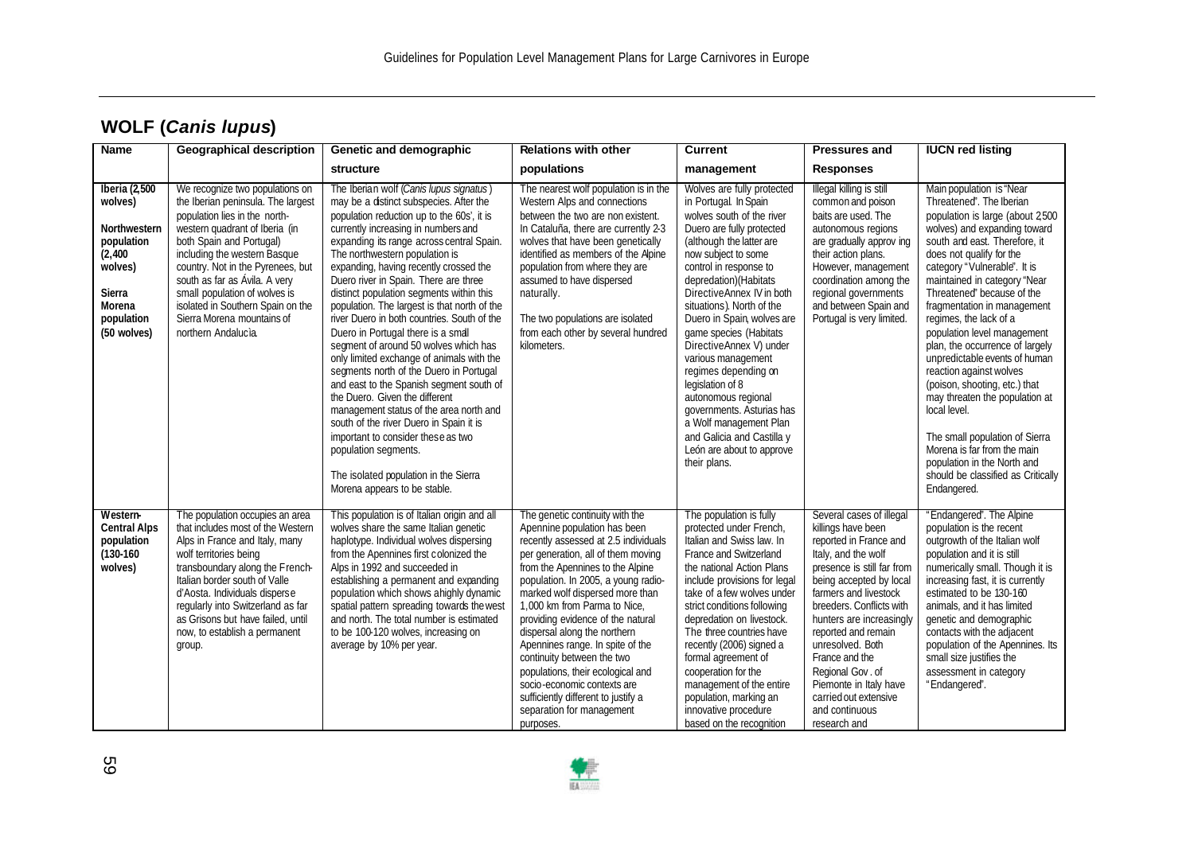## WOLF (*Canis lupus*)

| Name | Geographical description | Genetic and demographic structure | Relations with other populations | Current management | Pressures and Responses | IUCN red listing |
|---|---|---|---|---|---|---|
| **Iberia (2,500 wolves)**<br><br>**Northwestern population (2,400 wolves)**<br><br>**Sierra Morena population (50 wolves)** | We recognize two populations on the Iberian peninsula. The largest population lies in the north-western quadrant of Iberia (in both Spain and Portugal) including the western Basque country. Not in the Pyrenees, but south as far as Ávila. A very small population of wolves is isolated in Southern Spain on the Sierra Morena mountains of northern Andalucìa. | The Iberian wolf (*Canis lupus signatus*) may be a distinct subspecies. After the population reduction up to the 60s', it is currently increasing in numbers and expanding its range across central Spain. The northwestern population is expanding, having recently crossed the Duero river in Spain. There are three distinct population segments within this population. The largest is that north of the river Duero in both countries. South of the Duero in Portugal there is a small segment of around 50 wolves which has only limited exchange of animals with the segments north of the Duero in Portugal and east to the Spanish segment south of the Duero. Given the different management status of the area north and south of the river Duero in Spain it is important to consider these as two population segments.<br><br>The isolated population in the Sierra Morena appears to be stable. | The nearest wolf population is in the Western Alps and connections between the two are non existent. In Cataluña, there are currently 2-3 wolves that have been genetically identified as members of the Alpine population from where they are assumed to have dispersed naturally.<br><br>The two populations are isolated from each other by several hundred kilometers. | Wolves are fully protected in Portugal. In Spain wolves south of the river Duero are fully protected (although the latter are now subject to some control in response to depredation)(Habitats Directive Annex IV in both situations). North of the Duero in Spain, wolves are game species (Habitats Directive Annex V) under various management regimes depending on legislation of 8 autonomous regional governments. Asturias has a Wolf management Plan and Galicia and Castilla y León are about to approve their plans. | Illegal killing is still common and poison baits are used. The autonomous regions are gradually approving their action plans. However, management coordination among the regional governments and between Spain and Portugal is very limited. | Main population is "Near Threatened". The Iberian population is large (about 2500 wolves) and expanding toward south and east. Therefore, it does not qualify for the category "Vulnerable". It is maintained in category "Near Threatened" because of the fragmentation in management regimes, the lack of a population level management plan, the occurrence of largely unpredictable events of human reaction against wolves (poison, shooting, etc.) that may threaten the population at local level.<br><br>The small population of Sierra Morena is far from the main population in the North and should be classified as Critically Endangered. |
| **Western-Central Alps population (130-160 wolves)** | The population occupies an area that includes most of the Western Alps in France and Italy, many wolf territories being transboundary along the French-Italian border south of Valle d'Aosta. Individuals disperse regularly into Switzerland as far as Grisons but have failed, until now, to establish a permanent group. | This population is of Italian origin and all wolves share the same Italian genetic haplotype. Individual wolves dispersing from the Apennines first colonized the Alps in 1992 and succeeded in establishing a permanent and expanding population which shows a highly dynamic spatial pattern spreading towards the west and north. The total number is estimated to be 100-120 wolves, increasing on average by 10% per year. | The genetic continuity with the Apennine population has been recently assessed at 2.5 individuals per generation, all of them moving from the Apennines to the Alpine population. In 2005, a young radio-marked wolf dispersed more than 1,000 km from Parma to Nice, providing evidence of the natural dispersal along the northern Apennines range. In spite of the continuity between the two populations, their ecological and socio-economic contexts are sufficiently different to justify a separation for management purposes. | The population is fully protected under French, Italian and Swiss law. In France and Switzerland the national Action Plans include provisions for legal take of a few wolves under strict conditions following depredation on livestock. The three countries have recently (2006) signed a formal agreement of cooperation for the management of the entire population, marking an innovative procedure based on the recognition | Several cases of illegal killings have been reported in France and Italy, and the wolf presence is still far from being accepted by local farmers and livestock breeders. Conflicts with hunters are increasingly reported and remain unresolved. Both France and the Regional Gov. of Piemonte in Italy have carried out extensive and continuous research and | "Endangered". The Alpine population is the recent outgrowth of the Italian wolf population and it is still numerically small. Though it is increasing fast, it is currently estimated to be 130-160 animals, and it has limited genetic and demographic contacts with the adjacent population of the Apennines. Its small size justifies the assessment in category "Endangered". |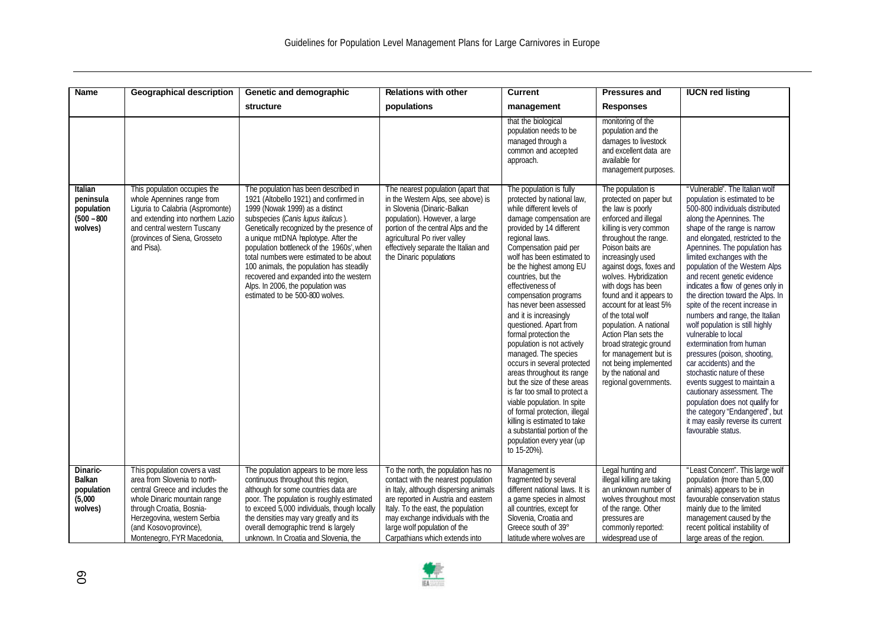| Name | Geographical description | Genetic and demographic structure | Relations with other populations | Current management | Pressures and Responses | IUCN red listing |
|---|---|---|---|---|---|---|
| | | | | that the biological population needs to be managed through a common and accepted approach. | monitoring of the population and the damages to livestock and excellent data are available for management purposes. | |
| **Italian peninsula population (500 – 800 wolves)** | This population occupies the whole Apennines range from Liguria to Calabria (Aspromonte) and extending into northern Lazio and central western Tuscany (provinces of Siena, Grosseto and Pisa). | The population has been described in 1921 (Altobello 1921) and confirmed in 1999 (Nowak 1999) as a distinct subspecies (*Canis lupus italicus*). Genetically recognized by the presence of a unique mtDNA haplotype. After the population bottleneck of the 1960s', when total numbers were estimated to be about 100 animals, the population has steadily recovered and expanded into the western Alps. In 2006, the population was estimated to be 500-800 wolves. | The nearest population (apart that in the Western Alps, see above) is in Slovenia (Dinaric-Balkan population). However, a large portion of the central Alps and the agricultural Po river valley effectively separate the Italian and the Dinaric populations | The population is fully protected by national law, while different levels of damage compensation are provided by 14 different regional laws. Compensation paid per wolf has been estimated to be the highest among EU countries, but the effectiveness of compensation programs has never been assessed and it is increasingly questioned. Apart from formal protection the population is not actively managed. The species occurs in several protected areas throughout its range but the size of these areas is far too small to protect a viable population. In spite of formal protection, illegal killing is estimated to take a substantial portion of the population every year (up to 15-20%). | The population is protected on paper but the law is poorly enforced and illegal killing is very common throughout the range. Poison baits are increasingly used against dogs, foxes and wolves. Hybridization with dogs has been found and it appears to account for at least 5% of the total wolf population. A national Action Plan sets the broad strategic ground for management but is not being implemented by the national and regional governments. | "Vulnerable". The Italian wolf population is estimated to be 500-800 individuals distributed along the Apennines. The shape of the range is narrow and elongated, restricted to the Apennines. The population has limited exchanges with the population of the Western Alps and recent genetic evidence indicates a flow of genes only in the direction toward the Alps. In spite of the recent increase in numbers and range, the Italian wolf population is still highly vulnerable to local extermination from human pressures (poison, shooting, car accidents) and the stochastic nature of these events suggest to maintain a cautionary assessment. The population does not qualify for the category "Endangered", but it may easily reverse its current favourable status. |
| **Dinaric-Balkan population (5,000 wolves)** | This population covers a vast area from Slovenia to north-central Greece and includes the whole Dinaric mountain range through Croatia, Bosnia-Herzegovina, western Serbia (and Kosovo province), Montenegro, FYR Macedonia, | The population appears to be more less continuous throughout this region, although for some countries data are poor. The population is roughly estimated to exceed 5,000 individuals, though locally the densities may vary greatly and its overall demographic trend is largely unknown. In Croatia and Slovenia, the | To the north, the population has no contact with the nearest population in Italy, although dispersing animals are reported in Austria and eastern Italy. To the east, the population may exchange individuals with the large wolf population of the Carpathians which extends into | Management is fragmented by several different national laws. It is a game species in almost all countries, except for Slovenia, Croatia and Greece south of 39° latitude where wolves are | Legal hunting and illegal killing are taking an unknown number of wolves throughout most of the range. Other pressures are commonly reported: widespread use of | "Least Concern". This large wolf population (more than 5,000 animals) appears to be in favourable conservation status mainly due to the limited management caused by the recent political instability of large areas of the region. |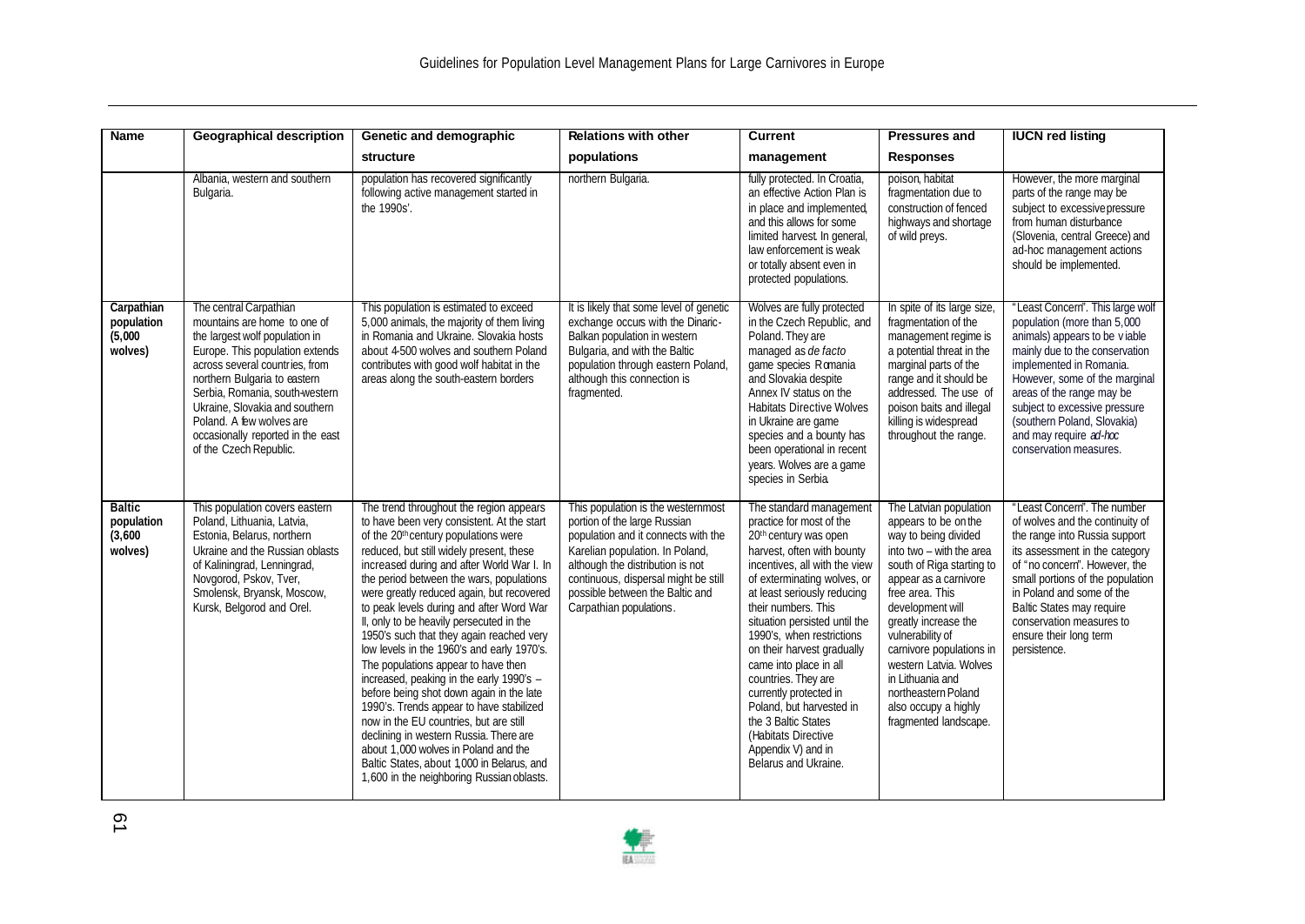| Name | Geographical description | Genetic and demographic structure | Relations with other populations | Current management | Pressures and Responses | IUCN red listing |
|---|---|---|---|---|---|---|
| | Albania, western and southern Bulgaria. | population has recovered significantly following active management started in the 1990s'. | northern Bulgaria. | fully protected. In Croatia, an effective Action Plan is in place and implemented, and this allows for some limited harvest. In general, law enforcement is weak or totally absent even in protected populations. | poison, habitat fragmentation due to construction of fenced highways and shortage of wild preys. | However, the more marginal parts of the range may be subject to excessive pressure from human disturbance (Slovenia, central Greece) and ad-hoc management actions should be implemented. |
| **Carpathian population (5,000 wolves)** | The central Carpathian mountains are home to one of the largest wolf population in Europe. This population extends across several countries, from northern Bulgaria to eastern Serbia, Romania, south-western Ukraine, Slovakia and southern Poland. A few wolves are occasionally reported in the east of the Czech Republic. | This population is estimated to exceed 5,000 animals, the majority of them living in Romania and Ukraine. Slovakia hosts about 4-500 wolves and southern Poland contributes with good wolf habitat in the areas along the south-eastern borders | It is likely that some level of genetic exchange occurs with the Dinaric-Balkan population in western Bulgaria, and with the Baltic population through eastern Poland, although this connection is fragmented. | Wolves are fully protected in the Czech Republic, and Poland. They are managed as *de facto* game species Romania and Slovakia despite Annex IV status on the Habitats Directive Wolves in Ukraine are game species and a bounty has been operational in recent years. Wolves are a game species in Serbia | In spite of its large size, fragmentation of the management regime is a potential threat in the marginal parts of the range and it should be addressed. The use of poison baits and illegal killing is widespread throughout the range. | "Least Concern". This large wolf population (more than 5,000 animals) appears to be viable mainly due to the conservation implemented in Romania. However, some of the marginal areas of the range may be subject to excessive pressure (southern Poland, Slovakia) and may require *ad-hoc* conservation measures. |
| **Baltic population (3,600 wolves)** | This population covers eastern Poland, Lithuania, Latvia, Estonia, Belarus, northern Ukraine and the Russian oblasts of Kaliningrad, Lenningrad, Novgorod, Pskov, Tver, Smolensk, Bryansk, Moscow, Kursk, Belgorod and Orel. | The trend throughout the region appears to have been very consistent. At the start of the 20th century populations were reduced, but still widely present, these increased during and after World War I. In the period between the wars, populations were greatly reduced again, but recovered to peak levels during and after Word War II, only to be heavily persecuted in the 1950's such that they again reached very low levels in the 1960's and early 1970's. The populations appear to have then increased, peaking in the early 1990's – before being shot down again in the late 1990's. Trends appear to have stabilized now in the EU countries, but are still declining in western Russia. There are about 1,000 wolves in Poland and the Baltic States, about 1,000 in Belarus, and 1,600 in the neighboring Russian oblasts. | This population is the westernmost portion of the large Russian population and it connects with the Karelian population. In Poland, although the distribution is not continuous, dispersal might be still possible between the Baltic and Carpathian populations. | The standard management practice for most of the 20th century was open harvest, often with bounty incentives, all with the view of exterminating wolves, or at least seriously reducing their numbers. This situation persisted until the 1990's, when restrictions on their harvest gradually came into place in all countries. They are currently protected in Poland, but harvested in the 3 Baltic States (Habitats Directive Appendix V) and in Belarus and Ukraine. | The Latvian population appears to be on the way to being divided into two – with the area south of Riga starting to appear as a carnivore free area. This development will greatly increase the vulnerability of carnivore populations in western Latvia. Wolves in Lithuania and northeastern Poland also occupy a highly fragmented landscape. | "Least Concern". The number of wolves and the continuity of the range into Russia support its assessment in the category of "no concern". However, the small portions of the population in Poland and some of the Baltic States may require conservation measures to ensure their long term persistence. |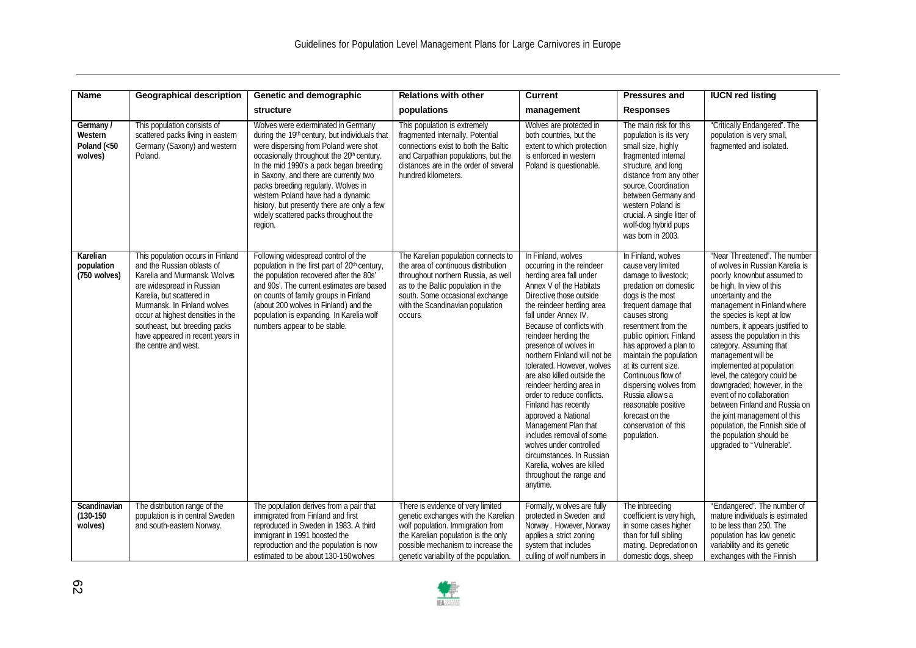| Name | Geographical description | Genetic and demographic structure | Relations with other populations | Current management | Pressures and Responses | IUCN red listing |
|---|---|---|---|---|---|---|
| **Germany / Western Poland (<50 wolves)** | This population consists of scattered packs living in eastern Germany (Saxony) and western Poland. | Wolves were exterminated in Germany during the 19th century, but individuals that were dispersing from Poland were shot occasionally throughout the 20th century. In the mid 1990's a pack began breeding in Saxony, and there are currently two packs breeding regularly. Wolves in western Poland have had a dynamic history, but presently there are only a few widely scattered packs throughout the region. | This population is extremely fragmented internally. Potential connections exist to both the Baltic and Carpathian populations, but the distances are in the order of several hundred kilometers. | Wolves are protected in both countries, but the extent to which protection is enforced in western Poland is questionable. | The main risk for this population is its very small size, highly fragmented internal structure, and long distance from any other source. Coordination between Germany and western Poland is crucial. A single litter of wolf-dog hybrid pups was born in 2003. | "Critically Endangered". The population is very small, fragmented and isolated. |
| **Karelian population (750 wolves)** | This population occurs in Finland and the Russian oblasts of Karelia and Murmansk. Wolves are widespread in Russian Karelia, but scattered in Murmansk. In Finland wolves occur at highest densities in the southeast, but breeding packs have appeared in recent years in the centre and west. | Following widespread control of the population in the first part of 20th century, the population recovered after the 80s' and 90s'. The current estimates are based on counts of family groups in Finland (about 200 wolves in Finland) and the population is expanding. In Karelia wolf numbers appear to be stable. | The Karelian population connects to the area of continuous distribution throughout northern Russia, as well as to the Baltic population in the south. Some occasional exchange with the Scandinavian population occurs. | In Finland, wolves occurring in the reindeer herding area fall under Annex V of the Habitats Directive, those outside the reindeer herding area fall under Annex IV. Because of conflicts with reindeer herding the presence of wolves in northern Finland will not be tolerated. However, wolves are also killed outside the reindeer herding area in order to reduce conflicts. Finland has recently approved a National Management Plan that includes removal of some wolves under controlled circumstances. In Russian Karelia, wolves are killed throughout the range and anytime. | In Finland, wolves cause very limited damage to livestock; predation on domestic dogs is the most frequent damage that causes strong resentment from the public opinion. Finland has approved a plan to maintain the population at its current size. Continuous flow of dispersing wolves from Russia allows a reasonable positive forecast on the conservation of this population. | "Near Threatened". The number of wolves in Russian Karelia is poorly known but assumed to be high. In view of this uncertainty and the management in Finland where the species is kept at low numbers, it appears justified to assess the population in this category. Assuming that management will be implemented at population level, the category could be downgraded; however, in the event of no collaboration between Finland and Russia on the joint management of this population, the Finnish side of the population should be upgraded to "Vulnerable". |
| **Scandinavian (130-150 wolves)** | The distribution range of the population is in central Sweden and south-eastern Norway. | The population derives from a pair that immigrated from Finland and first reproduced in Sweden in 1983. A third immigrant in 1991 boosted the reproduction and the population is now estimated to be about 130-150 wolves | There is evidence of very limited genetic exchanges with the Karelian wolf population. Immigration from the Karelian population is the only possible mechanism to increase the genetic variability of the population. | Formally, wolves are fully protected in Sweden and Norway. However, Norway applies a strict zoning system that includes culling of wolf numbers in | The inbreeding coefficient is very high, in some cases higher than for full sibling mating. Depredation on domestic dogs, sheep | "Endangered". The number of mature individuals is estimated to be less than 250. The population has low genetic variability and its genetic exchanges with the Finnish |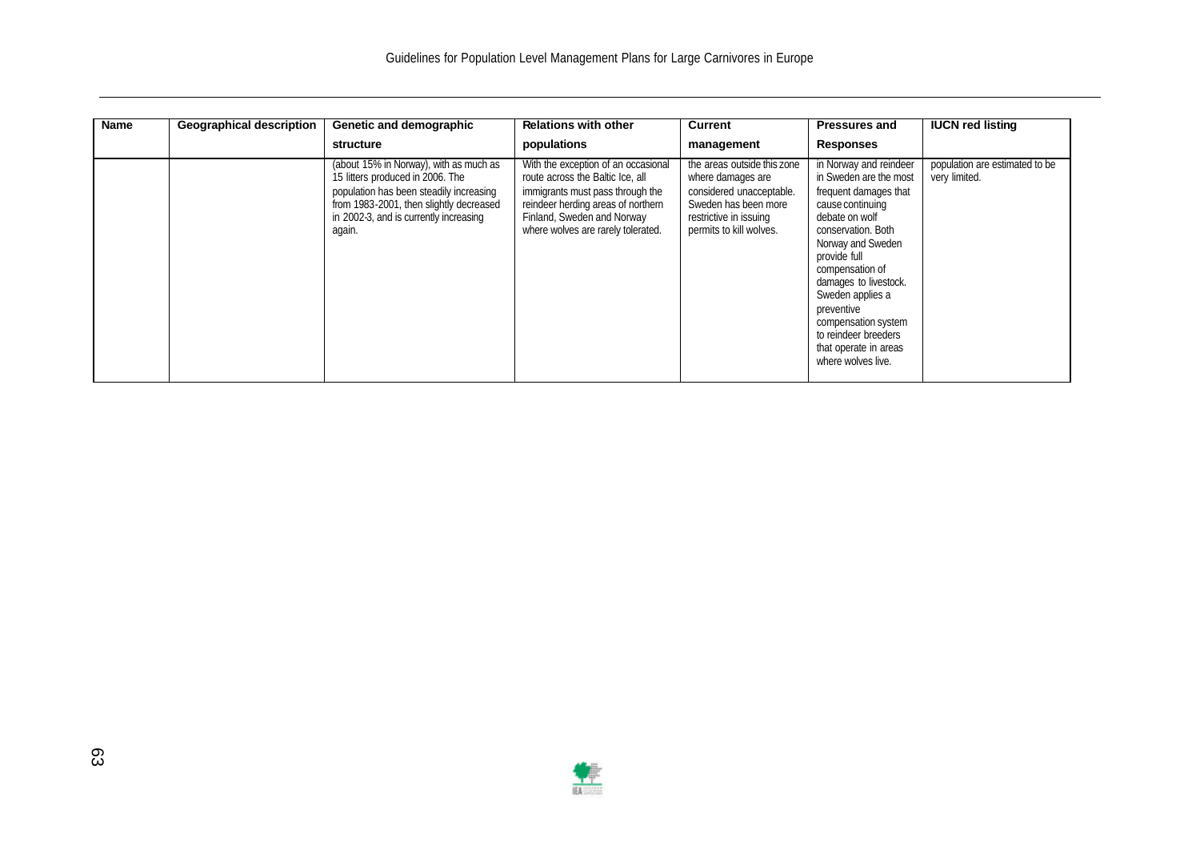| Name | Geographical description | Genetic and demographic structure | Relations with other populations | Current management | Pressures and Responses | IUCN red listing |
|---|---|---|---|---|---|---|
| | | (about 15% in Norway), with as much as 15 litters produced in 2006. The population has been steadily increasing from 1983-2001, then slightly decreased in 2002-3, and is currently increasing again. | With the exception of an occasional route across the Baltic Ice, all immigrants must pass through the reindeer herding areas of northern Finland, Sweden and Norway where wolves are rarely tolerated. | the areas outside this zone where damages are considered unacceptable. Sweden has been more restrictive in issuing permits to kill wolves. | in Norway and reindeer in Sweden are the most frequent damages that cause continuing debate on wolf conservation. Both Norway and Sweden provide full compensation of damages to livestock. Sweden applies a preventive compensation system to reindeer breeders that operate in areas where wolves live. | population are estimated to be very limited. |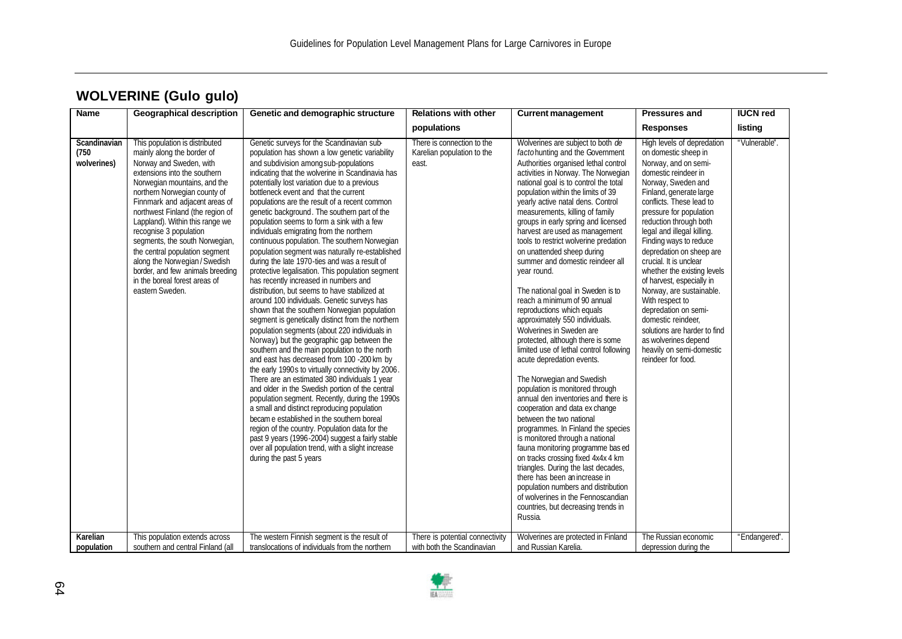## WOLVERINE (Gulo gulo)

| Name | Geographical description | Genetic and demographic structure | Relations with other populations | Current management | Pressures and Responses | IUCN red listing |
|---|---|---|---|---|---|---|
| **Scandinavian (750 wolverines)** | This population is distributed mainly along the border of Norway and Sweden, with extensions into the southern Norwegian mountains, and the northern Norwegian county of Finnmark and adjacent areas of northwest Finland (the region of Lappland). Within this range we recognise 3 population segments, the south Norwegian, the central population segment along the Norwegian / Swedish border, and few animals breeding in the boreal forest areas of eastern Sweden. | Genetic surveys for the Scandinavian sub-population has shown a low genetic variability and subdivision among sub-populations indicating that the wolverine in Scandinavia has potentially lost variation due to a previous bottleneck event and that the current populations are the result of a recent common genetic background. The southern part of the population seems to form a sink with a few individuals emigrating from the northern continuous population. The southern Norwegian population segment was naturally re-established during the late 1970-ties and was a result of protective legalisation. This population segment has recently increased in numbers and distribution, but seems to have stabilized at around 100 individuals. Genetic surveys has shown that the southern Norwegian population segment is genetically distinct from the northern population segments (about 220 individuals in Norway), but the geographic gap between the southern and the main population to the north and east has decreased from 100 -200 km by the early 1990s to virtually connectivity by 2006. There are an estimated 380 individuals 1 year and older in the Swedish portion of the central population segment. Recently, during the 1990s a small and distinct reproducing population became established in the southern boreal region of the country. Population data for the past 9 years (1996-2004) suggest a fairly stable over all population trend, with a slight increase during the past 5 years | There is connection to the Karelian population to the east. | Wolverines are subject to both *de facto* hunting and the Government Authorities organised lethal control activities in Norway. The Norwegian national goal is to control the total population within the limits of 39 yearly active natal dens. Control measurements, killing of family groups in early spring and licensed harvest are used as management tools to restrict wolverine predation on unattended sheep during summer and domestic reindeer all year round.<br><br>The national goal in Sweden is to reach a minimum of 90 annual reproductions which equals approximately 550 individuals. Wolverines in Sweden are protected, although there is some limited use of lethal control following acute depredation events.<br><br>The Norwegian and Swedish population is monitored through annual den inventories and there is cooperation and data exchange between the two national programmes. In Finland the species is monitored through a national fauna monitoring programme based on tracks crossing fixed 4x4x4 km triangles. During the last decades, there has been an increase in population numbers and distribution of wolverines in the Fennoscandian countries, but decreasing trends in Russia. | High levels of depredation on domestic sheep in Norway, and on semi-domestic reindeer in Norway, Sweden and Finland, generate large conflicts. These lead to pressure for population reduction through both legal and illegal killing. Finding ways to reduce depredation on sheep are crucial. It is unclear whether the existing levels of harvest, especially in Norway, are sustainable. With respect to depredation on semi-domestic reindeer, solutions are harder to find as wolverines depend heavily on semi-domestic reindeer for food. | "Vulnerable". |
| **Karelian population** | This population extends across southern and central Finland (all | The western Finnish segment is the result of translocations of individuals from the northern | There is potential connectivity with both the Scandinavian | Wolverines are protected in Finland and Russian Karelia. | The Russian economic depression during the | "Endangered". |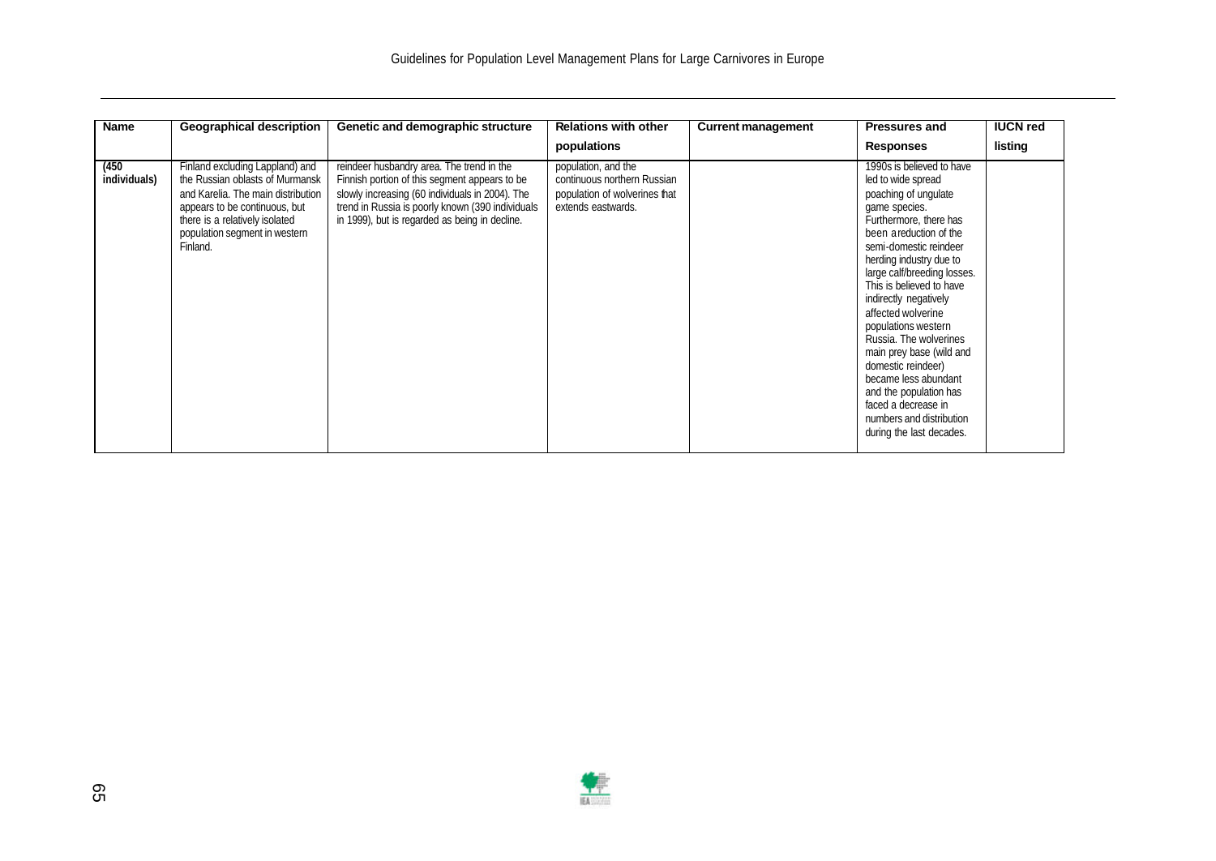| Name | Geographical description | Genetic and demographic structure | Relations with other populations | Current management | Pressures and Responses | IUCN red listing |
|---|---|---|---|---|---|---|
| (450 individuals) | Finland excluding Lappland) and the Russian oblasts of Murmansk and Karelia. The main distribution appears to be continuous, but there is a relatively isolated population segment in western Finland. | reindeer husbandry area. The trend in the Finnish portion of this segment appears to be slowly increasing (60 individuals in 2004). The trend in Russia is poorly known (390 individuals in 1999), but is regarded as being in decline. | population, and the continuous northern Russian population of wolverines that extends eastwards. | | 1990s is believed to have led to wide spread poaching of ungulate game species. Furthermore, there has been a reduction of the semi-domestic reindeer herding industry due to large calf/breeding losses. This is believed to have indirectly negatively affected wolverine populations western Russia. The wolverines main prey base (wild and domestic reindeer) became less abundant and the population has faced a decrease in numbers and distribution during the last decades. | |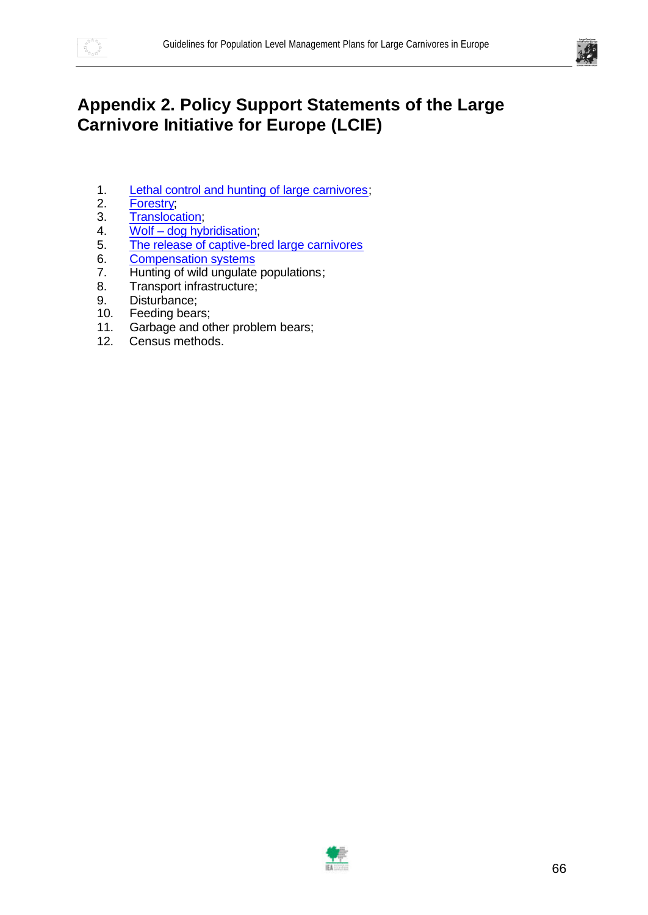# Appendix 2. Policy Support Statements of the Large Carnivore Initiative for Europe (LCIE)

1. Lethal control and hunting of large carnivores;
2. Forestry;
3. Translocation;
4. Wolf – dog hybridisation;
5. The release of captive-bred large carnivores
6. Compensation systems
7. Hunting of wild ungulate populations;
8. Transport infrastructure;
9. Disturbance;
10. Feeding bears;
11. Garbage and other problem bears;
12. Census methods.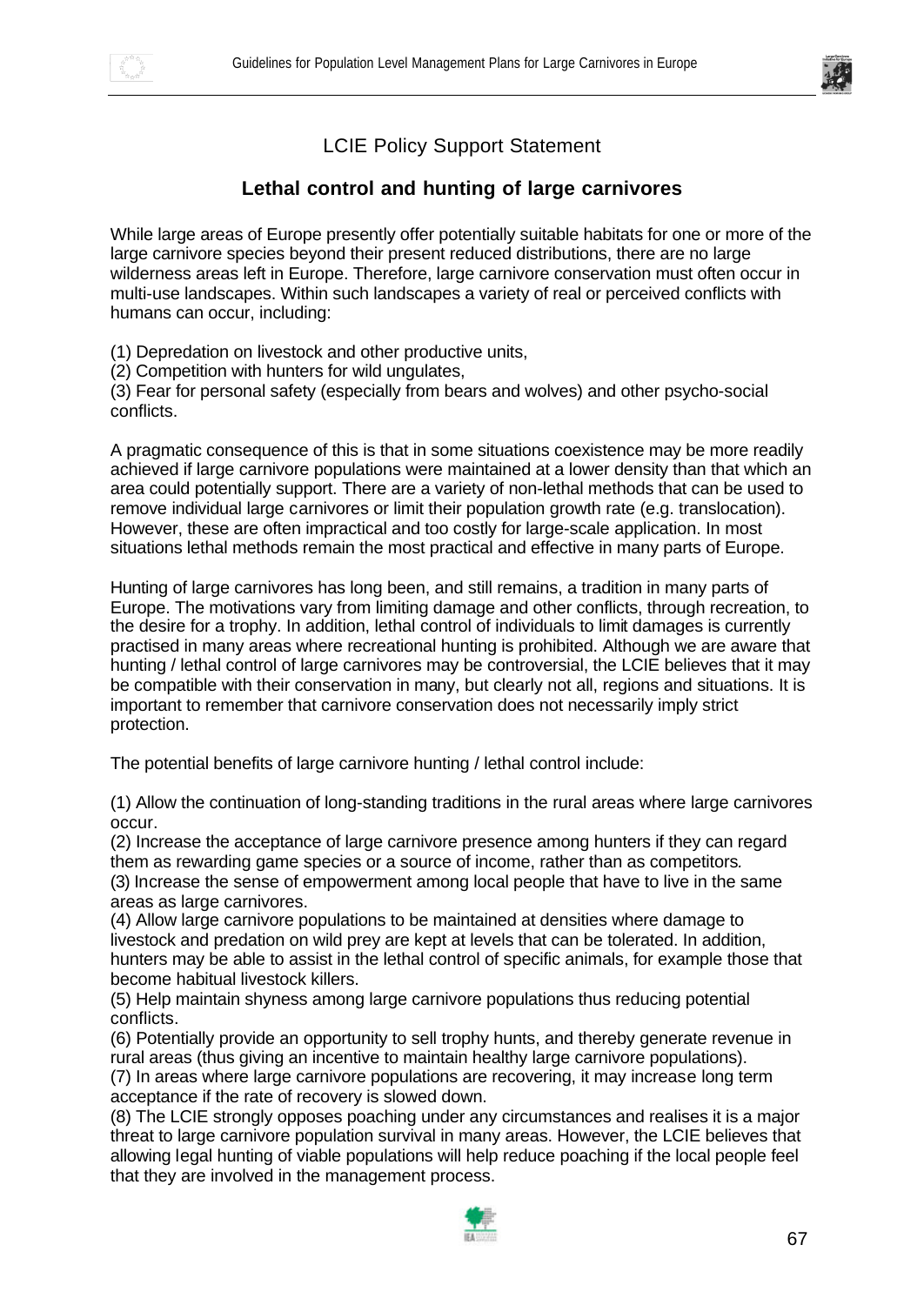## LCIE Policy Support Statement

### Lethal control and hunting of large carnivores

While large areas of Europe presently offer potentially suitable habitats for one or more of the large carnivore species beyond their present reduced distributions, there are no large wilderness areas left in Europe. Therefore, large carnivore conservation must often occur in multi-use landscapes. Within such landscapes a variety of real or perceived conflicts with humans can occur, including:

(1) Depredation on livestock and other productive units,
(2) Competition with hunters for wild ungulates,
(3) Fear for personal safety (especially from bears and wolves) and other psycho-social conflicts.

A pragmatic consequence of this is that in some situations coexistence may be more readily achieved if large carnivore populations were maintained at a lower density than that which an area could potentially support. There are a variety of non-lethal methods that can be used to remove individual large carnivores or limit their population growth rate (e.g. translocation). However, these are often impractical and too costly for large-scale application. In most situations lethal methods remain the most practical and effective in many parts of Europe.

Hunting of large carnivores has long been, and still remains, a tradition in many parts of Europe. The motivations vary from limiting damage and other conflicts, through recreation, to the desire for a trophy. In addition, lethal control of individuals to limit damages is currently practised in many areas where recreational hunting is prohibited. Although we are aware that hunting / lethal control of large carnivores may be controversial, the LCIE believes that it may be compatible with their conservation in many, but clearly not all, regions and situations. It is important to remember that carnivore conservation does not necessarily imply strict protection.

The potential benefits of large carnivore hunting / lethal control include:

(1) Allow the continuation of long-standing traditions in the rural areas where large carnivores occur.
(2) Increase the acceptance of large carnivore presence among hunters if they can regard them as rewarding game species or a source of income, rather than as competitors.
(3) Increase the sense of empowerment among local people that have to live in the same areas as large carnivores.
(4) Allow large carnivore populations to be maintained at densities where damage to livestock and predation on wild prey are kept at levels that can be tolerated. In addition, hunters may be able to assist in the lethal control of specific animals, for example those that become habitual livestock killers.
(5) Help maintain shyness among large carnivore populations thus reducing potential conflicts.
(6) Potentially provide an opportunity to sell trophy hunts, and thereby generate revenue in rural areas (thus giving an incentive to maintain healthy large carnivore populations).
(7) In areas where large carnivore populations are recovering, it may increase long term acceptance if the rate of recovery is slowed down.
(8) The LCIE strongly opposes poaching under any circumstances and realises it is a major threat to large carnivore population survival in many areas. However, the LCIE believes that allowing legal hunting of viable populations will help reduce poaching if the local people feel that they are involved in the management process.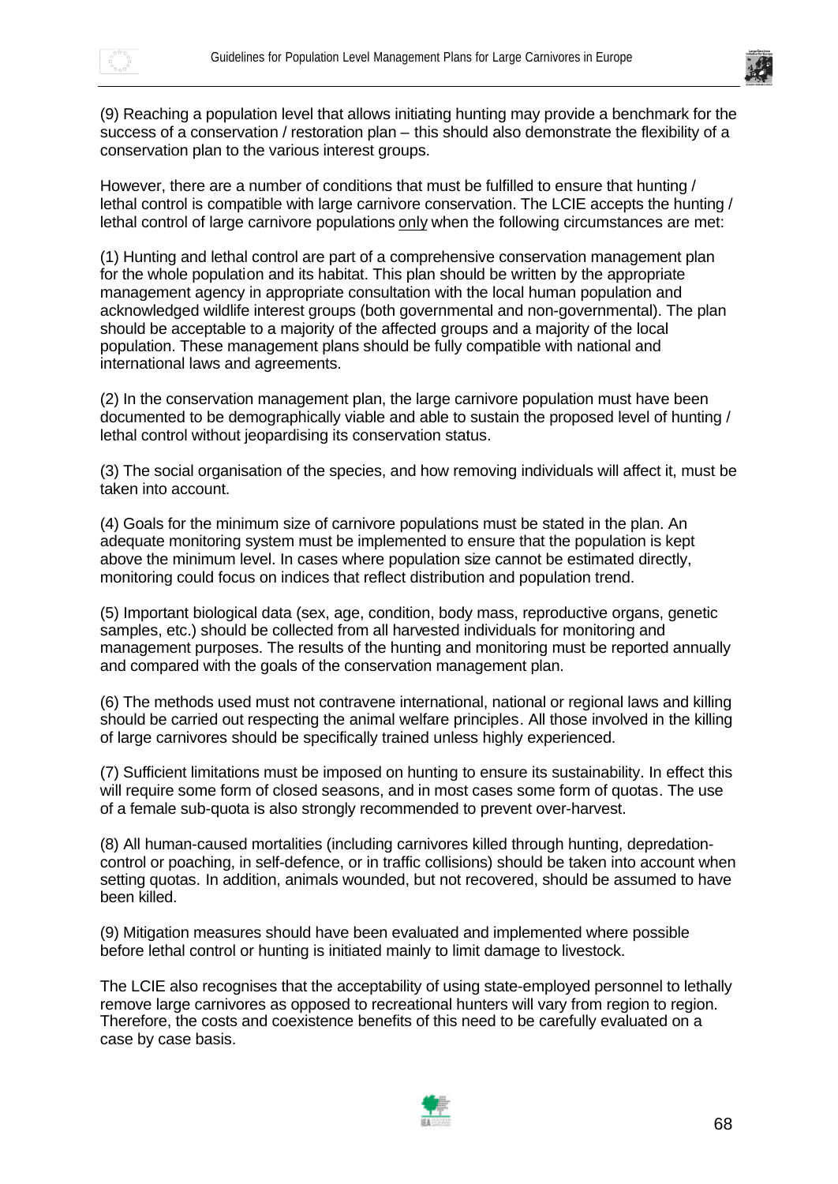(9) Reaching a population level that allows initiating hunting may provide a benchmark for the success of a conservation / restoration plan – this should also demonstrate the flexibility of a conservation plan to the various interest groups.

However, there are a number of conditions that must be fulfilled to ensure that hunting / lethal control is compatible with large carnivore conservation. The LCIE accepts the hunting / lethal control of large carnivore populations <u>only</u> when the following circumstances are met:

(1) Hunting and lethal control are part of a comprehensive conservation management plan for the whole population and its habitat. This plan should be written by the appropriate management agency in appropriate consultation with the local human population and acknowledged wildlife interest groups (both governmental and non-governmental). The plan should be acceptable to a majority of the affected groups and a majority of the local population. These management plans should be fully compatible with national and international laws and agreements.

(2) In the conservation management plan, the large carnivore population must have been documented to be demographically viable and able to sustain the proposed level of hunting / lethal control without jeopardising its conservation status.

(3) The social organisation of the species, and how removing individuals will affect it, must be taken into account.

(4) Goals for the minimum size of carnivore populations must be stated in the plan. An adequate monitoring system must be implemented to ensure that the population is kept above the minimum level. In cases where population size cannot be estimated directly, monitoring could focus on indices that reflect distribution and population trend.

(5) Important biological data (sex, age, condition, body mass, reproductive organs, genetic samples, etc.) should be collected from all harvested individuals for monitoring and management purposes. The results of the hunting and monitoring must be reported annually and compared with the goals of the conservation management plan.

(6) The methods used must not contravene international, national or regional laws and killing should be carried out respecting the animal welfare principles. All those involved in the killing of large carnivores should be specifically trained unless highly experienced.

(7) Sufficient limitations must be imposed on hunting to ensure its sustainability. In effect this will require some form of closed seasons, and in most cases some form of quotas. The use of a female sub-quota is also strongly recommended to prevent over-harvest.

(8) All human-caused mortalities (including carnivores killed through hunting, depredation-control or poaching, in self-defence, or in traffic collisions) should be taken into account when setting quotas. In addition, animals wounded, but not recovered, should be assumed to have been killed.

(9) Mitigation measures should have been evaluated and implemented where possible before lethal control or hunting is initiated mainly to limit damage to livestock.

The LCIE also recognises that the acceptability of using state-employed personnel to lethally remove large carnivores as opposed to recreational hunters will vary from region to region. Therefore, the costs and coexistence benefits of this need to be carefully evaluated on a case by case basis.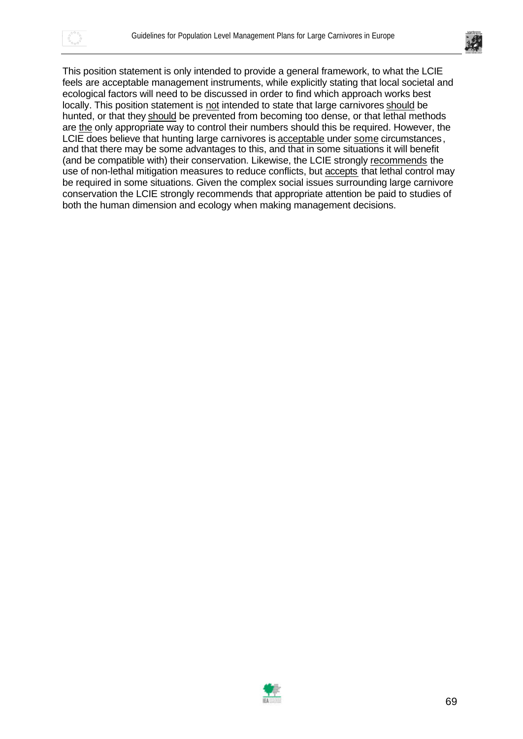This position statement is only intended to provide a general framework, to what the LCIE feels are acceptable management instruments, while explicitly stating that local societal and ecological factors will need to be discussed in order to find which approach works best locally. This position statement is <u>not</u> intended to state that large carnivores <u>should</u> be hunted, or that they <u>should</u> be prevented from becoming too dense, or that lethal methods are <u>the</u> only appropriate way to control their numbers should this be required. However, the LCIE does believe that hunting large carnivores is <u>acceptable</u> under <u>some</u> circumstances, and that there may be some advantages to this, and that in some situations it will benefit (and be compatible with) their conservation. Likewise, the LCIE strongly <u>recommends</u> the use of non-lethal mitigation measures to reduce conflicts, but <u>accepts</u> that lethal control may be required in some situations. Given the complex social issues surrounding large carnivore conservation the LCIE strongly recommends that appropriate attention be paid to studies of both the human dimension and ecology when making management decisions.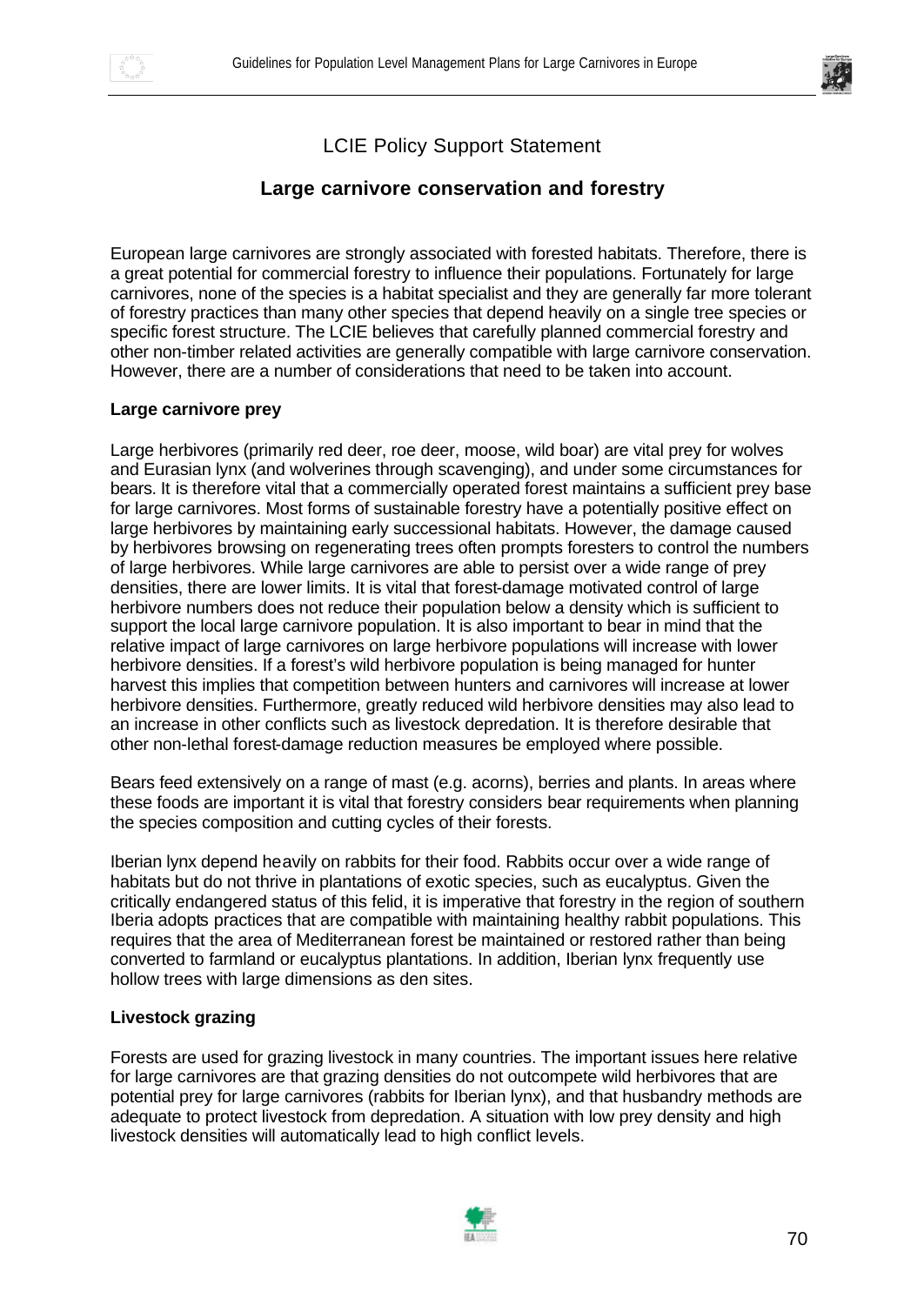## LCIE Policy Support Statement

## Large carnivore conservation and forestry

European large carnivores are strongly associated with forested habitats. Therefore, there is a great potential for commercial forestry to influence their populations. Fortunately for large carnivores, none of the species is a habitat specialist and they are generally far more tolerant of forestry practices than many other species that depend heavily on a single tree species or specific forest structure. The LCIE believes that carefully planned commercial forestry and other non-timber related activities are generally compatible with large carnivore conservation. However, there are a number of considerations that need to be taken into account.

### Large carnivore prey

Large herbivores (primarily red deer, roe deer, moose, wild boar) are vital prey for wolves and Eurasian lynx (and wolverines through scavenging), and under some circumstances for bears. It is therefore vital that a commercially operated forest maintains a sufficient prey base for large carnivores. Most forms of sustainable forestry have a potentially positive effect on large herbivores by maintaining early successional habitats. However, the damage caused by herbivores browsing on regenerating trees often prompts foresters to control the numbers of large herbivores. While large carnivores are able to persist over a wide range of prey densities, there are lower limits. It is vital that forest-damage motivated control of large herbivore numbers does not reduce their population below a density which is sufficient to support the local large carnivore population. It is also important to bear in mind that the relative impact of large carnivores on large herbivore populations will increase with lower herbivore densities. If a forest's wild herbivore population is being managed for hunter harvest this implies that competition between hunters and carnivores will increase at lower herbivore densities. Furthermore, greatly reduced wild herbivore densities may also lead to an increase in other conflicts such as livestock depredation. It is therefore desirable that other non-lethal forest-damage reduction measures be employed where possible.

Bears feed extensively on a range of mast (e.g. acorns), berries and plants. In areas where these foods are important it is vital that forestry considers bear requirements when planning the species composition and cutting cycles of their forests.

Iberian lynx depend heavily on rabbits for their food. Rabbits occur over a wide range of habitats but do not thrive in plantations of exotic species, such as eucalyptus. Given the critically endangered status of this felid, it is imperative that forestry in the region of southern Iberia adopts practices that are compatible with maintaining healthy rabbit populations. This requires that the area of Mediterranean forest be maintained or restored rather than being converted to farmland or eucalyptus plantations. In addition, Iberian lynx frequently use hollow trees with large dimensions as den sites.

### Livestock grazing

Forests are used for grazing livestock in many countries. The important issues here relative for large carnivores are that grazing densities do not outcompete wild herbivores that are potential prey for large carnivores (rabbits for Iberian lynx), and that husbandry methods are adequate to protect livestock from depredation. A situation with low prey density and high livestock densities will automatically lead to high conflict levels.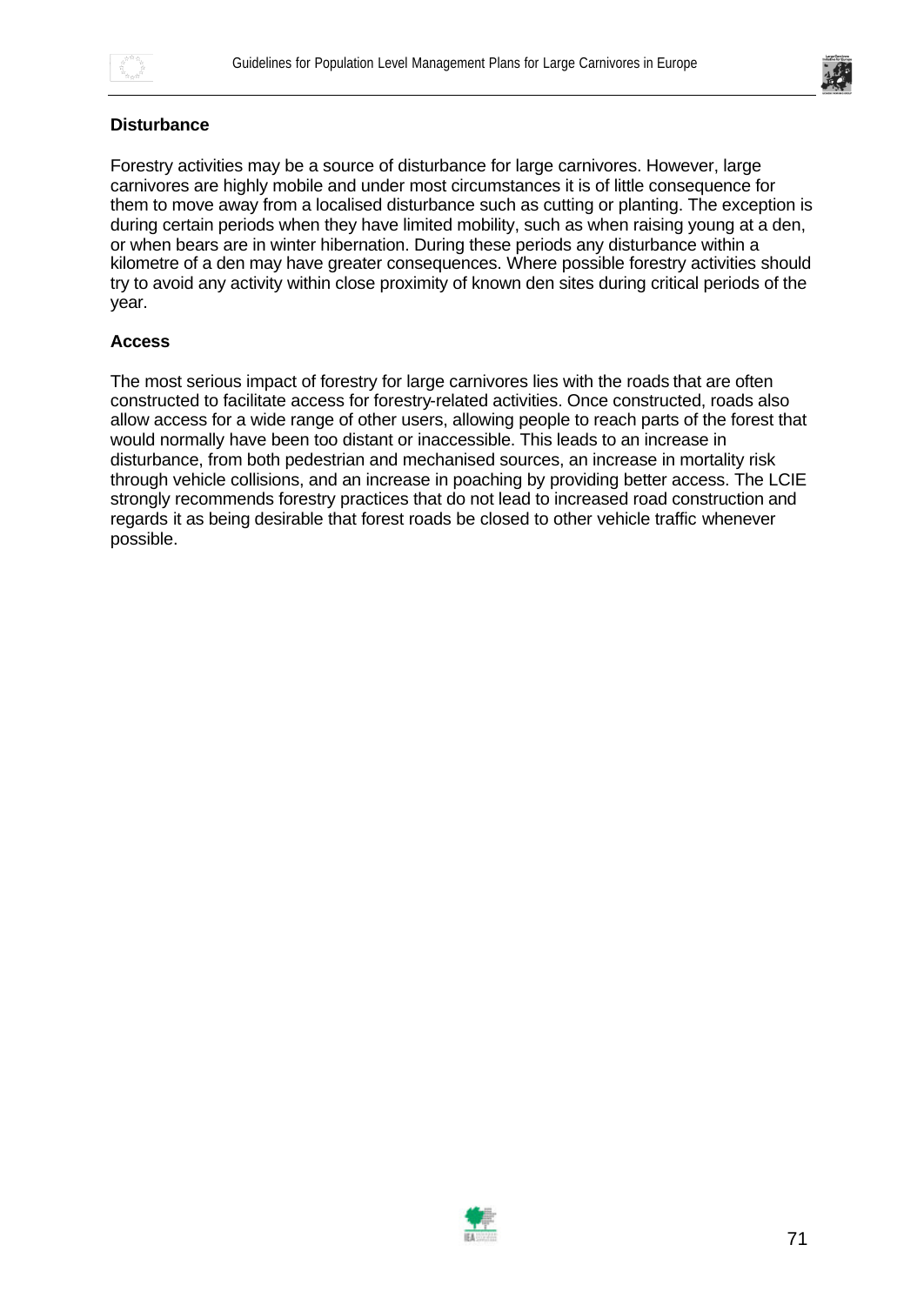**Disturbance**

Forestry activities may be a source of disturbance for large carnivores. However, large carnivores are highly mobile and under most circumstances it is of little consequence for them to move away from a localised disturbance such as cutting or planting. The exception is during certain periods when they have limited mobility, such as when raising young at a den, or when bears are in winter hibernation. During these periods any disturbance within a kilometre of a den may have greater consequences. Where possible forestry activities should try to avoid any activity within close proximity of known den sites during critical periods of the year.

**Access**

The most serious impact of forestry for large carnivores lies with the roads that are often constructed to facilitate access for forestry-related activities. Once constructed, roads also allow access for a wide range of other users, allowing people to reach parts of the forest that would normally have been too distant or inaccessible. This leads to an increase in disturbance, from both pedestrian and mechanised sources, an increase in mortality risk through vehicle collisions, and an increase in poaching by providing better access. The LCIE strongly recommends forestry practices that do not lead to increased road construction and regards it as being desirable that forest roads be closed to other vehicle traffic whenever possible.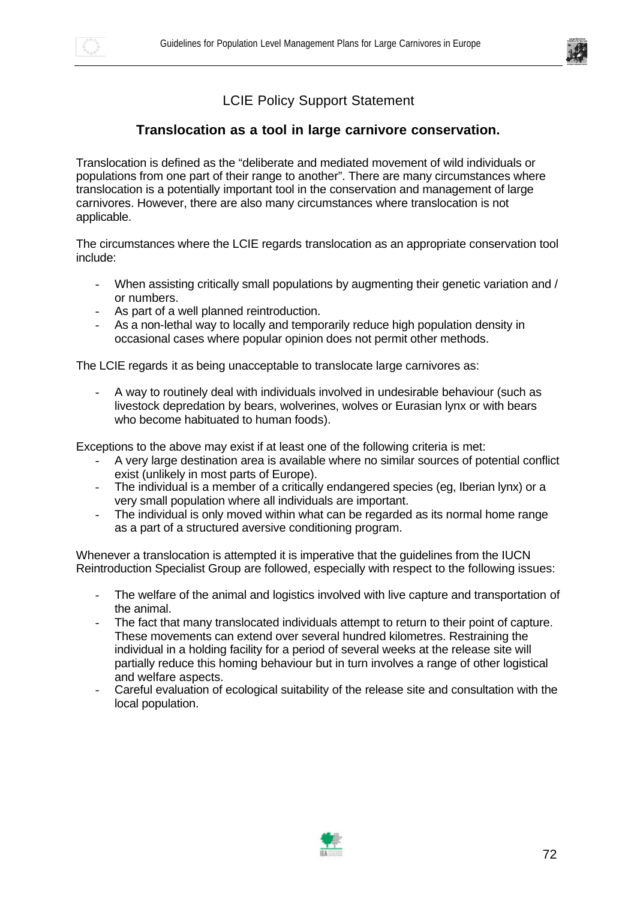LCIE Policy Support Statement

## Translocation as a tool in large carnivore conservation.

Translocation is defined as the "deliberate and mediated movement of wild individuals or populations from one part of their range to another". There are many circumstances where translocation is a potentially important tool in the conservation and management of large carnivores. However, there are also many circumstances where translocation is not applicable.

The circumstances where the LCIE regards translocation as an appropriate conservation tool include:

- When assisting critically small populations by augmenting their genetic variation and / or numbers.
- As part of a well planned reintroduction.
- As a non-lethal way to locally and temporarily reduce high population density in occasional cases where popular opinion does not permit other methods.

The LCIE regards it as being unacceptable to translocate large carnivores as:

- A way to routinely deal with individuals involved in undesirable behaviour (such as livestock depredation by bears, wolverines, wolves or Eurasian lynx or with bears who become habituated to human foods).

Exceptions to the above may exist if at least one of the following criteria is met:

- A very large destination area is available where no similar sources of potential conflict exist (unlikely in most parts of Europe).
- The individual is a member of a critically endangered species (eg, Iberian lynx) or a very small population where all individuals are important.
- The individual is only moved within what can be regarded as its normal home range as a part of a structured aversive conditioning program.

Whenever a translocation is attempted it is imperative that the guidelines from the IUCN Reintroduction Specialist Group are followed, especially with respect to the following issues:

- The welfare of the animal and logistics involved with live capture and transportation of the animal.
- The fact that many translocated individuals attempt to return to their point of capture. These movements can extend over several hundred kilometres. Restraining the individual in a holding facility for a period of several weeks at the release site will partially reduce this homing behaviour but in turn involves a range of other logistical and welfare aspects.
- Careful evaluation of ecological suitability of the release site and consultation with the local population.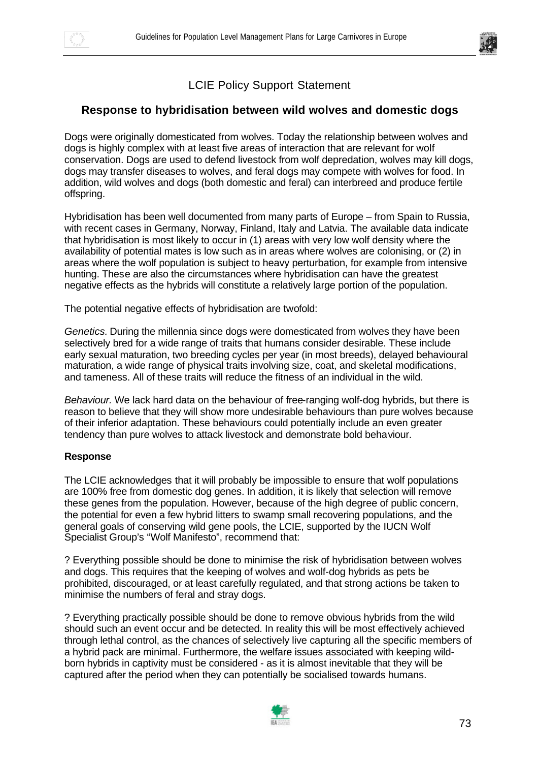LCIE Policy Support Statement

## Response to hybridisation between wild wolves and domestic dogs

Dogs were originally domesticated from wolves. Today the relationship between wolves and dogs is highly complex with at least five areas of interaction that are relevant for wolf conservation. Dogs are used to defend livestock from wolf depredation, wolves may kill dogs, dogs may transfer diseases to wolves, and feral dogs may compete with wolves for food. In addition, wild wolves and dogs (both domestic and feral) can interbreed and produce fertile offspring.

Hybridisation has been well documented from many parts of Europe – from Spain to Russia, with recent cases in Germany, Norway, Finland, Italy and Latvia. The available data indicate that hybridisation is most likely to occur in (1) areas with very low wolf density where the availability of potential mates is low such as in areas where wolves are colonising, or (2) in areas where the wolf population is subject to heavy perturbation, for example from intensive hunting. These are also the circumstances where hybridisation can have the greatest negative effects as the hybrids will constitute a relatively large portion of the population.

The potential negative effects of hybridisation are twofold:

*Genetics.* During the millennia since dogs were domesticated from wolves they have been selectively bred for a wide range of traits that humans consider desirable. These include early sexual maturation, two breeding cycles per year (in most breeds), delayed behavioural maturation, a wide range of physical traits involving size, coat, and skeletal modifications, and tameness. All of these traits will reduce the fitness of an individual in the wild.

*Behaviour.* We lack hard data on the behaviour of free-ranging wolf-dog hybrids, but there is reason to believe that they will show more undesirable behaviours than pure wolves because of their inferior adaptation. These behaviours could potentially include an even greater tendency than pure wolves to attack livestock and demonstrate bold behaviour.

**Response**

The LCIE acknowledges that it will probably be impossible to ensure that wolf populations are 100% free from domestic dog genes. In addition, it is likely that selection will remove these genes from the population. However, because of the high degree of public concern, the potential for even a few hybrid litters to swamp small recovering populations, and the general goals of conserving wild gene pools, the LCIE, supported by the IUCN Wolf Specialist Group's "Wolf Manifesto", recommend that:

? Everything possible should be done to minimise the risk of hybridisation between wolves and dogs. This requires that the keeping of wolves and wolf-dog hybrids as pets be prohibited, discouraged, or at least carefully regulated, and that strong actions be taken to minimise the numbers of feral and stray dogs.

? Everything practically possible should be done to remove obvious hybrids from the wild should such an event occur and be detected. In reality this will be most effectively achieved through lethal control, as the chances of selectively live capturing all the specific members of a hybrid pack are minimal. Furthermore, the welfare issues associated with keeping wild-born hybrids in captivity must be considered - as it is almost inevitable that they will be captured after the period when they can potentially be socialised towards humans.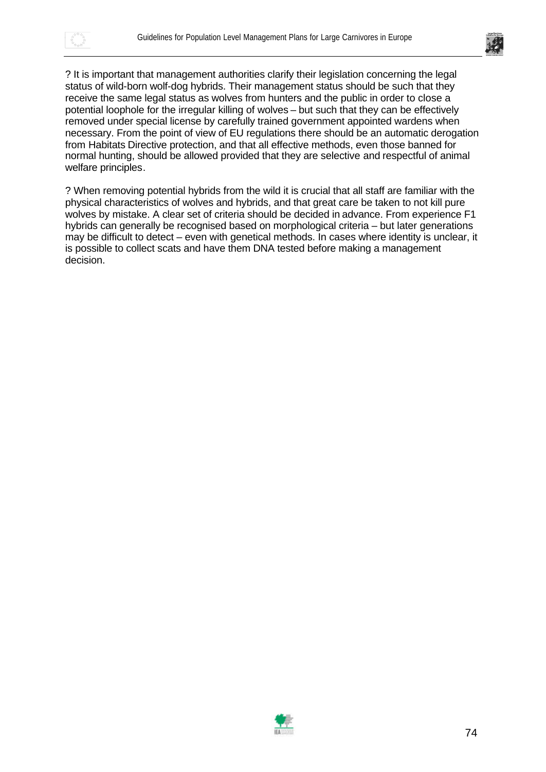? It is important that management authorities clarify their legislation concerning the legal status of wild-born wolf-dog hybrids. Their management status should be such that they receive the same legal status as wolves from hunters and the public in order to close a potential loophole for the irregular killing of wolves – but such that they can be effectively removed under special license by carefully trained government appointed wardens when necessary. From the point of view of EU regulations there should be an automatic derogation from Habitats Directive protection, and that all effective methods, even those banned for normal hunting, should be allowed provided that they are selective and respectful of animal welfare principles.

? When removing potential hybrids from the wild it is crucial that all staff are familiar with the physical characteristics of wolves and hybrids, and that great care be taken to not kill pure wolves by mistake. A clear set of criteria should be decided in advance. From experience F1 hybrids can generally be recognised based on morphological criteria – but later generations may be difficult to detect – even with genetical methods. In cases where identity is unclear, it is possible to collect scats and have them DNA tested before making a management decision.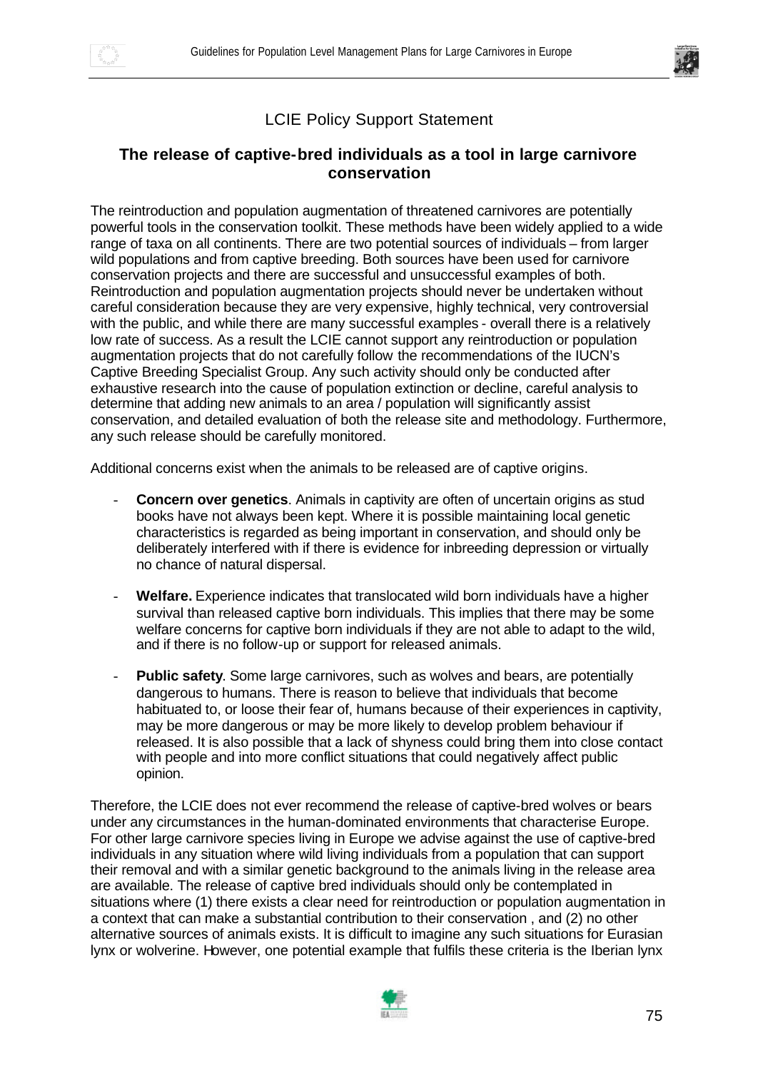## LCIE Policy Support Statement

### The release of captive-bred individuals as a tool in large carnivore conservation

The reintroduction and population augmentation of threatened carnivores are potentially powerful tools in the conservation toolkit. These methods have been widely applied to a wide range of taxa on all continents. There are two potential sources of individuals – from larger wild populations and from captive breeding. Both sources have been used for carnivore conservation projects and there are successful and unsuccessful examples of both. Reintroduction and population augmentation projects should never be undertaken without careful consideration because they are very expensive, highly technical, very controversial with the public, and while there are many successful examples - overall there is a relatively low rate of success. As a result the LCIE cannot support any reintroduction or population augmentation projects that do not carefully follow the recommendations of the IUCN's Captive Breeding Specialist Group. Any such activity should only be conducted after exhaustive research into the cause of population extinction or decline, careful analysis to determine that adding new animals to an area / population will significantly assist conservation, and detailed evaluation of both the release site and methodology. Furthermore, any such release should be carefully monitored.

Additional concerns exist when the animals to be released are of captive origins.

- **Concern over genetics**. Animals in captivity are often of uncertain origins as stud books have not always been kept. Where it is possible maintaining local genetic characteristics is regarded as being important in conservation, and should only be deliberately interfered with if there is evidence for inbreeding depression or virtually no chance of natural dispersal.

- **Welfare.** Experience indicates that translocated wild born individuals have a higher survival than released captive born individuals. This implies that there may be some welfare concerns for captive born individuals if they are not able to adapt to the wild, and if there is no follow-up or support for released animals.

- **Public safety**. Some large carnivores, such as wolves and bears, are potentially dangerous to humans. There is reason to believe that individuals that become habituated to, or loose their fear of, humans because of their experiences in captivity, may be more dangerous or may be more likely to develop problem behaviour if released. It is also possible that a lack of shyness could bring them into close contact with people and into more conflict situations that could negatively affect public opinion.

Therefore, the LCIE does not ever recommend the release of captive-bred wolves or bears under any circumstances in the human-dominated environments that characterise Europe. For other large carnivore species living in Europe we advise against the use of captive-bred individuals in any situation where wild living individuals from a population that can support their removal and with a similar genetic background to the animals living in the release area are available. The release of captive bred individuals should only be contemplated in situations where (1) there exists a clear need for reintroduction or population augmentation in a context that can make a substantial contribution to their conservation , and (2) no other alternative sources of animals exists. It is difficult to imagine any such situations for Eurasian lynx or wolverine. However, one potential example that fulfils these criteria is the Iberian lynx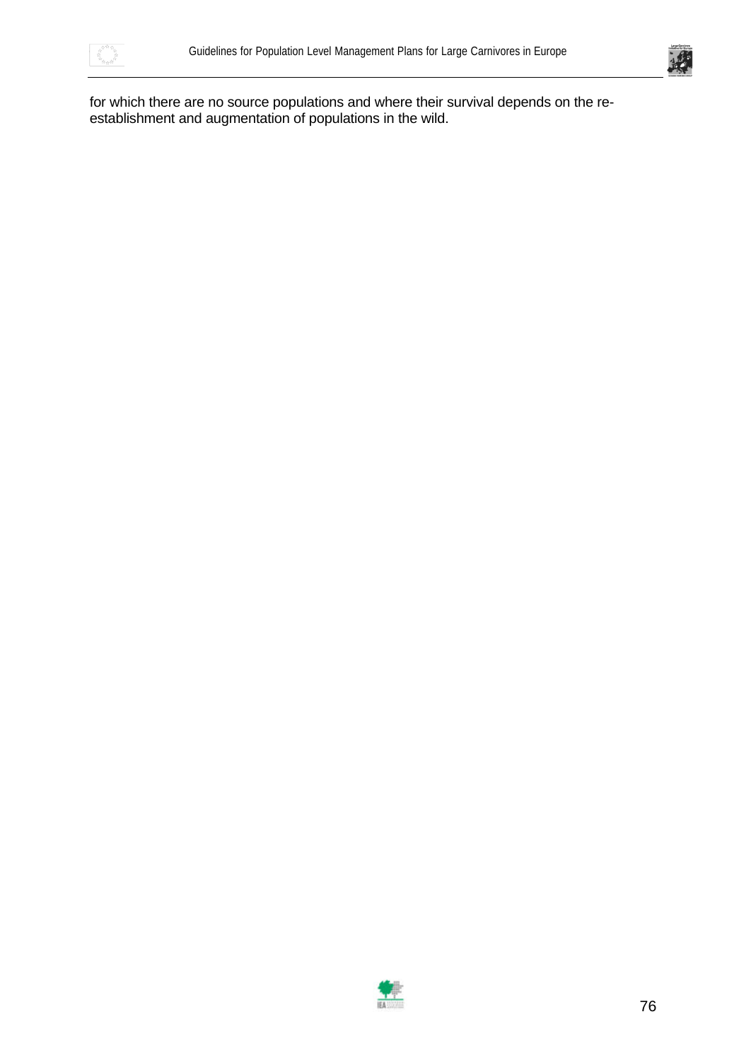for which there are no source populations and where their survival depends on the re-establishment and augmentation of populations in the wild.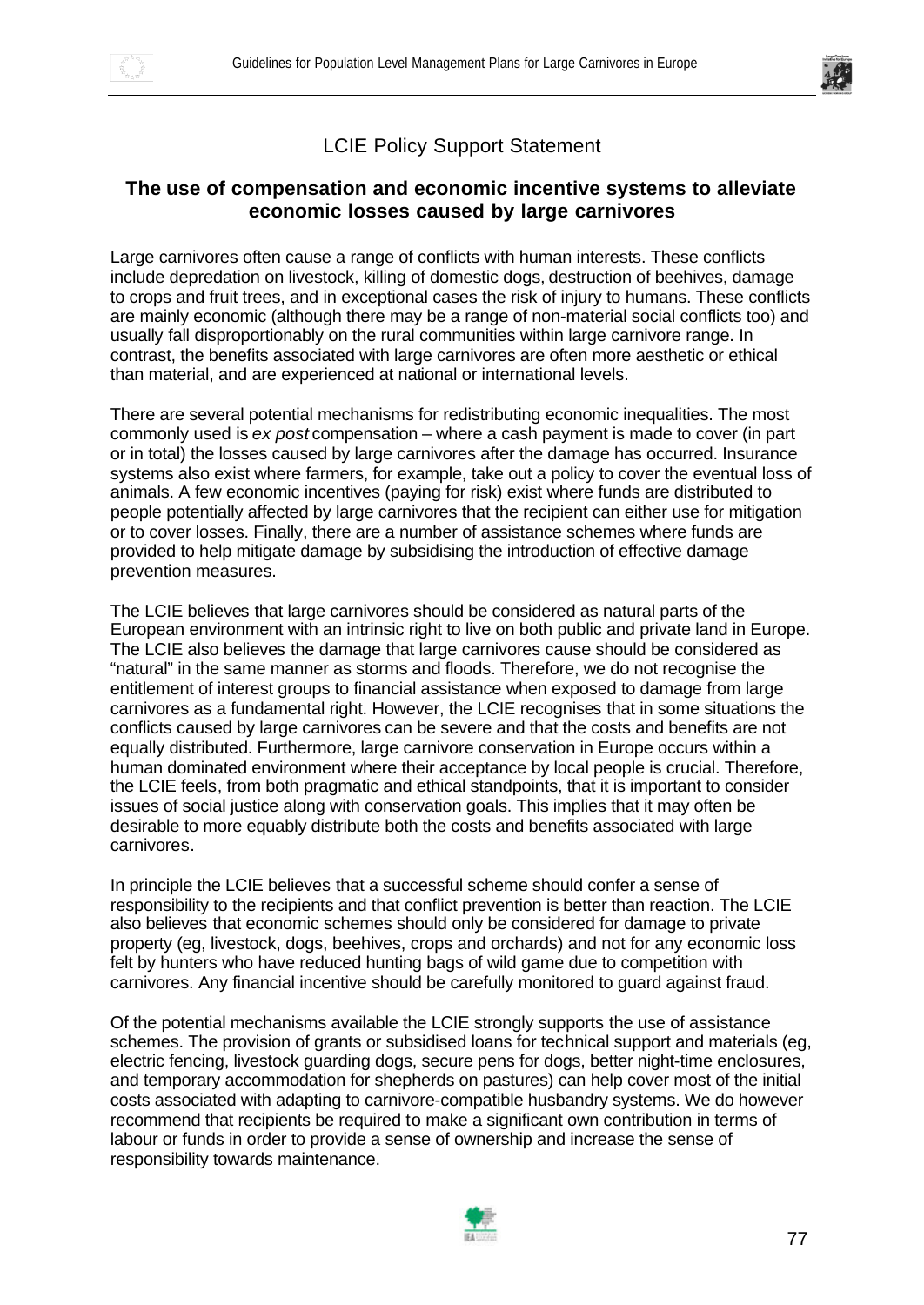## LCIE Policy Support Statement

### The use of compensation and economic incentive systems to alleviate economic losses caused by large carnivores

Large carnivores often cause a range of conflicts with human interests. These conflicts include depredation on livestock, killing of domestic dogs, destruction of beehives, damage to crops and fruit trees, and in exceptional cases the risk of injury to humans. These conflicts are mainly economic (although there may be a range of non-material social conflicts too) and usually fall disproportionably on the rural communities within large carnivore range. In contrast, the benefits associated with large carnivores are often more aesthetic or ethical than material, and are experienced at national or international levels.

There are several potential mechanisms for redistributing economic inequalities. The most commonly used is *ex post* compensation – where a cash payment is made to cover (in part or in total) the losses caused by large carnivores after the damage has occurred. Insurance systems also exist where farmers, for example, take out a policy to cover the eventual loss of animals. A few economic incentives (paying for risk) exist where funds are distributed to people potentially affected by large carnivores that the recipient can either use for mitigation or to cover losses. Finally, there are a number of assistance schemes where funds are provided to help mitigate damage by subsidising the introduction of effective damage prevention measures.

The LCIE believes that large carnivores should be considered as natural parts of the European environment with an intrinsic right to live on both public and private land in Europe. The LCIE also believes the damage that large carnivores cause should be considered as "natural" in the same manner as storms and floods. Therefore, we do not recognise the entitlement of interest groups to financial assistance when exposed to damage from large carnivores as a fundamental right. However, the LCIE recognises that in some situations the conflicts caused by large carnivores can be severe and that the costs and benefits are not equally distributed. Furthermore, large carnivore conservation in Europe occurs within a human dominated environment where their acceptance by local people is crucial. Therefore, the LCIE feels, from both pragmatic and ethical standpoints, that it is important to consider issues of social justice along with conservation goals. This implies that it may often be desirable to more equably distribute both the costs and benefits associated with large carnivores.

In principle the LCIE believes that a successful scheme should confer a sense of responsibility to the recipients and that conflict prevention is better than reaction. The LCIE also believes that economic schemes should only be considered for damage to private property (eg, livestock, dogs, beehives, crops and orchards) and not for any economic loss felt by hunters who have reduced hunting bags of wild game due to competition with carnivores. Any financial incentive should be carefully monitored to guard against fraud.

Of the potential mechanisms available the LCIE strongly supports the use of assistance schemes. The provision of grants or subsidised loans for technical support and materials (eg, electric fencing, livestock guarding dogs, secure pens for dogs, better night-time enclosures, and temporary accommodation for shepherds on pastures) can help cover most of the initial costs associated with adapting to carnivore-compatible husbandry systems. We do however recommend that recipients be required to make a significant own contribution in terms of labour or funds in order to provide a sense of ownership and increase the sense of responsibility towards maintenance.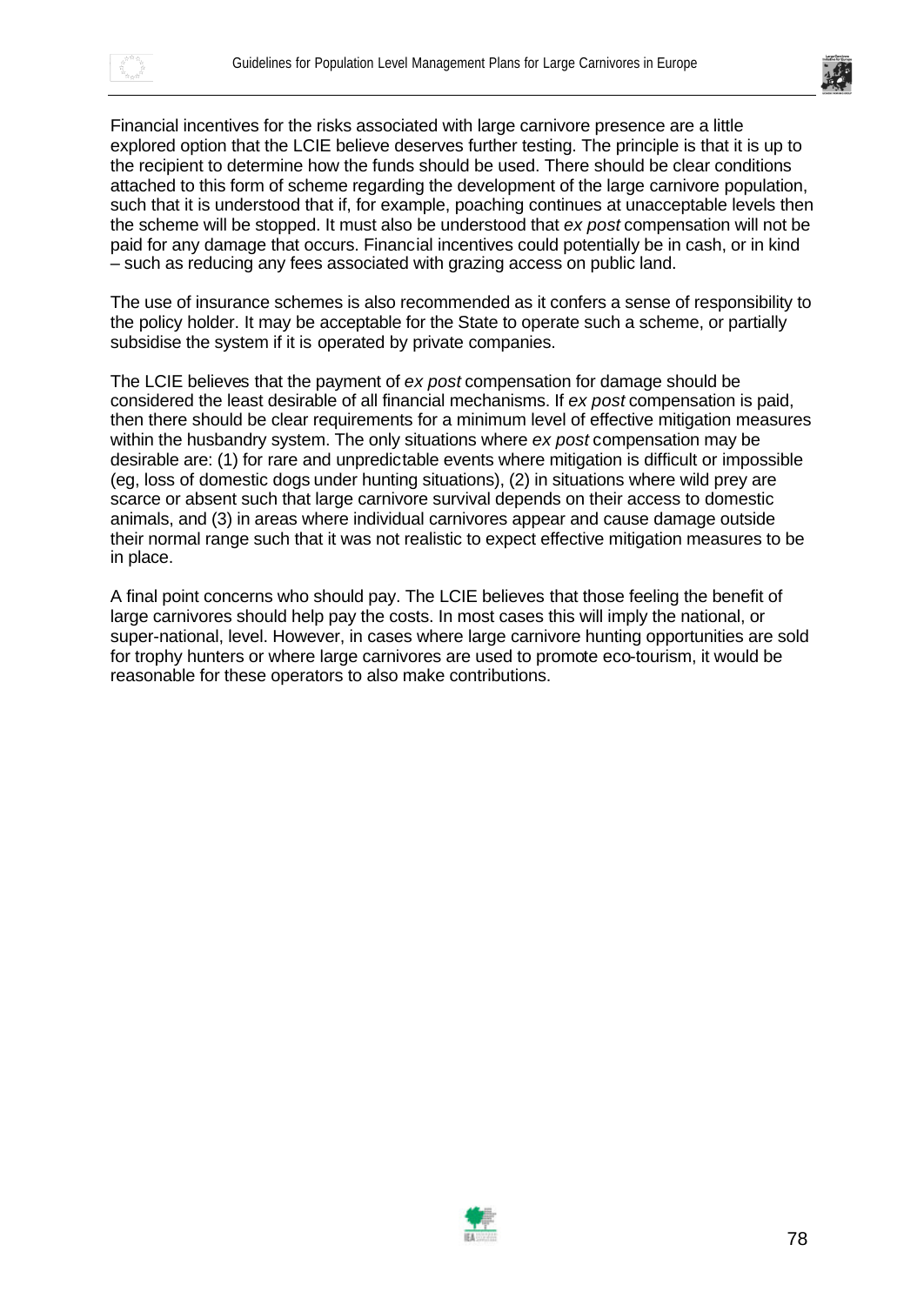Financial incentives for the risks associated with large carnivore presence are a little explored option that the LCIE believe deserves further testing. The principle is that it is up to the recipient to determine how the funds should be used. There should be clear conditions attached to this form of scheme regarding the development of the large carnivore population, such that it is understood that if, for example, poaching continues at unacceptable levels then the scheme will be stopped. It must also be understood that *ex post* compensation will not be paid for any damage that occurs. Financial incentives could potentially be in cash, or in kind – such as reducing any fees associated with grazing access on public land.

The use of insurance schemes is also recommended as it confers a sense of responsibility to the policy holder. It may be acceptable for the State to operate such a scheme, or partially subsidise the system if it is operated by private companies.

The LCIE believes that the payment of *ex post* compensation for damage should be considered the least desirable of all financial mechanisms. If *ex post* compensation is paid, then there should be clear requirements for a minimum level of effective mitigation measures within the husbandry system. The only situations where *ex post* compensation may be desirable are: (1) for rare and unpredictable events where mitigation is difficult or impossible (eg, loss of domestic dogs under hunting situations), (2) in situations where wild prey are scarce or absent such that large carnivore survival depends on their access to domestic animals, and (3) in areas where individual carnivores appear and cause damage outside their normal range such that it was not realistic to expect effective mitigation measures to be in place.

A final point concerns who should pay. The LCIE believes that those feeling the benefit of large carnivores should help pay the costs. In most cases this will imply the national, or super-national, level. However, in cases where large carnivore hunting opportunities are sold for trophy hunters or where large carnivores are used to promote eco-tourism, it would be reasonable for these operators to also make contributions.